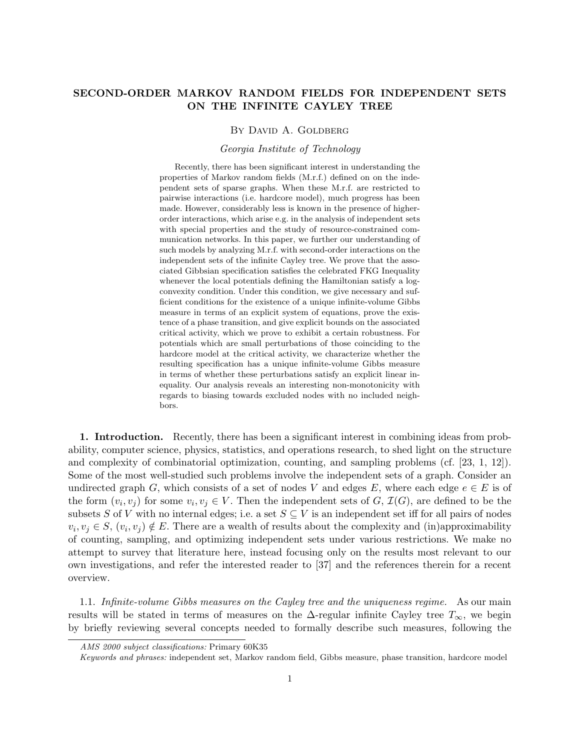# SECOND-ORDER MARKOV RANDOM FIELDS FOR INDEPENDENT SETS ON THE INFINITE CAYLEY TREE

By David A. Goldberg

*Georgia Institute of Technology*

Recently, there has been significant interest in understanding the properties of Markov random fields (M.r.f.) defined on on the independent sets of sparse graphs. When these M.r.f. are restricted to pairwise interactions (i.e. hardcore model), much progress has been made. However, considerably less is known in the presence of higher-order interactions, which arise e.g. in the analysis of independent sets with special properties and the study of resource-constrained communication networks. In this paper, we further our understanding of such models by analyzing M.r.f. with second-order interactions on the independent sets of the infinite Cayley tree. We prove that the associated Gibbsian specification satisfies the celebrated FKG Inequality whenever the local potentials defining the Hamiltonian satisfy a log-convexity condition. Under this condition, we give necessary and sufficient conditions for the existence of a unique infinite-volume Gibbs measure in terms of an explicit system of equations, prove the existence of a phase transition, and give explicit bounds on the associated critical activity, which we prove to exhibit a certain robustness. For potentials which are small perturbations of those coinciding to the hardcore model at the critical activity, we characterize whether the resulting specification has a unique infinite-volume Gibbs measure in terms of whether these perturbations satisfy an explicit linear inequality. Our analysis reveals an interesting non-monotonicity with regards to biasing towards excluded nodes with no included neighbors.

**1. Introduction.** Recently, there has been a significant interest in combining ideas from probability, computer science, physics, statistics, and operations research, to shed light on the structure and complexity of combinatorial optimization, counting, and sampling problems (cf. [23, 1, 12]). Some of the most well-studied such problems involve the independent sets of a graph. Consider an undirected graph $G$, which consists of a set of nodes $V$ and edges $E$, where each edge $e \in E$ is of the form $(v_i, v_j)$ for some $v_i, v_j \in V$. Then the independent sets of $G$, $\mathcal{I}(G)$, are defined to be the subsets $S$ of $V$ with no internal edges; i.e. a set $S \subseteq V$ is an independent set iff for all pairs of nodes $v_i, v_j \in S$, $(v_i, v_j) \notin E$. There are a wealth of results about the complexity and (in)approximability of counting, sampling, and optimizing independent sets under various restrictions. We make no attempt to survey that literature here, instead focusing only on the results most relevant to our own investigations, and refer the interested reader to [37] and the references therein for a recent overview.

1.1. *Infinite-volume Gibbs measures on the Cayley tree and the uniqueness regime.* As our main results will be stated in terms of measures on the $\Delta$-regular infinite Cayley tree $T_\infty$, we begin by briefly reviewing several concepts needed to formally describe such measures, following the

*AMS 2000 subject classifications:* Primary 60K35

*Keywords and phrases:* independent set, Markov random field, Gibbs measure, phase transition, hardcore model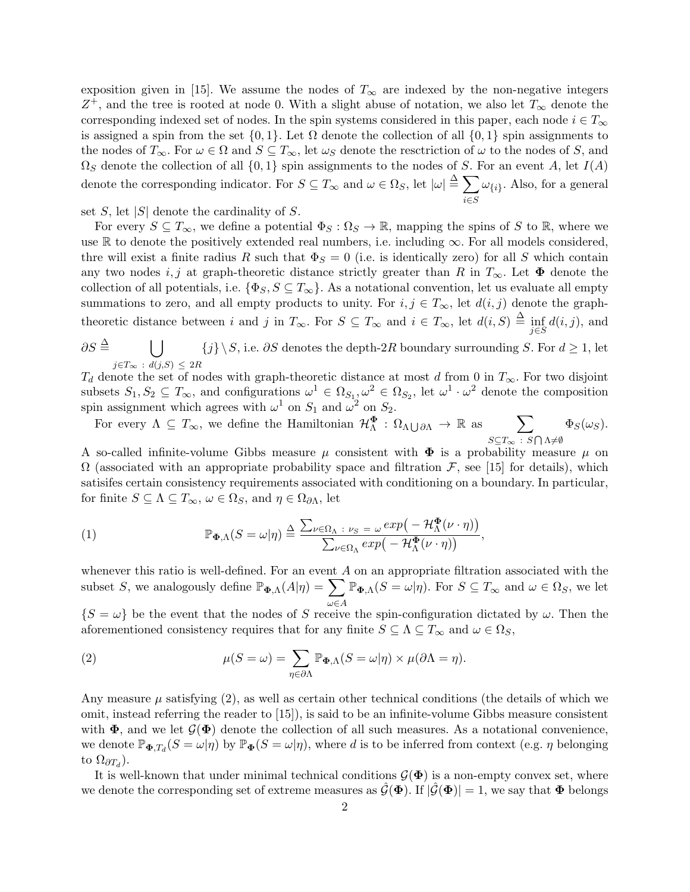exposition given in [15]. We assume the nodes of $T_\infty$ are indexed by the non-negative integers $Z^+$, and the tree is rooted at node 0. With a slight abuse of notation, we also let $T_\infty$ denote the corresponding indexed set of nodes. In the spin systems considered in this paper, each node $i \in T_\infty$ is assigned a spin from the set $\{0, 1\}$. Let $\Omega$ denote the collection of all $\{0, 1\}$ spin assignments to the nodes of $T_\infty$. For $\omega \in \Omega$ and $S \subseteq T_\infty$, let $\omega_S$ denote the resctriction of $\omega$ to the nodes of $S$, and $\Omega_S$ denote the collection of all $\{0, 1\}$ spin assignments to the nodes of $S$. For an event $A$, let $I(A)$ denote the corresponding indicator. For $S \subseteq T_\infty$ and $\omega \in \Omega_S$, let $|\omega| \stackrel{\Delta}{=} \sum_{i \in S} \omega_{\{i\}}$. Also, for a general set $S$, let $|S|$ denote the cardinality of $S$.

For every $S \subseteq T_\infty$, we define a potential $\Phi_S : \Omega_S \to \mathbb{R}$, mapping the spins of $S$ to $\mathbb{R}$, where we use $\mathbb{R}$ to denote the positively extended real numbers, i.e. including $\infty$. For all models considered, thre will exist a finite radius $R$ such that $\Phi_S = 0$ (i.e. is identically zero) for all $S$ which contain any two nodes $i, j$ at graph-theoretic distance strictly greater than $R$ in $T_\infty$. Let $\mathbf{\Phi}$ denote the collection of all potentials, i.e. $\{\Phi_S, S \subseteq T_\infty\}$. As a notational convention, let us evaluate all empty summations to zero, and all empty products to unity. For $i, j \in T_\infty$, let $d(i, j)$ denote the graph-theoretic distance between $i$ and $j$ in $T_\infty$. For $S \subseteq T_\infty$ and $i \in T_\infty$, let $d(i, S) \stackrel{\Delta}{=} \inf_{j \in S} d(i, j)$, and $\partial S \stackrel{\Delta}{=} \bigcup_{j \in T_\infty \,:\, d(j,S) \,\leq\, 2R} \{j\} \setminus S$, i.e. $\partial S$ denotes the depth-$2R$ boundary surrounding $S$. For $d \geq 1$, let $T_d$ denote the set of nodes with graph-theoretic distance at most $d$ from 0 in $T_\infty$. For two disjoint subsets $S_1, S_2 \subseteq T_\infty$, and configurations $\omega^1 \in \Omega_{S_1}, \omega^2 \in \Omega_{S_2}$, let $\omega^1 \cdot \omega^2$ denote the composition spin assignment which agrees with $\omega^1$ on $S_1$ and $\omega^2$ on $S_2$.

For every $\Lambda \subseteq T_\infty$, we define the Hamiltonian $\mathcal{H}^{\mathbf{\Phi}}_\Lambda : \Omega_{\Lambda \bigcup \partial\Lambda} \to \mathbb{R}$ as $\sum_{S \subseteq T_\infty \,:\, S \bigcap \Lambda \neq \emptyset} \Phi_S(\omega_S)$. A so-called infinite-volume Gibbs measure $\mu$ consistent with $\mathbf{\Phi}$ is a probability measure $\mu$ on $\Omega$ (associated with an appropriate probability space and filtration $\mathcal{F}$, see [15] for details), which satisifes certain consistency requirements associated with conditioning on a boundary. In particular, for finite $S \subseteq \Lambda \subseteq T_\infty$, $\omega \in \Omega_S$, and $\eta \in \Omega_{\partial\Lambda}$, let

$$\mathbb{P}_{\mathbf{\Phi},\Lambda}(S = \omega|\eta) \stackrel{\Delta}{=} \frac{\sum_{\nu \in \Omega_\Lambda \,:\, \nu_S \,=\, \omega} exp\big(-\mathcal{H}^{\mathbf{\Phi}}_\Lambda(\nu \cdot \eta)\big)}{\sum_{\nu \in \Omega_\Lambda} exp\big(-\mathcal{H}^{\mathbf{\Phi}}_\Lambda(\nu \cdot \eta)\big)}, \tag{1}$$

whenever this ratio is well-defined. For an event $A$ on an appropriate filtration associated with the subset $S$, we analogously define $\mathbb{P}_{\mathbf{\Phi},\Lambda}(A|\eta) = \sum_{\omega \in A} \mathbb{P}_{\mathbf{\Phi},\Lambda}(S = \omega|\eta)$. For $S \subseteq T_\infty$ and $\omega \in \Omega_S$, we let $\{S = \omega\}$ be the event that the nodes of $S$ receive the spin-configuration dictated by $\omega$. Then the aforementioned consistency requires that for any finite $S \subseteq \Lambda \subseteq T_\infty$ and $\omega \in \Omega_S$,

$$\mu(S = \omega) = \sum_{\eta \in \partial\Lambda} \mathbb{P}_{\mathbf{\Phi},\Lambda}(S = \omega|\eta) \times \mu(\partial\Lambda = \eta). \tag{2}$$

Any measure $\mu$ satisfying (2), as well as certain other technical conditions (the details of which we omit, instead referring the reader to [15]), is said to be an infinite-volume Gibbs measure consistent with $\mathbf{\Phi}$, and we let $\mathcal{G}(\mathbf{\Phi})$ denote the collection of all such measures. As a notational convenience, we denote $\mathbb{P}_{\mathbf{\Phi},T_d}(S = \omega|\eta)$ by $\mathbb{P}_{\mathbf{\Phi}}(S = \omega|\eta)$, where $d$ is to be inferred from context (e.g. $\eta$ belonging to $\Omega_{\partial T_d}$).

It is well-known that under minimal technical conditions $\mathcal{G}(\mathbf{\Phi})$ is a non-empty convex set, where we denote the corresponding set of extreme measures as $\hat{\mathcal{G}}(\mathbf{\Phi})$. If $|\hat{\mathcal{G}}(\mathbf{\Phi})| = 1$, we say that $\mathbf{\Phi}$ belongs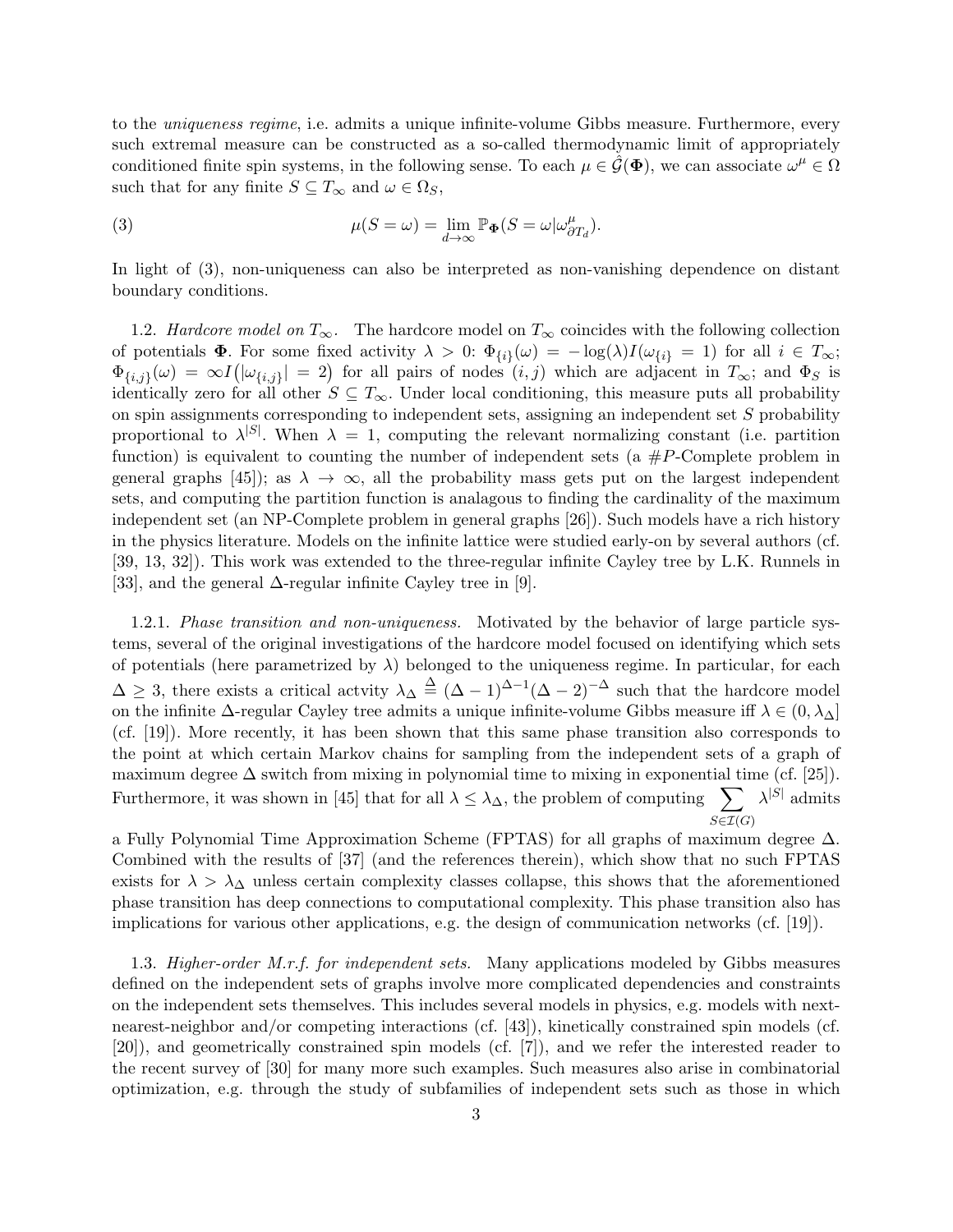to the *uniqueness regime*, i.e. admits a unique infinite-volume Gibbs measure. Furthermore, every such extremal measure can be constructed as a so-called thermodynamic limit of appropriately conditioned finite spin systems, in the following sense. To each $\mu \in \hat{\mathcal{G}}(\mathbf{\Phi})$, we can associate $\omega^{\mu} \in \Omega$ such that for any finite $S \subseteq T_{\infty}$ and $\omega \in \Omega_S$,

$$\mu(S = \omega) = \lim_{d \to \infty} \mathbb{P}_{\mathbf{\Phi}}(S = \omega | \omega^{\mu}_{\partial T_d}). \tag{3}$$

In light of (3), non-uniqueness can also be interpreted as non-vanishing dependence on distant boundary conditions.

1.2. *Hardcore model on $T_{\infty}$.* The hardcore model on $T_{\infty}$ coincides with the following collection of potentials $\mathbf{\Phi}$. For some fixed activity $\lambda > 0$: $\Phi_{\{i\}}(\omega) = -\log(\lambda) I(\omega_{\{i\}} = 1)$ for all $i \in T_{\infty}$; $\Phi_{\{i,j\}}(\omega) = \infty I\big(|\omega_{\{i,j\}}| = 2\big)$ for all pairs of nodes $(i,j)$ which are adjacent in $T_{\infty}$; and $\Phi_S$ is identically zero for all other $S \subseteq T_{\infty}$. Under local conditioning, this measure puts all probability on spin assignments corresponding to independent sets, assigning an independent set $S$ probability proportional to $\lambda^{|S|}$. When $\lambda = 1$, computing the relevant normalizing constant (i.e. partition function) is equivalent to counting the number of independent sets (a $\#P$-Complete problem in general graphs [45]); as $\lambda \to \infty$, all the probability mass gets put on the largest independent sets, and computing the partition function is analagous to finding the cardinality of the maximum independent set (an NP-Complete problem in general graphs [26]). Such models have a rich history in the physics literature. Models on the infinite lattice were studied early-on by several authors (cf. [39, 13, 32]). This work was extended to the three-regular infinite Cayley tree by L.K. Runnels in [33], and the general $\Delta$-regular infinite Cayley tree in [9].

1.2.1. *Phase transition and non-uniqueness.* Motivated by the behavior of large particle systems, several of the original investigations of the hardcore model focused on identifying which sets of potentials (here parametrized by $\lambda$) belonged to the uniqueness regime. In particular, for each $\Delta \geq 3$, there exists a critical actvity $\lambda_{\Delta} \triangleq (\Delta - 1)^{\Delta - 1}(\Delta - 2)^{-\Delta}$ such that the hardcore model on the infinite $\Delta$-regular Cayley tree admits a unique infinite-volume Gibbs measure iff $\lambda \in (0, \lambda_{\Delta}]$ (cf. [19]). More recently, it has been shown that this same phase transition also corresponds to the point at which certain Markov chains for sampling from the independent sets of a graph of maximum degree $\Delta$ switch from mixing in polynomial time to mixing in exponential time (cf. [25]). Furthermore, it was shown in [45] that for all $\lambda \leq \lambda_{\Delta}$, the problem of computing $\sum_{S \in \mathcal{I}(G)} \lambda^{|S|}$ admits a Fully Polynomial Time Approximation Scheme (FPTAS) for all graphs of maximum degree $\Delta$. Combined with the results of [37] (and the references therein), which show that no such FPTAS exists for $\lambda > \lambda_{\Delta}$ unless certain complexity classes collapse, this shows that the aforementioned phase transition has deep connections to computational complexity. This phase transition also has implications for various other applications, e.g. the design of communication networks (cf. [19]).

1.3. *Higher-order M.r.f. for independent sets.* Many applications modeled by Gibbs measures defined on the independent sets of graphs involve more complicated dependencies and constraints on the independent sets themselves. This includes several models in physics, e.g. models with next-nearest-neighbor and/or competing interactions (cf. [43]), kinetically constrained spin models (cf. [20]), and geometrically constrained spin models (cf. [7]), and we refer the interested reader to the recent survey of [30] for many more such examples. Such measures also arise in combinatorial optimization, e.g. through the study of subfamilies of independent sets such as those in which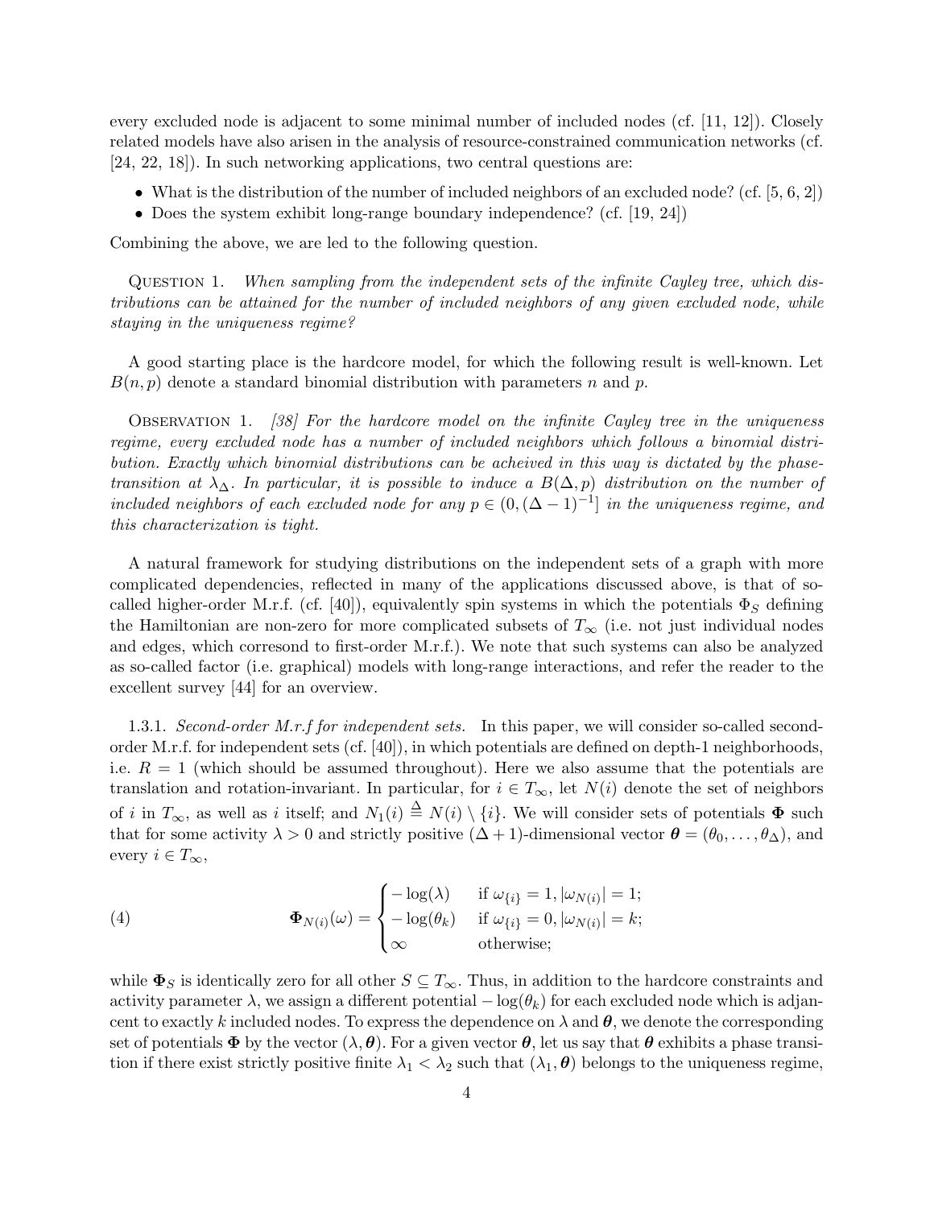every excluded node is adjacent to some minimal number of included nodes (cf. [11, 12]). Closely related models have also arisen in the analysis of resource-constrained communication networks (cf. [24, 22, 18]). In such networking applications, two central questions are:

- What is the distribution of the number of included neighbors of an excluded node? (cf. [5, 6, 2])
- Does the system exhibit long-range boundary independence? (cf. [19, 24])

Combining the above, we are led to the following question.

Question 1. *When sampling from the independent sets of the infinite Cayley tree, which distributions can be attained for the number of included neighbors of any given excluded node, while staying in the uniqueness regime?*

A good starting place is the hardcore model, for which the following result is well-known. Let $B(n, p)$ denote a standard binomial distribution with parameters $n$ and $p$.

Observation 1. *[38] For the hardcore model on the infinite Cayley tree in the uniqueness regime, every excluded node has a number of included neighbors which follows a binomial distribution. Exactly which binomial distributions can be acheived in this way is dictated by the phase-transition at $\lambda_\Delta$. In particular, it is possible to induce a $B(\Delta, p)$ distribution on the number of included neighbors of each excluded node for any $p \in (0, (\Delta - 1)^{-1}]$ in the uniqueness regime, and this characterization is tight.*

A natural framework for studying distributions on the independent sets of a graph with more complicated dependencies, reflected in many of the applications discussed above, is that of so-called higher-order M.r.f. (cf. [40]), equivalently spin systems in which the potentials $\Phi_S$ defining the Hamiltonian are non-zero for more complicated subsets of $T_\infty$ (i.e. not just individual nodes and edges, which corresond to first-order M.r.f.). We note that such systems can also be analyzed as so-called factor (i.e. graphical) models with long-range interactions, and refer the reader to the excellent survey [44] for an overview.

1.3.1. *Second-order M.r.f for independent sets.* In this paper, we will consider so-called second-order M.r.f. for independent sets (cf. [40]), in which potentials are defined on depth-1 neighborhoods, i.e. $R = 1$ (which should be assumed throughout). Here we also assume that the potentials are translation and rotation-invariant. In particular, for $i \in T_\infty$, let $N(i)$ denote the set of neighbors of $i$ in $T_\infty$, as well as $i$ itself; and $N_1(i) \triangleq N(i) \setminus \{i\}$. We will consider sets of potentials $\mathbf{\Phi}$ such that for some activity $\lambda > 0$ and strictly positive $(\Delta + 1)$-dimensional vector $\boldsymbol{\theta} = (\theta_0, \ldots, \theta_\Delta)$, and every $i \in T_\infty$,

$$
\mathbf{\Phi}_{N(i)}(\omega) = \begin{cases} -\log(\lambda) & \text{if } \omega_{\{i\}} = 1, |\omega_{N(i)}| = 1; \\ -\log(\theta_k) & \text{if } \omega_{\{i\}} = 0, |\omega_{N(i)}| = k; \\ \infty & \text{otherwise}; \end{cases} \tag{4}
$$

while $\mathbf{\Phi}_S$ is identically zero for all other $S \subseteq T_\infty$. Thus, in addition to the hardcore constraints and activity parameter $\lambda$, we assign a different potential $-\log(\theta_k)$ for each excluded node which is adjacent to exactly $k$ included nodes. To express the dependence on $\lambda$ and $\boldsymbol{\theta}$, we denote the corresponding set of potentials $\mathbf{\Phi}$ by the vector $(\lambda, \boldsymbol{\theta})$. For a given vector $\boldsymbol{\theta}$, let us say that $\boldsymbol{\theta}$ exhibits a phase transition if there exist strictly positive finite $\lambda_1 < \lambda_2$ such that $(\lambda_1, \boldsymbol{\theta})$ belongs to the uniqueness regime,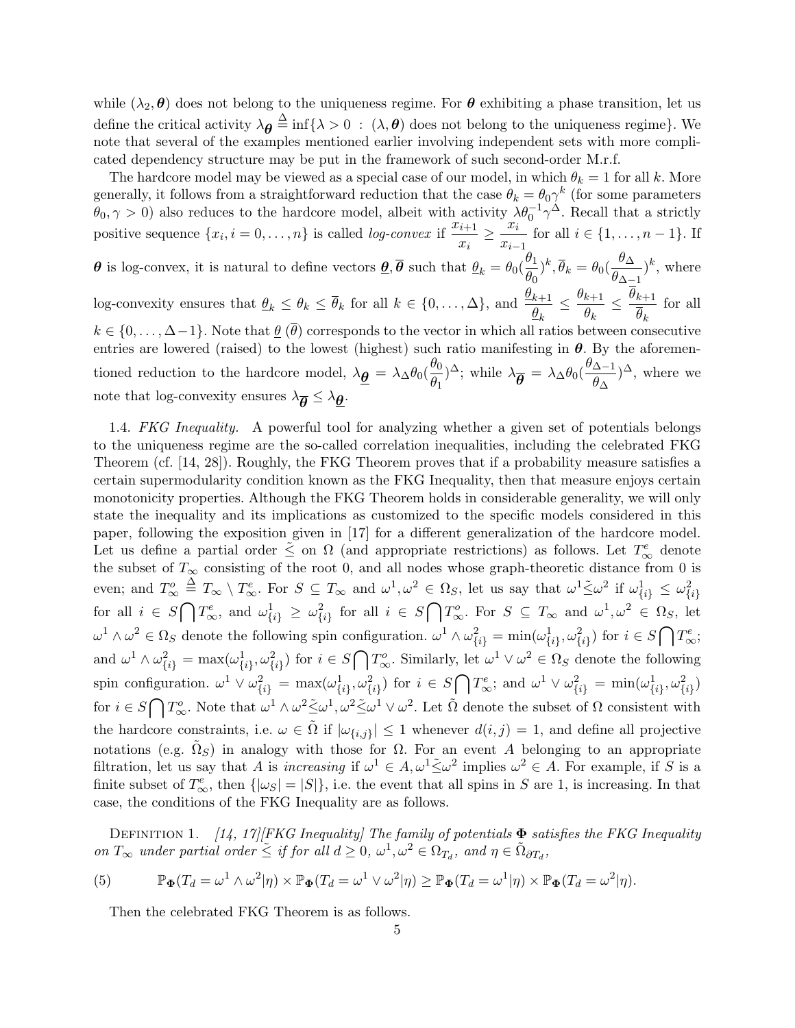while $(\lambda_2, \boldsymbol{\theta})$ does not belong to the uniqueness regime. For $\boldsymbol{\theta}$ exhibiting a phase transition, let us define the critical activity $\lambda_{\boldsymbol{\theta}} \triangleq \inf\{\lambda > 0 \ : \ (\lambda, \boldsymbol{\theta})$ does not belong to the uniqueness regime$\}$. We note that several of the examples mentioned earlier involving independent sets with more complicated dependency structure may be put in the framework of such second-order M.r.f.

The hardcore model may be viewed as a special case of our model, in which $\theta_k = 1$ for all $k$. More generally, it follows from a straightforward reduction that the case $\theta_k = \theta_0 \gamma^k$ (for some parameters $\theta_0, \gamma > 0$) also reduces to the hardcore model, albeit with activity $\lambda \theta_0^{-1} \gamma^{\Delta}$. Recall that a strictly positive sequence $\{x_i, i = 0, \ldots, n\}$ is called *log-convex* if $\frac{x_{i+1}}{x_i} \geq \frac{x_i}{x_{i-1}}$ for all $i \in \{1, \ldots, n-1\}$. If $\boldsymbol{\theta}$ is log-convex, it is natural to define vectors $\underline{\boldsymbol{\theta}}, \overline{\boldsymbol{\theta}}$ such that $\underline{\theta}_k = \theta_0 (\frac{\theta_1}{\theta_0})^k, \overline{\theta}_k = \theta_0 (\frac{\theta_\Delta}{\theta_{\Delta-1}})^k$, where log-convexity ensures that $\underline{\theta}_k \leq \theta_k \leq \overline{\theta}_k$ for all $k \in \{0, \ldots, \Delta\}$, and $\frac{\underline{\theta}_{k+1}}{\underline{\theta}_k} \leq \frac{\theta_{k+1}}{\theta_k} \leq \frac{\overline{\theta}_{k+1}}{\overline{\theta}_k}$ for all $k \in \{0, \ldots, \Delta - 1\}$. Note that $\underline{\theta}$ ($\overline{\theta}$) corresponds to the vector in which all ratios between consecutive entries are lowered (raised) to the lowest (highest) such ratio manifesting in $\boldsymbol{\theta}$. By the aforementioned reduction to the hardcore model, $\lambda_{\underline{\boldsymbol{\theta}}} = \lambda_\Delta \theta_0 (\frac{\theta_0}{\theta_1})^{\Delta}$; while $\lambda_{\overline{\boldsymbol{\theta}}} = \lambda_\Delta \theta_0 (\frac{\theta_{\Delta-1}}{\theta_\Delta})^{\Delta}$, where we note that log-convexity ensures $\lambda_{\overline{\boldsymbol{\theta}}} \leq \lambda_{\underline{\boldsymbol{\theta}}}$.

1.4. *FKG Inequality.* A powerful tool for analyzing whether a given set of potentials belongs to the uniqueness regime are the so-called correlation inequalities, including the celebrated FKG Theorem (cf. [14, 28]). Roughly, the FKG Theorem proves that if a probability measure satisfies a certain supermodularity condition known as the FKG Inequality, then that measure enjoys certain monotonicity properties. Although the FKG Theorem holds in considerable generality, we will only state the inequality and its implications as customized to the specific models considered in this paper, following the exposition given in [17] for a different generalization of the hardcore model. Let us define a partial order $\tilde{\leq}$ on $\Omega$ (and appropriate restrictions) as follows. Let $T^e_\infty$ denote the subset of $T_\infty$ consisting of the root 0, and all nodes whose graph-theoretic distance from 0 is even; and $T^o_\infty \triangleq T_\infty \setminus T^e_\infty$. For $S \subseteq T_\infty$ and $\omega^1, \omega^2 \in \Omega_S$, let us say that $\omega^1 \tilde{\leq} \omega^2$ if $\omega^1_{\{i\}} \leq \omega^2_{\{i\}}$ for all $i \in S \bigcap T^e_\infty$, and $\omega^1_{\{i\}} \geq \omega^2_{\{i\}}$ for all $i \in S \bigcap T^o_\infty$. For $S \subseteq T_\infty$ and $\omega^1, \omega^2 \in \Omega_S$, let $\omega^1 \wedge \omega^2 \in \Omega_S$ denote the following spin configuration. $\omega^1 \wedge \omega^2_{\{i\}} = \min(\omega^1_{\{i\}}, \omega^2_{\{i\}})$ for $i \in S \bigcap T^e_\infty$; and $\omega^1 \wedge \omega^2_{\{i\}} = \max(\omega^1_{\{i\}}, \omega^2_{\{i\}})$ for $i \in S \bigcap T^o_\infty$. Similarly, let $\omega^1 \vee \omega^2 \in \Omega_S$ denote the following spin configuration. $\omega^1 \vee \omega^2_{\{i\}} = \max(\omega^1_{\{i\}}, \omega^2_{\{i\}})$ for $i \in S \bigcap T^e_\infty$; and $\omega^1 \vee \omega^2_{\{i\}} = \min(\omega^1_{\{i\}}, \omega^2_{\{i\}})$ for $i \in S \bigcap T^o_\infty$. Note that $\omega^1 \wedge \omega^2 \tilde{\leq} \omega^1, \omega^2 \tilde{\leq} \omega^1 \vee \omega^2$. Let $\tilde{\Omega}$ denote the subset of $\Omega$ consistent with the hardcore constraints, i.e. $\omega \in \tilde{\Omega}$ if $|\omega_{\{i,j\}}| \leq 1$ whenever $d(i,j) = 1$, and define all projective notations (e.g. $\tilde{\Omega}_S$) in analogy with those for $\Omega$. For an event $A$ belonging to an appropriate filtration, let us say that $A$ is *increasing* if $\omega^1 \in A, \omega^1 \tilde{\leq} \omega^2$ implies $\omega^2 \in A$. For example, if $S$ is a finite subset of $T^e_\infty$, then $\{|\omega_S| = |S|\}$, i.e. the event that all spins in $S$ are 1, is increasing. In that case, the conditions of the FKG Inequality are as follows.

Definition 1. *[14, 17][FKG Inequality] The family of potentials $\boldsymbol{\Phi}$ satisfies the FKG Inequality on $T_\infty$ under partial order $\tilde{\leq}$ if for all $d \geq 0$, $\omega^1, \omega^2 \in \Omega_{T_d}$, and $\eta \in \tilde{\Omega}_{\partial T_d}$,*

$$\mathbb{P}_{\boldsymbol{\Phi}}(T_d = \omega^1 \wedge \omega^2 | \eta) \times \mathbb{P}_{\boldsymbol{\Phi}}(T_d = \omega^1 \vee \omega^2 | \eta) \geq \mathbb{P}_{\boldsymbol{\Phi}}(T_d = \omega^1 | \eta) \times \mathbb{P}_{\boldsymbol{\Phi}}(T_d = \omega^2 | \eta). \tag{5}$$

Then the celebrated FKG Theorem is as follows.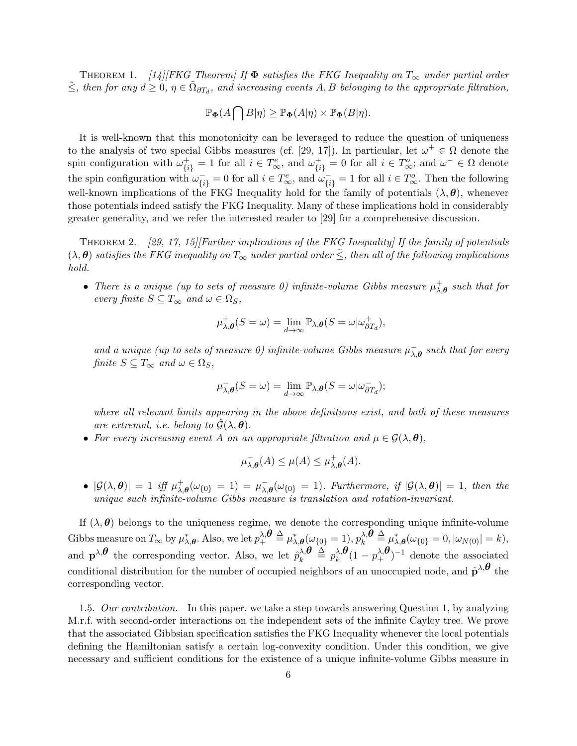THEOREM 1. *[14][FKG Theorem] If $\mathbf{\Phi}$ satisfies the FKG Inequality on $T_\infty$ under partial order $\tilde{\leq}$, then for any $d \geq 0$, $\eta \in \tilde{\Omega}_{\partial T_d}$, and increasing events $A, B$ belonging to the appropriate filtration,*

$$\mathbb{P}_{\mathbf{\Phi}}(A \bigcap B|\eta) \geq \mathbb{P}_{\mathbf{\Phi}}(A|\eta) \times \mathbb{P}_{\mathbf{\Phi}}(B|\eta).$$

It is well-known that this monotonicity can be leveraged to reduce the question of uniqueness to the analysis of two special Gibbs measures (cf. [29, 17]). In particular, let $\omega^+ \in \Omega$ denote the spin configuration with $\omega^+_{\{i\}} = 1$ for all $i \in T^e_\infty$, and $\omega^+_{\{i\}} = 0$ for all $i \in T^o_\infty$; and $\omega^- \in \Omega$ denote the spin configuration with $\omega^-_{\{i\}} = 0$ for all $i \in T^e_\infty$, and $\omega^-_{\{i\}} = 1$ for all $i \in T^o_\infty$. Then the following well-known implications of the FKG Inequality hold for the family of potentials $(\lambda, \boldsymbol{\theta})$, whenever those potentials indeed satisfy the FKG Inequality. Many of these implications hold in considerably greater generality, and we refer the interested reader to [29] for a comprehensive discussion.

THEOREM 2. *[29, 17, 15][Further implications of the FKG Inequality] If the family of potentials $(\lambda, \boldsymbol{\theta})$ satisfies the FKG inequality on $T_\infty$ under partial order $\tilde{\leq}$, then all of the following implications hold.*

- *There is a unique (up to sets of measure 0) infinite-volume Gibbs measure $\mu^+_{\lambda,\boldsymbol{\theta}}$ such that for every finite $S \subseteq T_\infty$ and $\omega \in \Omega_S$,*

$$\mu^+_{\lambda,\boldsymbol{\theta}}(S = \omega) = \lim_{d \to \infty} \mathbb{P}_{\lambda,\boldsymbol{\theta}}(S = \omega|\omega^+_{\partial T_d}),$$

*and a unique (up to sets of measure 0) infinite-volume Gibbs measure $\mu^-_{\lambda,\boldsymbol{\theta}}$ such that for every finite $S \subseteq T_\infty$ and $\omega \in \Omega_S$,*

$$\mu^-_{\lambda,\boldsymbol{\theta}}(S = \omega) = \lim_{d \to \infty} \mathbb{P}_{\lambda,\boldsymbol{\theta}}(S = \omega|\omega^-_{\partial T_d});$$

*where all relevant limits appearing in the above definitions exist, and both of these measures are extremal, i.e. belong to $\hat{\mathcal{G}}(\lambda, \boldsymbol{\theta})$.*

- *For every increasing event $A$ on an appropriate filtration and $\mu \in \mathcal{G}(\lambda, \boldsymbol{\theta})$,*

$$\mu^-_{\lambda,\boldsymbol{\theta}}(A) \leq \mu(A) \leq \mu^+_{\lambda,\boldsymbol{\theta}}(A).$$

- *$|\mathcal{G}(\lambda, \boldsymbol{\theta})| = 1$ iff $\mu^+_{\lambda,\boldsymbol{\theta}}(\omega_{\{0\}} = 1) = \mu^-_{\lambda,\boldsymbol{\theta}}(\omega_{\{0\}} = 1)$. Furthermore, if $|\mathcal{G}(\lambda, \boldsymbol{\theta})| = 1$, then the unique such infinite-volume Gibbs measure is translation and rotation-invariant.*

If $(\lambda, \boldsymbol{\theta})$ belongs to the uniqueness regime, we denote the corresponding unique infinite-volume Gibbs measure on $T_\infty$ by $\mu^*_{\lambda,\boldsymbol{\theta}}$. Also, we let $p^{\lambda,\boldsymbol{\theta}}_+ \triangleq \mu^*_{\lambda,\boldsymbol{\theta}}(\omega_{\{0\}} = 1)$, $p^{\lambda,\boldsymbol{\theta}}_k \triangleq \mu^*_{\lambda,\boldsymbol{\theta}}(\omega_{\{0\}} = 0, |\omega_{N(0)}| = k)$, and $\mathbf{p}^{\lambda,\boldsymbol{\theta}}$ the corresponding vector. Also, we let $\hat{p}^{\lambda,\boldsymbol{\theta}}_k \triangleq p^{\lambda,\boldsymbol{\theta}}_k(1 - p^{\lambda,\boldsymbol{\theta}}_+)^{-1}$ denote the associated conditional distribution for the number of occupied neighbors of an unoccupied node, and $\hat{\mathbf{p}}^{\lambda,\boldsymbol{\theta}}$ the corresponding vector.

1.5. *Our contribution.* In this paper, we take a step towards answering Question 1, by analyzing M.r.f. with second-order interactions on the independent sets of the infinite Cayley tree. We prove that the associated Gibbsian specification satisfies the FKG Inequality whenever the local potentials defining the Hamiltonian satisfy a certain log-convexity condition. Under this condition, we give necessary and sufficient conditions for the existence of a unique infinite-volume Gibbs measure in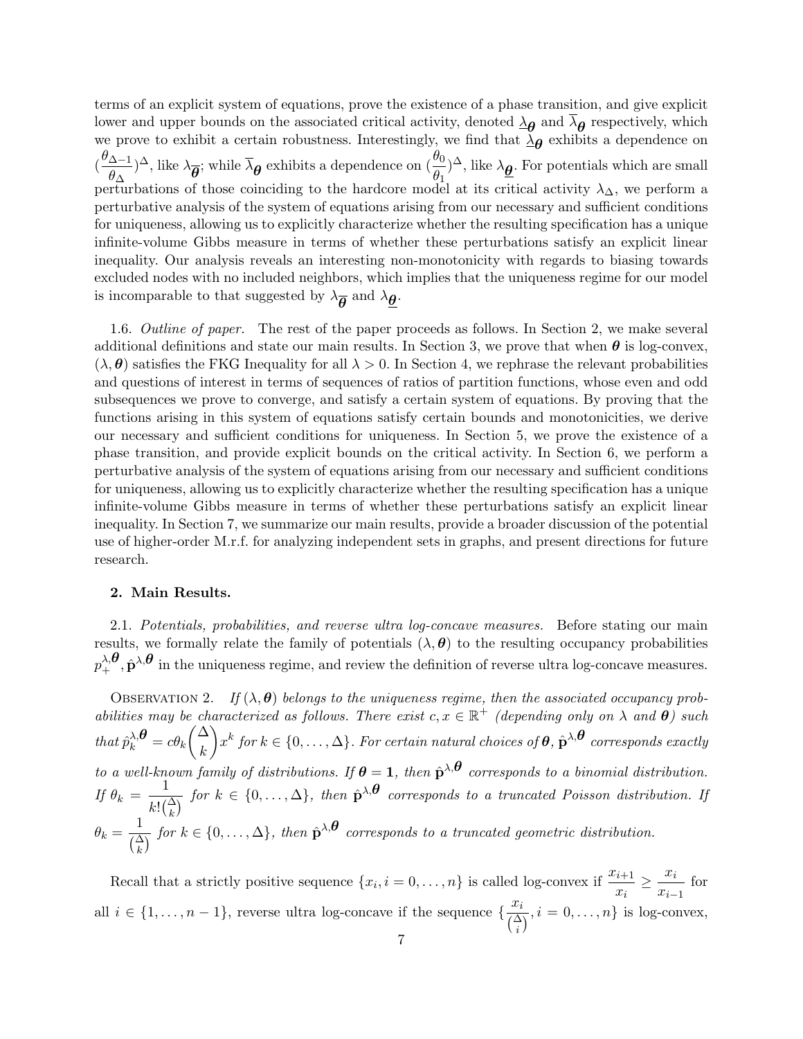terms of an explicit system of equations, prove the existence of a phase transition, and give explicit lower and upper bounds on the associated critical activity, denoted $\underline{\lambda}_{\boldsymbol{\theta}}$ and $\overline{\lambda}_{\boldsymbol{\theta}}$ respectively, which we prove to exhibit a certain robustness. Interestingly, we find that $\underline{\lambda}_{\boldsymbol{\theta}}$ exhibits a dependence on $(\frac{\theta_{\Delta-1}}{\theta_\Delta})^\Delta$, like $\lambda_{\overline{\boldsymbol{\theta}}}$; while $\overline{\lambda}_{\boldsymbol{\theta}}$ exhibits a dependence on $(\frac{\theta_0}{\theta_1})^\Delta$, like $\lambda_{\underline{\boldsymbol{\theta}}}$. For potentials which are small perturbations of those coinciding to the hardcore model at its critical activity $\lambda_\Delta$, we perform a perturbative analysis of the system of equations arising from our necessary and sufficient conditions for uniqueness, allowing us to explicitly characterize whether the resulting specification has a unique infinite-volume Gibbs measure in terms of whether these perturbations satisfy an explicit linear inequality. Our analysis reveals an interesting non-monotonicity with regards to biasing towards excluded nodes with no included neighbors, which implies that the uniqueness regime for our model is incomparable to that suggested by $\lambda_{\overline{\boldsymbol{\theta}}}$ and $\lambda_{\underline{\boldsymbol{\theta}}}$.

1.6. *Outline of paper.* The rest of the paper proceeds as follows. In Section 2, we make several additional definitions and state our main results. In Section 3, we prove that when $\boldsymbol{\theta}$ is log-convex, $(\lambda, \boldsymbol{\theta})$ satisfies the FKG Inequality for all $\lambda > 0$. In Section 4, we rephrase the relevant probabilities and questions of interest in terms of sequences of ratios of partition functions, whose even and odd subsequences we prove to converge, and satisfy a certain system of equations. By proving that the functions arising in this system of equations satisfy certain bounds and monotonicities, we derive our necessary and sufficient conditions for uniqueness. In Section 5, we prove the existence of a phase transition, and provide explicit bounds on the critical activity. In Section 6, we perform a perturbative analysis of the system of equations arising from our necessary and sufficient conditions for uniqueness, allowing us to explicitly characterize whether the resulting specification has a unique infinite-volume Gibbs measure in terms of whether these perturbations satisfy an explicit linear inequality. In Section 7, we summarize our main results, provide a broader discussion of the potential use of higher-order M.r.f. for analyzing independent sets in graphs, and present directions for future research.

## 2. Main Results.

2.1. *Potentials, probabilities, and reverse ultra log-concave measures.* Before stating our main results, we formally relate the family of potentials $(\lambda, \boldsymbol{\theta})$ to the resulting occupancy probabilities $p_+^{\lambda,\boldsymbol{\theta}}, \hat{\mathbf{p}}^{\lambda,\boldsymbol{\theta}}$ in the uniqueness regime, and review the definition of reverse ultra log-concave measures.

Observation 2. *If $(\lambda, \boldsymbol{\theta})$ belongs to the uniqueness regime, then the associated occupancy probabilities may be characterized as follows. There exist $c, x \in \mathbb{R}^+$ (depending only on $\lambda$ and $\boldsymbol{\theta}$) such that $\hat{p}_k^{\lambda,\boldsymbol{\theta}} = c\theta_k \binom{\Delta}{k} x^k$ for $k \in \{0, \dots, \Delta\}$. For certain natural choices of $\boldsymbol{\theta}$, $\hat{\mathbf{p}}^{\lambda,\boldsymbol{\theta}}$ corresponds exactly to a well-known family of distributions. If $\boldsymbol{\theta} = \mathbf{1}$, then $\hat{\mathbf{p}}^{\lambda,\boldsymbol{\theta}}$ corresponds to a binomial distribution. If $\theta_k = \frac{1}{k!\binom{\Delta}{k}}$ for $k \in \{0, \dots, \Delta\}$, then $\hat{\mathbf{p}}^{\lambda,\boldsymbol{\theta}}$ corresponds to a truncated Poisson distribution. If $\theta_k = \frac{1}{\binom{\Delta}{k}}$ for $k \in \{0, \dots, \Delta\}$, then $\hat{\mathbf{p}}^{\lambda,\boldsymbol{\theta}}$ corresponds to a truncated geometric distribution.*

Recall that a strictly positive sequence $\{x_i, i = 0, \dots, n\}$ is called log-convex if $\frac{x_{i+1}}{x_i} \geq \frac{x_i}{x_{i-1}}$ for all $i \in \{1, \dots, n-1\}$, reverse ultra log-concave if the sequence $\{\frac{x_i}{\binom{\Delta}{i}}, i = 0, \dots, n\}$ is log-convex,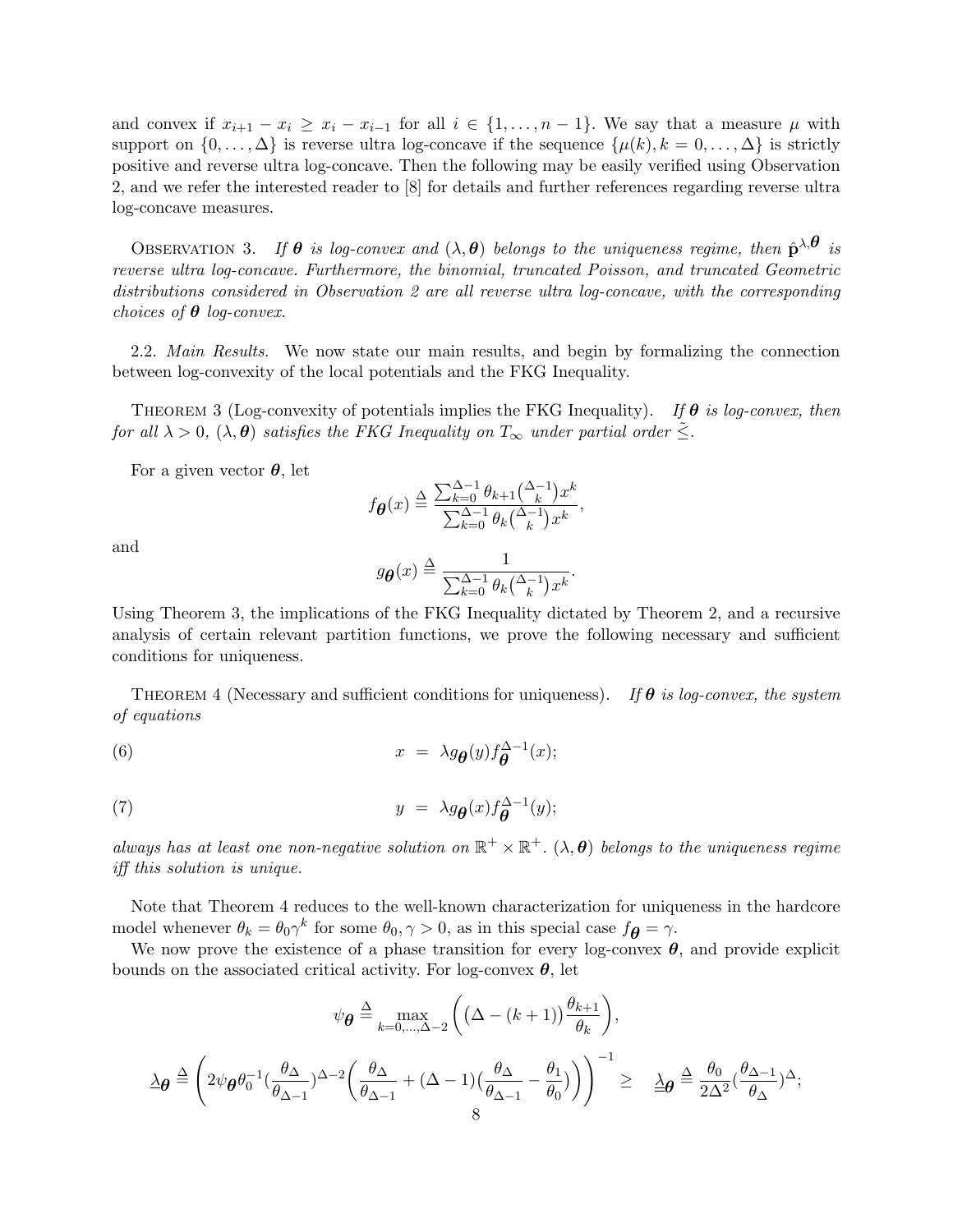and convex if $x_{i+1} - x_i \geq x_i - x_{i-1}$ for all $i \in \{1, \dots, n-1\}$. We say that a measure $\mu$ with support on $\{0, \dots, \Delta\}$ is reverse ultra log-concave if the sequence $\{\mu(k), k = 0, \dots, \Delta\}$ is strictly positive and reverse ultra log-concave. Then the following may be easily verified using Observation 2, and we refer the interested reader to [8] for details and further references regarding reverse ultra log-concave measures.

OBSERVATION 3. *If $\boldsymbol{\theta}$ is log-convex and $(\lambda, \boldsymbol{\theta})$ belongs to the uniqueness regime, then $\hat{\mathbf{p}}^{\lambda, \boldsymbol{\theta}}$ is reverse ultra log-concave. Furthermore, the binomial, truncated Poisson, and truncated Geometric distributions considered in Observation 2 are all reverse ultra log-concave, with the corresponding choices of $\boldsymbol{\theta}$ log-convex.*

2.2. *Main Results.* We now state our main results, and begin by formalizing the connection between log-convexity of the local potentials and the FKG Inequality.

THEOREM 3 (Log-convexity of potentials implies the FKG Inequality). *If $\boldsymbol{\theta}$ is log-convex, then for all $\lambda > 0$, $(\lambda, \boldsymbol{\theta})$ satisfies the FKG Inequality on $T_\infty$ under partial order $\tilde{\leq}$.*

For a given vector $\boldsymbol{\theta}$, let

$$f_{\boldsymbol{\theta}}(x) \triangleq \frac{\sum_{k=0}^{\Delta-1} \theta_{k+1} \binom{\Delta-1}{k} x^k}{\sum_{k=0}^{\Delta-1} \theta_k \binom{\Delta-1}{k} x^k},$$

and

$$g_{\boldsymbol{\theta}}(x) \triangleq \frac{1}{\sum_{k=0}^{\Delta-1} \theta_k \binom{\Delta-1}{k} x^k}.$$

Using Theorem 3, the implications of the FKG Inequality dictated by Theorem 2, and a recursive analysis of certain relevant partition functions, we prove the following necessary and sufficient conditions for uniqueness.

THEOREM 4 (Necessary and sufficient conditions for uniqueness). *If $\boldsymbol{\theta}$ is log-convex, the system of equations*

$$x = \lambda g_{\boldsymbol{\theta}}(y) f_{\boldsymbol{\theta}}^{\Delta-1}(x); \tag{6}$$

$$y = \lambda g_{\boldsymbol{\theta}}(x) f_{\boldsymbol{\theta}}^{\Delta-1}(y); \tag{7}$$

*always has at least one non-negative solution on $\mathbb{R}^+ \times \mathbb{R}^+$. $(\lambda, \boldsymbol{\theta})$ belongs to the uniqueness regime iff this solution is unique.*

Note that Theorem 4 reduces to the well-known characterization for uniqueness in the hardcore model whenever $\theta_k = \theta_0 \gamma^k$ for some $\theta_0, \gamma > 0$, as in this special case $f_{\boldsymbol{\theta}} = \gamma$.

We now prove the existence of a phase transition for every log-convex $\boldsymbol{\theta}$, and provide explicit bounds on the associated critical activity. For log-convex $\boldsymbol{\theta}$, let

$$\psi_{\boldsymbol{\theta}} \triangleq \max_{k=0,\dots,\Delta-2} \left( \left(\Delta - (k+1)\right) \frac{\theta_{k+1}}{\theta_k} \right),$$

$$\underline{\lambda}_{\boldsymbol{\theta}} \triangleq \left( 2\psi_{\boldsymbol{\theta}} \theta_0^{-1} \left(\frac{\theta_\Delta}{\theta_{\Delta-1}}\right)^{\Delta-2} \left( \frac{\theta_\Delta}{\theta_{\Delta-1}} + (\Delta-1)\left(\frac{\theta_\Delta}{\theta_{\Delta-1}} - \frac{\theta_1}{\theta_0}\right) \right) \right)^{-1} \geq \underline{\underline{\lambda}}_{\boldsymbol{\theta}} \triangleq \frac{\theta_0}{2\Delta^2} \left(\frac{\theta_{\Delta-1}}{\theta_\Delta}\right)^{\Delta};$$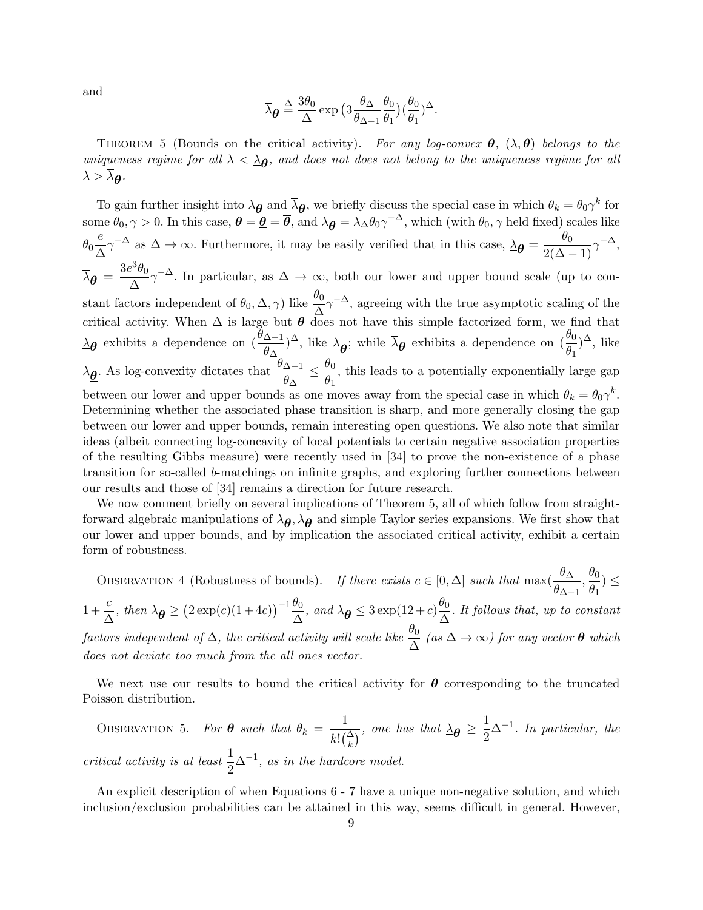and

$$\overline{\lambda}_{\boldsymbol{\theta}} \triangleq \frac{3\theta_0}{\Delta} \exp\big(3\frac{\theta_\Delta}{\theta_{\Delta-1}}\frac{\theta_0}{\theta_1}\big)(\frac{\theta_0}{\theta_1})^{\Delta}.$$

THEOREM 5 (Bounds on the critical activity). *For any log-convex $\boldsymbol{\theta}$, $(\lambda, \boldsymbol{\theta})$ belongs to the uniqueness regime for all $\lambda < \underline{\lambda}_{\boldsymbol{\theta}}$, and does not does not belong to the uniqueness regime for all $\lambda > \overline{\lambda}_{\boldsymbol{\theta}}$.*

To gain further insight into $\underline{\lambda}_{\boldsymbol{\theta}}$ and $\overline{\lambda}_{\boldsymbol{\theta}}$, we briefly discuss the special case in which $\theta_k = \theta_0 \gamma^k$ for some $\theta_0, \gamma > 0$. In this case, $\boldsymbol{\theta} = \underline{\boldsymbol{\theta}} = \overline{\boldsymbol{\theta}}$, and $\lambda_{\boldsymbol{\theta}} = \lambda_\Delta \theta_0 \gamma^{-\Delta}$, which (with $\theta_0, \gamma$ held fixed) scales like $\theta_0 \frac{e}{\Delta}\gamma^{-\Delta}$ as $\Delta \to \infty$. Furthermore, it may be easily verified that in this case, $\underline{\lambda}_{\boldsymbol{\theta}} = \frac{\theta_0}{2(\Delta-1)}\gamma^{-\Delta}$, $\overline{\lambda}_{\boldsymbol{\theta}} = \frac{3e^3\theta_0}{\Delta}\gamma^{-\Delta}$. In particular, as $\Delta \to \infty$, both our lower and upper bound scale (up to constant factors independent of $\theta_0, \Delta, \gamma$) like $\frac{\theta_0}{\Delta}\gamma^{-\Delta}$, agreeing with the true asymptotic scaling of the critical activity. When $\Delta$ is large but $\boldsymbol{\theta}$ does not have this simple factorized form, we find that $\underline{\lambda}_{\boldsymbol{\theta}}$ exhibits a dependence on $(\frac{\theta_{\Delta-1}}{\theta_\Delta})^{\Delta}$, like $\lambda_{\overline{\boldsymbol{\theta}}}$; while $\overline{\lambda}_{\boldsymbol{\theta}}$ exhibits a dependence on $(\frac{\theta_0}{\theta_1})^{\Delta}$, like $\lambda_{\underline{\boldsymbol{\theta}}}$. As log-convexity dictates that $\frac{\theta_{\Delta-1}}{\theta_\Delta} \leq \frac{\theta_0}{\theta_1}$, this leads to a potentially exponentially large gap between our lower and upper bounds as one moves away from the special case in which $\theta_k = \theta_0 \gamma^k$. Determining whether the associated phase transition is sharp, and more generally closing the gap between our lower and upper bounds, remain interesting open questions. We also note that similar ideas (albeit connecting log-concavity of local potentials to certain negative association properties of the resulting Gibbs measure) were recently used in [34] to prove the non-existence of a phase transition for so-called $b$-matchings on infinite graphs, and exploring further connections between our results and those of [34] remains a direction for future research.

We now comment briefly on several implications of Theorem 5, all of which follow from straightforward algebraic manipulations of $\underline{\lambda}_{\boldsymbol{\theta}}, \overline{\lambda}_{\boldsymbol{\theta}}$ and simple Taylor series expansions. We first show that our lower and upper bounds, and by implication the associated critical activity, exhibit a certain form of robustness.

OBSERVATION 4 (Robustness of bounds). *If there exists $c \in [0, \Delta]$ such that $\max(\frac{\theta_\Delta}{\theta_{\Delta-1}}, \frac{\theta_0}{\theta_1}) \leq 1 + \frac{c}{\Delta}$, then $\underline{\lambda}_{\boldsymbol{\theta}} \geq \big(2\exp(c)(1+4c)\big)^{-1}\frac{\theta_0}{\Delta}$, and $\overline{\lambda}_{\boldsymbol{\theta}} \leq 3\exp(12+c)\frac{\theta_0}{\Delta}$. It follows that, up to constant factors independent of $\Delta$, the critical activity will scale like $\frac{\theta_0}{\Delta}$ (as $\Delta \to \infty$) for any vector $\boldsymbol{\theta}$ which does not deviate too much from the all ones vector.*

We next use our results to bound the critical activity for $\boldsymbol{\theta}$ corresponding to the truncated Poisson distribution.

OBSERVATION 5. *For $\boldsymbol{\theta}$ such that $\theta_k = \frac{1}{k!\binom{\Delta}{k}}$, one has that $\underline{\lambda}_{\boldsymbol{\theta}} \geq \frac{1}{2}\Delta^{-1}$. In particular, the critical activity is at least $\frac{1}{2}\Delta^{-1}$, as in the hardcore model.*

An explicit description of when Equations 6 - 7 have a unique non-negative solution, and which inclusion/exclusion probabilities can be attained in this way, seems difficult in general. However,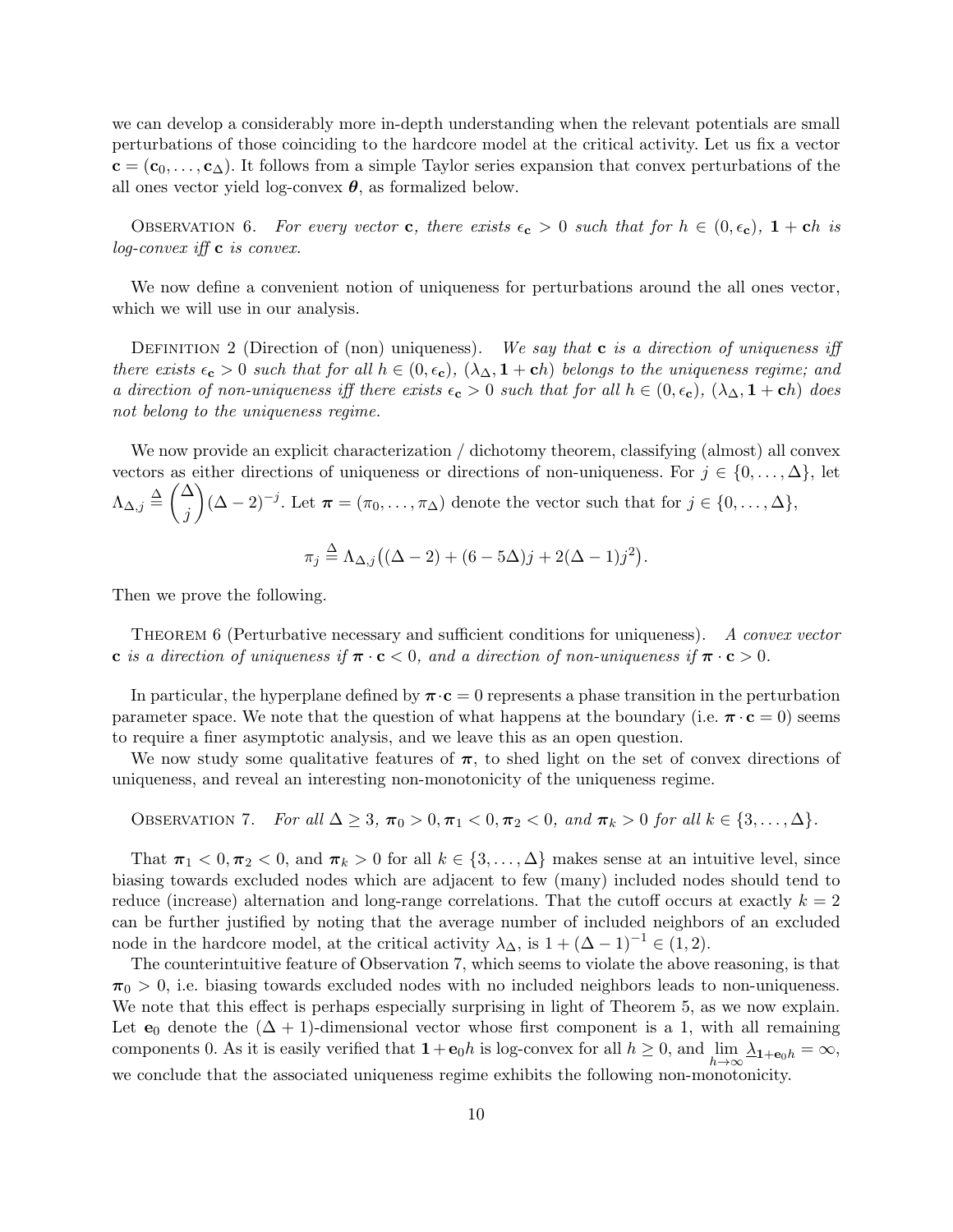we can develop a considerably more in-depth understanding when the relevant potentials are small perturbations of those coinciding to the hardcore model at the critical activity. Let us fix a vector $\mathbf{c} = (\mathbf{c}_0, \ldots, \mathbf{c}_\Delta)$. It follows from a simple Taylor series expansion that convex perturbations of the all ones vector yield log-convex $\boldsymbol{\theta}$, as formalized below.

Observation 6. *For every vector* $\mathbf{c}$*, there exists* $\epsilon_{\mathbf{c}} > 0$ *such that for* $h \in (0, \epsilon_{\mathbf{c}})$*,* $\mathbf{1} + \mathbf{c}h$ *is log-convex iff* $\mathbf{c}$ *is convex.*

We now define a convenient notion of uniqueness for perturbations around the all ones vector, which we will use in our analysis.

Definition 2 (Direction of (non) uniqueness). *We say that* $\mathbf{c}$ *is a direction of uniqueness iff there exists* $\epsilon_{\mathbf{c}} > 0$ *such that for all* $h \in (0, \epsilon_{\mathbf{c}})$*,* $(\lambda_\Delta, \mathbf{1} + \mathbf{c}h)$ *belongs to the uniqueness regime; and a direction of non-uniqueness iff there exists* $\epsilon_{\mathbf{c}} > 0$ *such that for all* $h \in (0, \epsilon_{\mathbf{c}})$*,* $(\lambda_\Delta, \mathbf{1} + \mathbf{c}h)$ *does not belong to the uniqueness regime.*

We now provide an explicit characterization / dichotomy theorem, classifying (almost) all convex vectors as either directions of uniqueness or directions of non-uniqueness. For $j \in \{0, \ldots, \Delta\}$, let $\Lambda_{\Delta,j} \triangleq \binom{\Delta}{j}(\Delta - 2)^{-j}$. Let $\boldsymbol{\pi} = (\pi_0, \ldots, \pi_\Delta)$ denote the vector such that for $j \in \{0, \ldots, \Delta\}$,

$$\pi_j \triangleq \Lambda_{\Delta,j}\big((\Delta - 2) + (6 - 5\Delta)j + 2(\Delta - 1)j^2\big).$$

Then we prove the following.

Theorem 6 (Perturbative necessary and sufficient conditions for uniqueness). *A convex vector* $\mathbf{c}$ *is a direction of uniqueness if* $\boldsymbol{\pi} \cdot \mathbf{c} < 0$*, and a direction of non-uniqueness if* $\boldsymbol{\pi} \cdot \mathbf{c} > 0$*.*

In particular, the hyperplane defined by $\boldsymbol{\pi} \cdot \mathbf{c} = 0$ represents a phase transition in the perturbation parameter space. We note that the question of what happens at the boundary (i.e. $\boldsymbol{\pi} \cdot \mathbf{c} = 0$) seems to require a finer asymptotic analysis, and we leave this as an open question.

We now study some qualitative features of $\boldsymbol{\pi}$, to shed light on the set of convex directions of uniqueness, and reveal an interesting non-monotonicity of the uniqueness regime.

Observation 7. *For all* $\Delta \geq 3$*,* $\boldsymbol{\pi}_0 > 0, \boldsymbol{\pi}_1 < 0, \boldsymbol{\pi}_2 < 0$*, and* $\boldsymbol{\pi}_k > 0$ *for all* $k \in \{3, \ldots, \Delta\}$*.*

That $\boldsymbol{\pi}_1 < 0, \boldsymbol{\pi}_2 < 0$, and $\boldsymbol{\pi}_k > 0$ for all $k \in \{3, \ldots, \Delta\}$ makes sense at an intuitive level, since biasing towards excluded nodes which are adjacent to few (many) included nodes should tend to reduce (increase) alternation and long-range correlations. That the cutoff occurs at exactly $k = 2$ can be further justified by noting that the average number of included neighbors of an excluded node in the hardcore model, at the critical activity $\lambda_\Delta$, is $1 + (\Delta - 1)^{-1} \in (1, 2)$.

The counterintuitive feature of Observation 7, which seems to violate the above reasoning, is that $\boldsymbol{\pi}_0 > 0$, i.e. biasing towards excluded nodes with no included neighbors leads to non-uniqueness. We note that this effect is perhaps especially surprising in light of Theorem 5, as we now explain. Let $\mathbf{e}_0$ denote the $(\Delta + 1)$-dimensional vector whose first component is a 1, with all remaining components 0. As it is easily verified that $\mathbf{1} + \mathbf{e}_0 h$ is log-convex for all $h \geq 0$, and $\lim_{h \to \infty} \underline{\lambda}_{\mathbf{1}+\mathbf{e}_0 h} = \infty$, we conclude that the associated uniqueness regime exhibits the following non-monotonicity.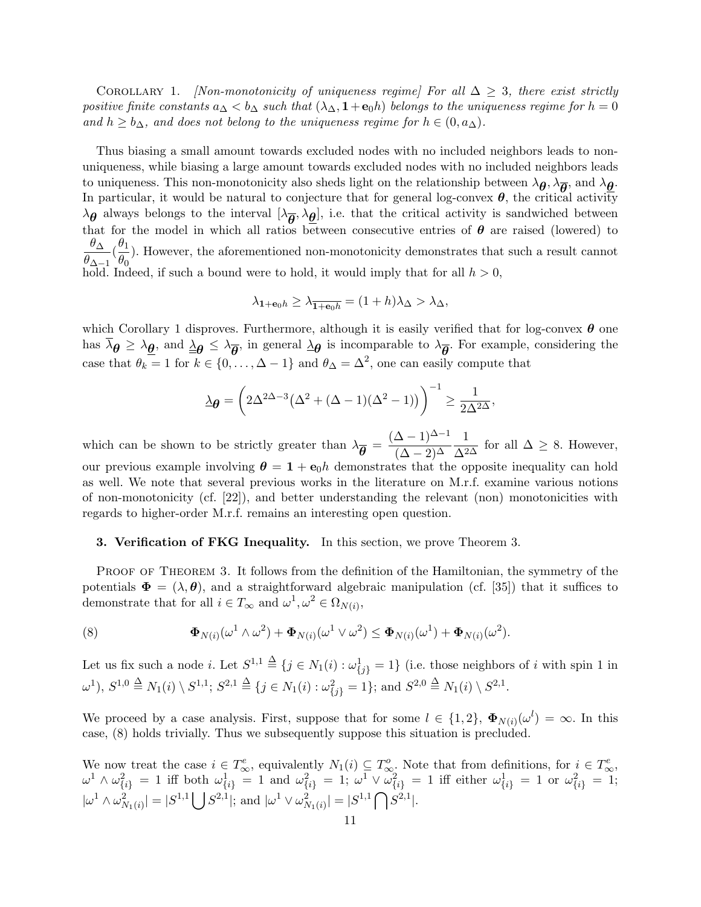Corollary 1. *[Non-monotonicity of uniqueness regime] For all $\Delta \geq 3$, there exist strictly positive finite constants $a_\Delta < b_\Delta$ such that $(\lambda_\Delta, \mathbf{1} + \mathbf{e}_0 h)$ belongs to the uniqueness regime for $h = 0$ and $h \geq b_\Delta$, and does not belong to the uniqueness regime for $h \in (0, a_\Delta)$.*

Thus biasing a small amount towards excluded nodes with no included neighbors leads to non-uniqueness, while biasing a large amount towards excluded nodes with no included neighbors leads to uniqueness. This non-monotonicity also sheds light on the relationship between $\lambda_{\boldsymbol{\theta}}, \lambda_{\overline{\boldsymbol{\theta}}}$, and $\lambda_{\underline{\boldsymbol{\theta}}}$. In particular, it would be natural to conjecture that for general log-convex $\boldsymbol{\theta}$, the critical activity $\lambda_{\boldsymbol{\theta}}$ always belongs to the interval $[\lambda_{\overline{\boldsymbol{\theta}}}, \lambda_{\underline{\boldsymbol{\theta}}}]$, i.e. that the critical activity is sandwiched between that for the model in which all ratios between consecutive entries of $\boldsymbol{\theta}$ are raised (lowered) to $\frac{\theta_\Delta}{\theta_{\Delta-1}} (\frac{\theta_1}{\theta_0})$. However, the aforementioned non-monotonicity demonstrates that such a result cannot hold. Indeed, if such a bound were to hold, it would imply that for all $h > 0$,

$$\lambda_{\mathbf{1}+\mathbf{e}_0 h} \geq \lambda_{\overline{\mathbf{1}+\mathbf{e}_0 h}} = (1+h)\lambda_\Delta > \lambda_\Delta,$$

which Corollary 1 disproves. Furthermore, although it is easily verified that for log-convex $\boldsymbol{\theta}$ one has $\overline{\lambda}_{\boldsymbol{\theta}} \geq \lambda_{\underline{\boldsymbol{\theta}}}$, and $\underline{\underline{\lambda}}_{\boldsymbol{\theta}} \leq \lambda_{\overline{\boldsymbol{\theta}}}$, in general $\underline{\lambda}_{\boldsymbol{\theta}}$ is incomparable to $\lambda_{\overline{\boldsymbol{\theta}}}$. For example, considering the case that $\theta_k = 1$ for $k \in \{0, \ldots, \Delta - 1\}$ and $\theta_\Delta = \Delta^2$, one can easily compute that

$$\underline{\lambda}_{\boldsymbol{\theta}} = \left( 2\Delta^{2\Delta-3}\big(\Delta^2 + (\Delta-1)(\Delta^2-1)\big) \right)^{-1} \geq \frac{1}{2\Delta^{2\Delta}},$$

which can be shown to be strictly greater than $\lambda_{\overline{\boldsymbol{\theta}}} = \frac{(\Delta-1)^{\Delta-1}}{(\Delta-2)^\Delta} \frac{1}{\Delta^{2\Delta}}$ for all $\Delta \geq 8$. However, our previous example involving $\boldsymbol{\theta} = \mathbf{1} + \mathbf{e}_0 h$ demonstrates that the opposite inequality can hold as well. We note that several previous works in the literature on M.r.f. examine various notions of non-monotonicity (cf. [22]), and better understanding the relevant (non) monotonicities with regards to higher-order M.r.f. remains an interesting open question.

## 3. Verification of FKG Inequality.

In this section, we prove Theorem 3.

Proof of Theorem 3. It follows from the definition of the Hamiltonian, the symmetry of the potentials $\boldsymbol{\Phi} = (\lambda, \boldsymbol{\theta})$, and a straightforward algebraic manipulation (cf. [35]) that it suffices to demonstrate that for all $i \in T_\infty$ and $\omega^1, \omega^2 \in \Omega_{N(i)}$,

$$\boldsymbol{\Phi}_{N(i)}(\omega^1 \wedge \omega^2) + \boldsymbol{\Phi}_{N(i)}(\omega^1 \vee \omega^2) \leq \boldsymbol{\Phi}_{N(i)}(\omega^1) + \boldsymbol{\Phi}_{N(i)}(\omega^2). \tag{8}$$

Let us fix such a node $i$. Let $S^{1,1} \triangleq \{j \in N_1(i) : \omega^1_{\{j\}} = 1\}$ (i.e. those neighbors of $i$ with spin 1 in $\omega^1$), $S^{1,0} \triangleq N_1(i) \setminus S^{1,1}$; $S^{2,1} \triangleq \{j \in N_1(i) : \omega^2_{\{j\}} = 1\}$; and $S^{2,0} \triangleq N_1(i) \setminus S^{2,1}$.

We proceed by a case analysis. First, suppose that for some $l \in \{1, 2\}$, $\boldsymbol{\Phi}_{N(i)}(\omega^l) = \infty$. In this case, (8) holds trivially. Thus we subsequently suppose this situation is precluded.

We now treat the case $i \in T^e_\infty$, equivalently $N_1(i) \subseteq T^o_\infty$. Note that from definitions, for $i \in T^e_\infty$, $\omega^1 \wedge \omega^2_{\{i\}} = 1$ iff both $\omega^1_{\{i\}} = 1$ and $\omega^2_{\{i\}} = 1$; $\omega^1 \vee \omega^2_{\{i\}} = 1$ iff either $\omega^1_{\{i\}} = 1$ or $\omega^2_{\{i\}} = 1$; $|\omega^1 \wedge \omega^2_{N_1(i)}| = |S^{1,1} \bigcup S^{2,1}|$; and $|\omega^1 \vee \omega^2_{N_1(i)}| = |S^{1,1} \bigcap S^{2,1}|$.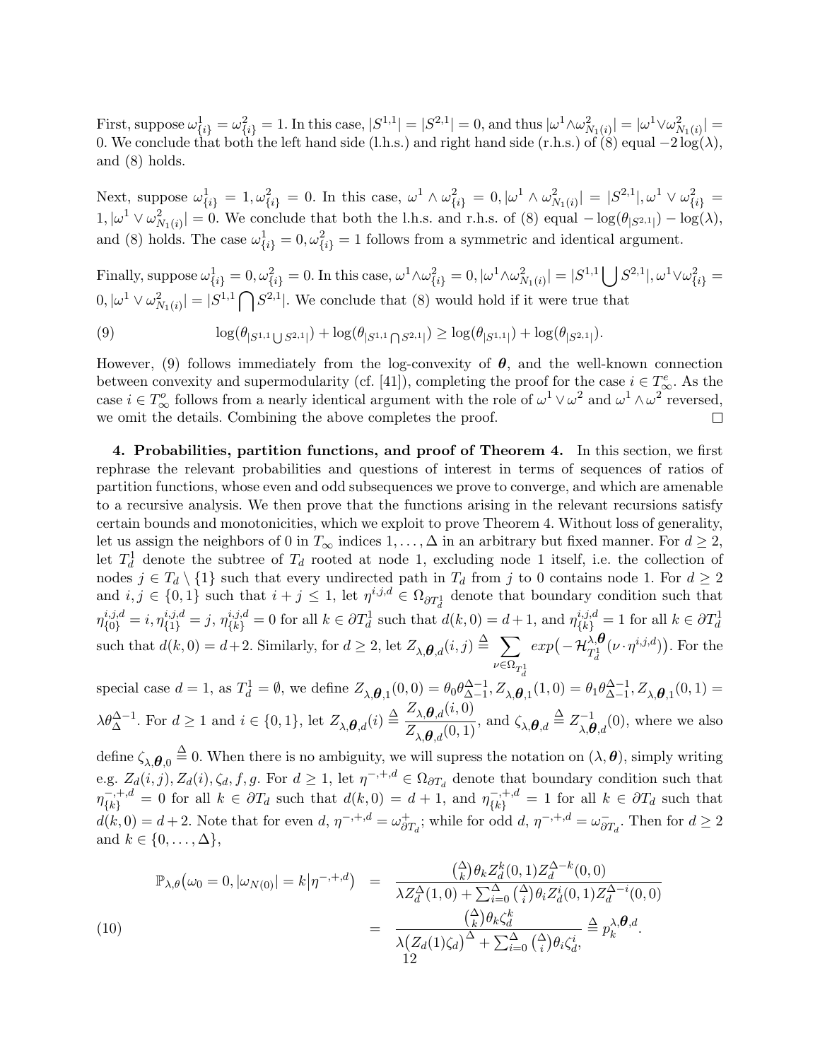First, suppose $\omega^1_{\{i\}} = \omega^2_{\{i\}} = 1$. In this case, $|S^{1,1}| = |S^{2,1}| = 0$, and thus $|\omega^1 \wedge \omega^2_{N_1(i)}| = |\omega^1 \vee \omega^2_{N_1(i)}| = 0$. We conclude that both the left hand side (l.h.s.) and right hand side (r.h.s.) of (8) equal $-2\log(\lambda)$, and (8) holds.

Next, suppose $\omega^1_{\{i\}} = 1, \omega^2_{\{i\}} = 0$. In this case, $\omega^1 \wedge \omega^2_{\{i\}} = 0, |\omega^1 \wedge \omega^2_{N_1(i)}| = |S^{2,1}|, \omega^1 \vee \omega^2_{\{i\}} = 1, |\omega^1 \vee \omega^2_{N_1(i)}| = 0$. We conclude that both the l.h.s. and r.h.s. of (8) equal $-\log(\theta_{|S^{2,1}|}) - \log(\lambda)$, and (8) holds. The case $\omega^1_{\{i\}} = 0, \omega^2_{\{i\}} = 1$ follows from a symmetric and identical argument.

Finally, suppose $\omega^1_{\{i\}} = 0, \omega^2_{\{i\}} = 0$. In this case, $\omega^1 \wedge \omega^2_{\{i\}} = 0, |\omega^1 \wedge \omega^2_{N_1(i)}| = |S^{1,1} \bigcup S^{2,1}|, \omega^1 \vee \omega^2_{\{i\}} = 0, |\omega^1 \vee \omega^2_{N_1(i)}| = |S^{1,1} \bigcap S^{2,1}|$. We conclude that (8) would hold if it were true that

$$\log(\theta_{|S^{1,1} \bigcup S^{2,1}|}) + \log(\theta_{|S^{1,1} \bigcap S^{2,1}|}) \geq \log(\theta_{|S^{1,1}|}) + \log(\theta_{|S^{2,1}|}). \tag{9}$$

However, (9) follows immediately from the log-convexity of $\boldsymbol{\theta}$, and the well-known connection between convexity and supermodularity (cf. [41]), completing the proof for the case $i \in T^e_\infty$. As the case $i \in T^o_\infty$ follows from a nearly identical argument with the role of $\omega^1 \vee \omega^2$ and $\omega^1 \wedge \omega^2$ reversed, we omit the details. Combining the above completes the proof. □

**4. Probabilities, partition functions, and proof of Theorem 4.** In this section, we first rephrase the relevant probabilities and questions of interest in terms of sequences of ratios of partition functions, whose even and odd subsequences we prove to converge, and which are amenable to a recursive analysis. We then prove that the functions arising in the relevant recursions satisfy certain bounds and monotonicities, which we exploit to prove Theorem 4. Without loss of generality, let us assign the neighbors of 0 in $T_\infty$ indices $1, \ldots, \Delta$ in an arbitrary but fixed manner. For $d \geq 2$, let $T^1_d$ denote the subtree of $T_d$ rooted at node 1, excluding node 1 itself, i.e. the collection of nodes $j \in T_d \setminus \{1\}$ such that every undirected path in $T_d$ from $j$ to 0 contains node 1. For $d \geq 2$ and $i, j \in \{0, 1\}$ such that $i + j \leq 1$, let $\eta^{i,j,d} \in \Omega_{\partial T^1_d}$ denote that boundary condition such that $\eta^{i,j,d}_{\{0\}} = i, \eta^{i,j,d}_{\{1\}} = j$, $\eta^{i,j,d}_{\{k\}} = 0$ for all $k \in \partial T^1_d$ such that $d(k, 0) = d+1$, and $\eta^{i,j,d}_{\{k\}} = 1$ for all $k \in \partial T^1_d$ such that $d(k, 0) = d+2$. Similarly, for $d \geq 2$, let $Z_{\lambda,\boldsymbol{\theta},d}(i,j) \triangleq \sum_{\nu \in \Omega_{T^1_d}} exp\big(-\mathcal{H}^{\lambda,\boldsymbol{\theta}}_{T^1_d}(\nu \cdot \eta^{i,j,d})\big)$. For the special case $d = 1$, as $T^1_d = \emptyset$, we define $Z_{\lambda,\boldsymbol{\theta},1}(0,0) = \theta_0 \theta^{\Delta-1}_{\Delta-1}, Z_{\lambda,\boldsymbol{\theta},1}(1,0) = \theta_1 \theta^{\Delta-1}_{\Delta-1}, Z_{\lambda,\boldsymbol{\theta},1}(0,1) = \lambda \theta^{\Delta-1}_{\Delta}$. For $d \geq 1$ and $i \in \{0,1\}$, let $Z_{\lambda,\boldsymbol{\theta},d}(i) \triangleq \dfrac{Z_{\lambda,\boldsymbol{\theta},d}(i,0)}{Z_{\lambda,\boldsymbol{\theta},d}(0,1)}$, and $\zeta_{\lambda,\boldsymbol{\theta},d} \triangleq Z^{-1}_{\lambda,\boldsymbol{\theta},d}(0)$, where we also define $\zeta_{\lambda,\boldsymbol{\theta},0} \triangleq 0$. When there is no ambiguity, we will supress the notation on $(\lambda, \boldsymbol{\theta})$, simply writing e.g. $Z_d(i,j), Z_d(i), \zeta_d, f, g$. For $d \geq 1$, let $\eta^{-,+,d} \in \Omega_{\partial T_d}$ denote that boundary condition such that $\eta^{-,+,d}_{\{k\}} = 0$ for all $k \in \partial T_d$ such that $d(k,0) = d+1$, and $\eta^{-,+,d}_{\{k\}} = 1$ for all $k \in \partial T_d$ such that $d(k,0) = d+2$. Note that for even $d$, $\eta^{-,+,d} = \omega^+_{\partial T_d}$; while for odd $d$, $\eta^{-,+,d} = \omega^-_{\partial T_d}$. Then for $d \geq 2$ and $k \in \{0, \ldots, \Delta\}$,

$$\begin{aligned}
\mathbb{P}_{\lambda,\theta}\big(\omega_0 = 0, |\omega_{N(0)}| = k \big| \eta^{-,+,d}\big) &= \frac{\binom{\Delta}{k}\theta_k Z^k_d(0,1) Z^{\Delta-k}_d(0,0)}{\lambda Z^\Delta_d(1,0) + \sum_{i=0}^{\Delta}\binom{\Delta}{i}\theta_i Z^i_d(0,1) Z^{\Delta-i}_d(0,0)} \\
&= \frac{\binom{\Delta}{k}\theta_k \zeta^k_d}{\lambda\big(Z_d(1)\zeta_d\big)^\Delta + \sum_{i=0}^{\Delta}\binom{\Delta}{i}\theta_i \zeta^i_d,} \triangleq p^{\lambda,\boldsymbol{\theta},d}_k.
\end{aligned} \tag{10}$$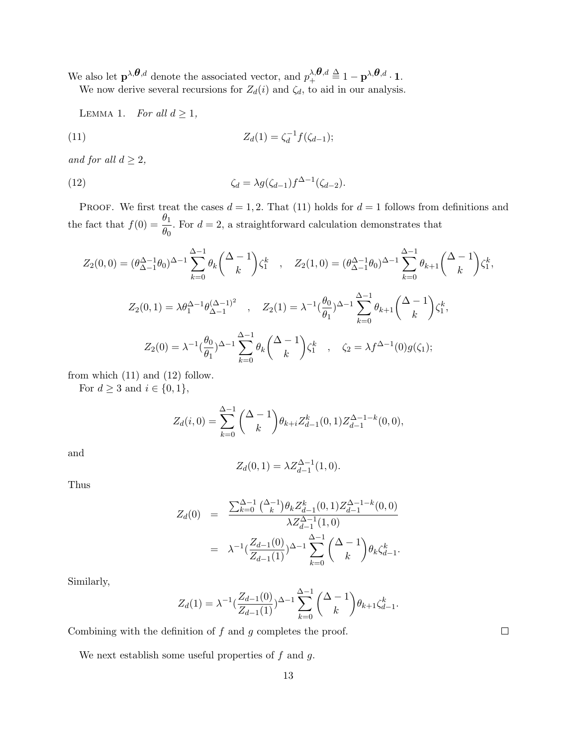We also let $\mathbf{p}^{\lambda,\boldsymbol{\theta},d}$ denote the associated vector, and $p_+^{\lambda,\boldsymbol{\theta},d} \triangleq 1 - \mathbf{p}^{\lambda,\boldsymbol{\theta},d} \cdot \mathbf{1}$.

We now derive several recursions for $Z_d(i)$ and $\zeta_d$, to aid in our analysis.

LEMMA 1. *For all $d \geq 1$,*

$$Z_d(1) = \zeta_d^{-1} f(\zeta_{d-1}); \tag{11}$$

*and for all $d \geq 2$,*

$$\zeta_d = \lambda g(\zeta_{d-1}) f^{\Delta-1}(\zeta_{d-2}). \tag{12}$$

PROOF. We first treat the cases $d = 1, 2$. That (11) holds for $d = 1$ follows from definitions and the fact that $f(0) = \dfrac{\theta_1}{\theta_0}$. For $d = 2$, a straightforward calculation demonstrates that

$$Z_2(0,0) = (\theta_{\Delta-1}^{\Delta-1}\theta_0)^{\Delta-1} \sum_{k=0}^{\Delta-1} \theta_k \binom{\Delta-1}{k} \zeta_1^k \quad , \quad Z_2(1,0) = (\theta_{\Delta-1}^{\Delta-1}\theta_0)^{\Delta-1} \sum_{k=0}^{\Delta-1} \theta_{k+1} \binom{\Delta-1}{k} \zeta_1^k,$$

$$Z_2(0,1) = \lambda \theta_1^{\Delta-1} \theta_{\Delta-1}^{(\Delta-1)^2} \quad , \quad Z_2(1) = \lambda^{-1} (\frac{\theta_0}{\theta_1})^{\Delta-1} \sum_{k=0}^{\Delta-1} \theta_{k+1} \binom{\Delta-1}{k} \zeta_1^k,$$

$$Z_2(0) = \lambda^{-1} (\frac{\theta_0}{\theta_1})^{\Delta-1} \sum_{k=0}^{\Delta-1} \theta_k \binom{\Delta-1}{k} \zeta_1^k \quad , \quad \zeta_2 = \lambda f^{\Delta-1}(0) g(\zeta_1);$$

from which (11) and (12) follow.

For $d \geq 3$ and $i \in \{0, 1\}$,

$$Z_d(i,0) = \sum_{k=0}^{\Delta-1} \binom{\Delta-1}{k} \theta_{k+i} Z_{d-1}^k(0,1) Z_{d-1}^{\Delta-1-k}(0,0),$$

and

$$Z_d(0,1) = \lambda Z_{d-1}^{\Delta-1}(1,0).$$

Thus

$$\begin{aligned}
Z_d(0) &= \frac{\sum_{k=0}^{\Delta-1} \binom{\Delta-1}{k} \theta_k Z_{d-1}^k(0,1) Z_{d-1}^{\Delta-1-k}(0,0)}{\lambda Z_{d-1}^{\Delta-1}(1,0)} \\
&= \lambda^{-1} (\frac{Z_{d-1}(0)}{Z_{d-1}(1)})^{\Delta-1} \sum_{k=0}^{\Delta-1} \binom{\Delta-1}{k} \theta_k \zeta_{d-1}^k.
\end{aligned}$$

Similarly,

$$Z_d(1) = \lambda^{-1} (\frac{Z_{d-1}(0)}{Z_{d-1}(1)})^{\Delta-1} \sum_{k=0}^{\Delta-1} \binom{\Delta-1}{k} \theta_{k+1} \zeta_{d-1}^k.$$

Combining with the definition of $f$ and $g$ completes the proof. $\square$

We next establish some useful properties of $f$ and $g$.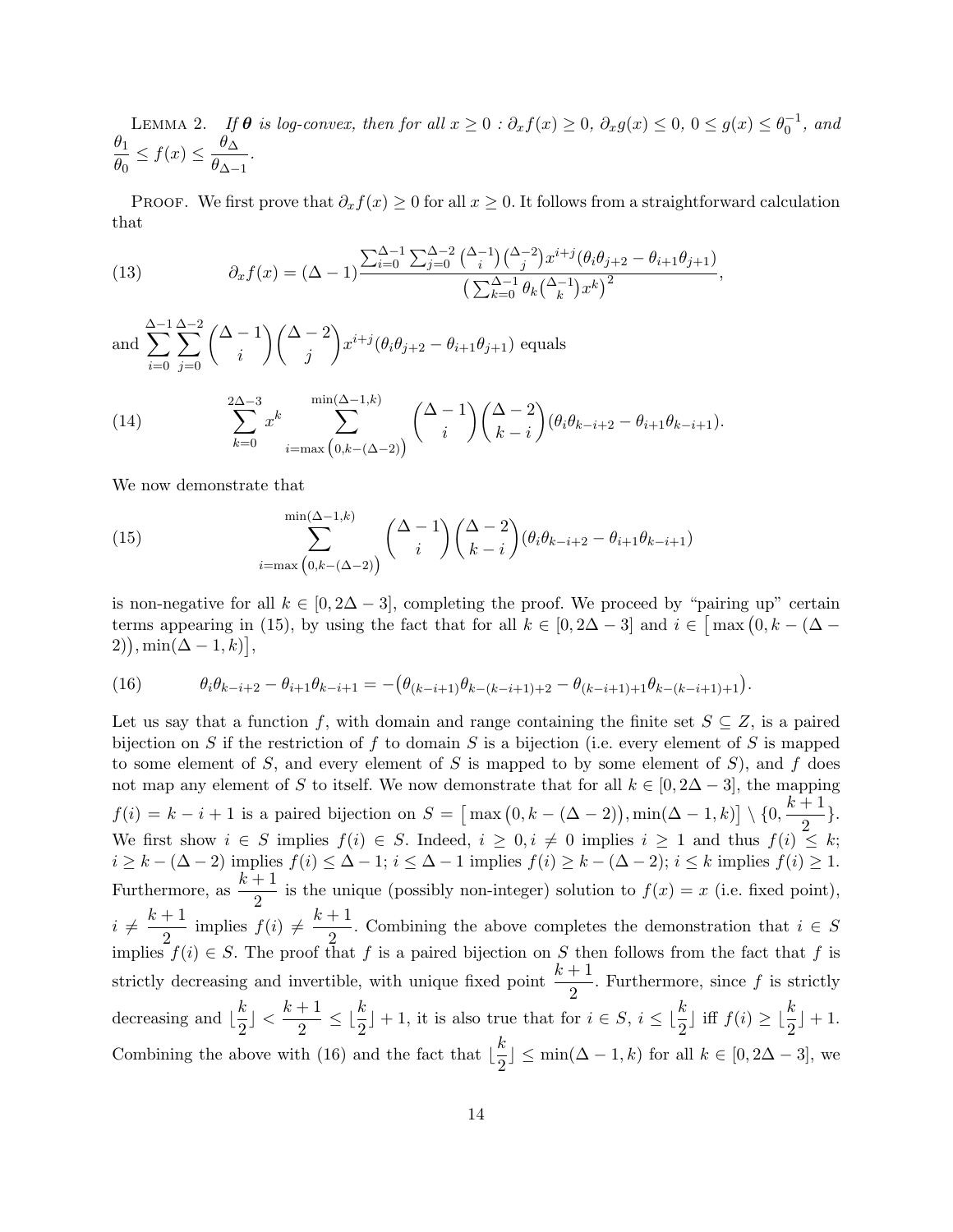LEMMA 2. *If $\boldsymbol{\theta}$ is log-convex, then for all $x \geq 0$ : $\partial_x f(x) \geq 0$, $\partial_x g(x) \leq 0$, $0 \leq g(x) \leq \theta_0^{-1}$, and* $\dfrac{\theta_1}{\theta_0} \leq f(x) \leq \dfrac{\theta_\Delta}{\theta_{\Delta-1}}$.

PROOF. We first prove that $\partial_x f(x) \geq 0$ for all $x \geq 0$. It follows from a straightforward calculation that

$$\partial_x f(x) = (\Delta - 1)\frac{\sum_{i=0}^{\Delta-1}\sum_{j=0}^{\Delta-2}\binom{\Delta-1}{i}\binom{\Delta-2}{j}x^{i+j}(\theta_i\theta_{j+2} - \theta_{i+1}\theta_{j+1})}{\big(\sum_{k=0}^{\Delta-1}\theta_k\binom{\Delta-1}{k}x^k\big)^2}, \tag{13}$$

and $\sum_{i=0}^{\Delta-1}\sum_{j=0}^{\Delta-2}\binom{\Delta-1}{i}\binom{\Delta-2}{j}x^{i+j}(\theta_i\theta_{j+2} - \theta_{i+1}\theta_{j+1})$ equals

$$\sum_{k=0}^{2\Delta-3}x^k \sum_{i=\max\left(0,k-(\Delta-2)\right)}^{\min(\Delta-1,k)}\binom{\Delta-1}{i}\binom{\Delta-2}{k-i}(\theta_i\theta_{k-i+2} - \theta_{i+1}\theta_{k-i+1}). \tag{14}$$

We now demonstrate that

$$\sum_{i=\max\left(0,k-(\Delta-2)\right)}^{\min(\Delta-1,k)}\binom{\Delta-1}{i}\binom{\Delta-2}{k-i}(\theta_i\theta_{k-i+2} - \theta_{i+1}\theta_{k-i+1}) \tag{15}$$

is non-negative for all $k \in [0, 2\Delta-3]$, completing the proof. We proceed by "pairing up" certain terms appearing in (15), by using the fact that for all $k \in [0, 2\Delta-3]$ and $i \in \big[\max\big(0, k-(\Delta-2)\big), \min(\Delta-1,k)\big]$,

$$\theta_i\theta_{k-i+2} - \theta_{i+1}\theta_{k-i+1} = -\big(\theta_{(k-i+1)}\theta_{k-(k-i+1)+2} - \theta_{(k-i+1)+1}\theta_{k-(k-i+1)+1}\big). \tag{16}$$

Let us say that a function $f$, with domain and range containing the finite set $S \subseteq Z$, is a paired bijection on $S$ if the restriction of $f$ to domain $S$ is a bijection (i.e. every element of $S$ is mapped to some element of $S$, and every element of $S$ is mapped to by some element of $S$), and $f$ does not map any element of $S$ to itself. We now demonstrate that for all $k \in [0, 2\Delta-3]$, the mapping $f(i) = k - i + 1$ is a paired bijection on $S = \big[\max\big(0, k-(\Delta-2)\big), \min(\Delta-1,k)\big] \setminus \{0, \frac{k+1}{2}\}$. We first show $i \in S$ implies $f(i) \in S$. Indeed, $i \geq 0, i \neq 0$ implies $i \geq 1$ and thus $f(i) \leq k$; $i \geq k-(\Delta-2)$ implies $f(i) \leq \Delta - 1$; $i \leq \Delta - 1$ implies $f(i) \geq k-(\Delta-2)$; $i \leq k$ implies $f(i) \geq 1$. Furthermore, as $\frac{k+1}{2}$ is the unique (possibly non-integer) solution to $f(x) = x$ (i.e. fixed point), $i \neq \frac{k+1}{2}$ implies $f(i) \neq \frac{k+1}{2}$. Combining the above completes the demonstration that $i \in S$ implies $f(i) \in S$. The proof that $f$ is a paired bijection on $S$ then follows from the fact that $f$ is strictly decreasing and invertible, with unique fixed point $\frac{k+1}{2}$. Furthermore, since $f$ is strictly decreasing and $\lfloor\frac{k}{2}\rfloor < \frac{k+1}{2} \leq \lfloor\frac{k}{2}\rfloor + 1$, it is also true that for $i \in S$, $i \leq \lfloor\frac{k}{2}\rfloor$ iff $f(i) \geq \lfloor\frac{k}{2}\rfloor + 1$. Combining the above with (16) and the fact that $\lfloor\frac{k}{2}\rfloor \leq \min(\Delta-1,k)$ for all $k \in [0, 2\Delta-3]$, we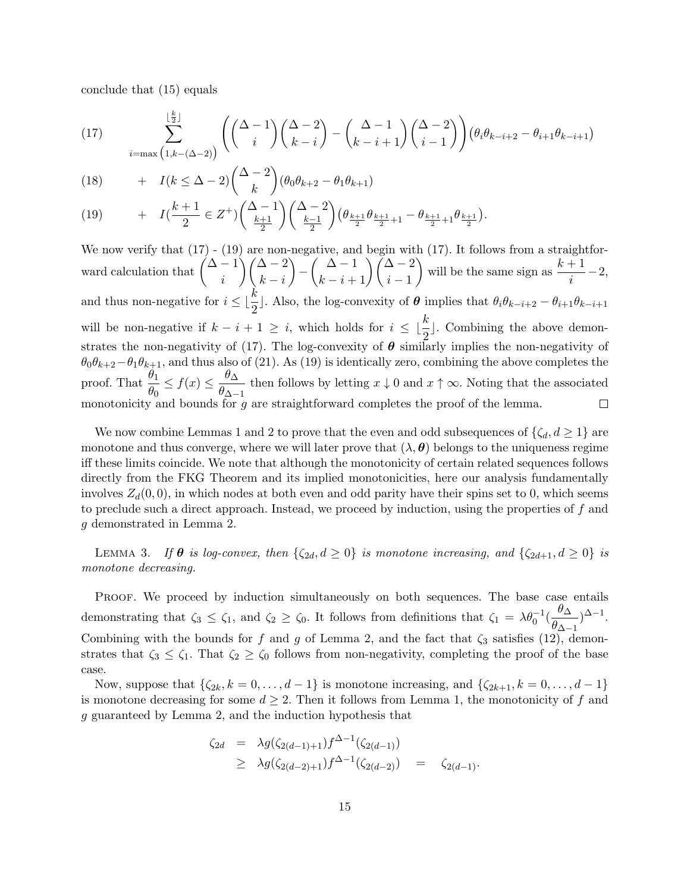conclude that (15) equals

$$\sum_{i=\max\left(1,k-(\Delta-2)\right)}^{\lfloor \frac{k}{2} \rfloor} \left( \binom{\Delta-1}{i}\binom{\Delta-2}{k-i} - \binom{\Delta-1}{k-i+1}\binom{\Delta-2}{i-1} \right) \left(\theta_i\theta_{k-i+2} - \theta_{i+1}\theta_{k-i+1}\right) \tag{17}$$

$$+ \quad I(k \le \Delta-2)\binom{\Delta-2}{k}(\theta_0\theta_{k+2} - \theta_1\theta_{k+1}) \tag{18}$$

$$+ \quad I(\frac{k+1}{2} \in Z^+)\binom{\Delta-1}{\frac{k+1}{2}}\binom{\Delta-2}{\frac{k-1}{2}}\left(\theta_{\frac{k+1}{2}}\theta_{\frac{k+1}{2}+1} - \theta_{\frac{k+1}{2}+1}\theta_{\frac{k+1}{2}}\right). \tag{19}$$

We now verify that (17) - (19) are non-negative, and begin with (17). It follows from a straightforward calculation that $\binom{\Delta-1}{i}\binom{\Delta-2}{k-i} - \binom{\Delta-1}{k-i+1}\binom{\Delta-2}{i-1}$ will be the same sign as $\frac{k+1}{i} - 2$, and thus non-negative for $i \le \lfloor \frac{k}{2} \rfloor$. Also, the log-convexity of $\boldsymbol{\theta}$ implies that $\theta_i\theta_{k-i+2} - \theta_{i+1}\theta_{k-i+1}$ will be non-negative if $k - i + 1 \ge i$, which holds for $i \le \lfloor \frac{k}{2} \rfloor$. Combining the above demonstrates the non-negativity of (17). The log-convexity of $\boldsymbol{\theta}$ similarly implies the non-negativity of $\theta_0\theta_{k+2} - \theta_1\theta_{k+1}$, and thus also of (21). As (19) is identically zero, combining the above completes the proof. That $\frac{\theta_1}{\theta_0} \le f(x) \le \frac{\theta_\Delta}{\theta_{\Delta-1}}$ then follows by letting $x \downarrow 0$ and $x \uparrow \infty$. Noting that the associated monotonicity and bounds for $g$ are straightforward completes the proof of the lemma. □

We now combine Lemmas 1 and 2 to prove that the even and odd subsequences of $\{\zeta_d, d \ge 1\}$ are monotone and thus converge, where we will later prove that $(\lambda, \boldsymbol{\theta})$ belongs to the uniqueness regime iff these limits coincide. We note that although the monotonicity of certain related sequences follows directly from the FKG Theorem and its implied monotonicities, here our analysis fundamentally involves $Z_d(0,0)$, in which nodes at both even and odd parity have their spins set to 0, which seems to preclude such a direct approach. Instead, we proceed by induction, using the properties of $f$ and $g$ demonstrated in Lemma 2.

Lemma 3. *If $\boldsymbol{\theta}$ is log-convex, then $\{\zeta_{2d}, d \ge 0\}$ is monotone increasing, and $\{\zeta_{2d+1}, d \ge 0\}$ is monotone decreasing.*

Proof. We proceed by induction simultaneously on both sequences. The base case entails demonstrating that $\zeta_3 \le \zeta_1$, and $\zeta_2 \ge \zeta_0$. It follows from definitions that $\zeta_1 = \lambda\theta_0^{-1}(\frac{\theta_\Delta}{\theta_{\Delta-1}})^{\Delta-1}$. Combining with the bounds for $f$ and $g$ of Lemma 2, and the fact that $\zeta_3$ satisfies (12), demonstrates that $\zeta_3 \le \zeta_1$. That $\zeta_2 \ge \zeta_0$ follows from non-negativity, completing the proof of the base case.

Now, suppose that $\{\zeta_{2k}, k = 0, \dots, d-1\}$ is monotone increasing, and $\{\zeta_{2k+1}, k = 0, \dots, d-1\}$ is monotone decreasing for some $d \ge 2$. Then it follows from Lemma 1, the monotonicity of $f$ and $g$ guaranteed by Lemma 2, and the induction hypothesis that

$$\begin{aligned}
\zeta_{2d} &= \lambda g(\zeta_{2(d-1)+1}) f^{\Delta-1}(\zeta_{2(d-1)}) \\
&\ge \lambda g(\zeta_{2(d-2)+1}) f^{\Delta-1}(\zeta_{2(d-2)}) \quad = \quad \zeta_{2(d-1)}.
\end{aligned}$$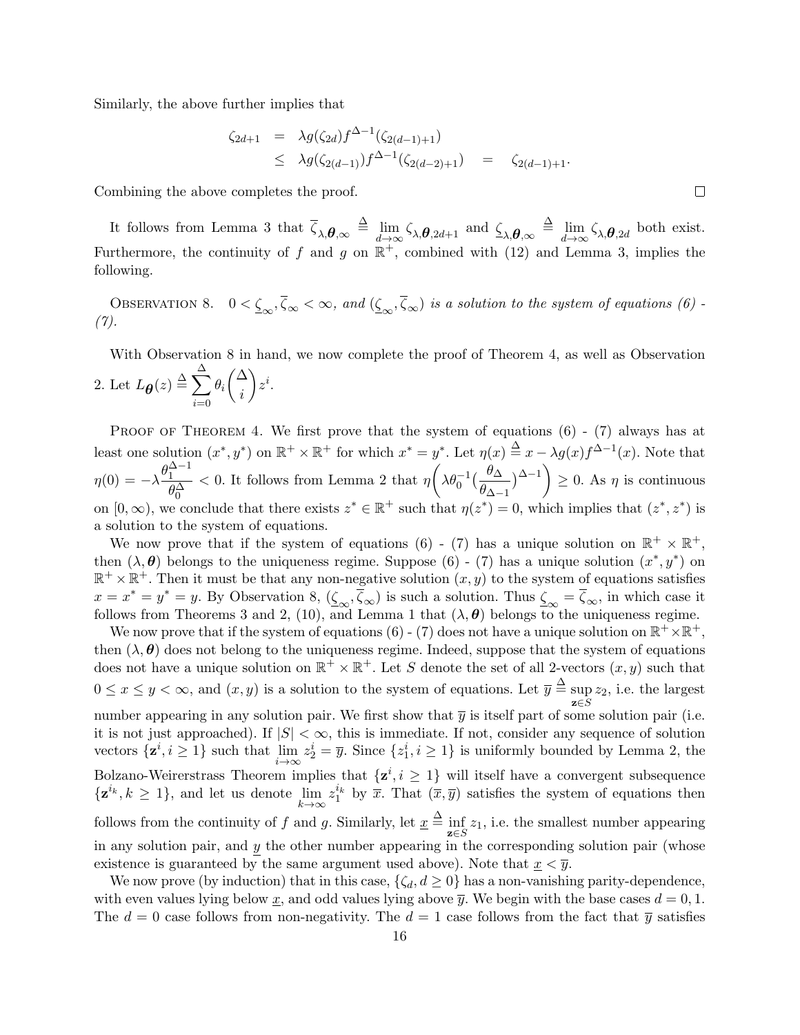Similarly, the above further implies that

$$
\begin{aligned}
\zeta_{2d+1} &= \lambda g(\zeta_{2d}) f^{\Delta-1}(\zeta_{2(d-1)+1}) \\
&\leq \lambda g(\zeta_{2(d-1)}) f^{\Delta-1}(\zeta_{2(d-2)+1}) \quad = \quad \zeta_{2(d-1)+1}.
\end{aligned}
$$

Combining the above completes the proof. ☐

It follows from Lemma 3 that $\overline{\zeta}_{\lambda,\boldsymbol{\theta},\infty} \stackrel{\Delta}{=} \lim_{d\to\infty} \zeta_{\lambda,\boldsymbol{\theta},2d+1}$ and $\underline{\zeta}_{\lambda,\boldsymbol{\theta},\infty} \stackrel{\Delta}{=} \lim_{d\to\infty} \zeta_{\lambda,\boldsymbol{\theta},2d}$ both exist. Furthermore, the continuity of $f$ and $g$ on $\mathbb{R}^+$, combined with (12) and Lemma 3, implies the following.

Observation 8. *$0 < \underline{\zeta}_\infty, \overline{\zeta}_\infty < \infty$, and $(\underline{\zeta}_\infty, \overline{\zeta}_\infty)$ is a solution to the system of equations (6) - (7).*

With Observation 8 in hand, we now complete the proof of Theorem 4, as well as Observation 2. Let $L_{\boldsymbol{\theta}}(z) \stackrel{\Delta}{=} \sum_{i=0}^{\Delta} \theta_i \binom{\Delta}{i} z^i$.

Proof of Theorem 4. We first prove that the system of equations (6) - (7) always has at least one solution $(x^*, y^*)$ on $\mathbb{R}^+ \times \mathbb{R}^+$ for which $x^* = y^*$. Let $\eta(x) \stackrel{\Delta}{=} x - \lambda g(x) f^{\Delta-1}(x)$. Note that $\eta(0) = -\lambda \frac{\theta_1^{\Delta-1}}{\theta_0^{\Delta}} < 0$. It follows from Lemma 2 that $\eta\bigg(\lambda \theta_0^{-1} (\frac{\theta_\Delta}{\theta_{\Delta-1}})^{\Delta-1}\bigg) \geq 0$. As $\eta$ is continuous on $[0, \infty)$, we conclude that there exists $z^* \in \mathbb{R}^+$ such that $\eta(z^*) = 0$, which implies that $(z^*, z^*)$ is a solution to the system of equations.

We now prove that if the system of equations (6) - (7) has a unique solution on $\mathbb{R}^+ \times \mathbb{R}^+$, then $(\lambda, \boldsymbol{\theta})$ belongs to the uniqueness regime. Suppose (6) - (7) has a unique solution $(x^*, y^*)$ on $\mathbb{R}^+ \times \mathbb{R}^+$. Then it must be that any non-negative solution $(x, y)$ to the system of equations satisfies $x = x^* = y^* = y$. By Observation 8, $(\underline{\zeta}_\infty, \overline{\zeta}_\infty)$ is such a solution. Thus $\underline{\zeta}_\infty = \overline{\zeta}_\infty$, in which case it follows from Theorems 3 and 2, (10), and Lemma 1 that $(\lambda, \boldsymbol{\theta})$ belongs to the uniqueness regime.

We now prove that if the system of equations (6) - (7) does not have a unique solution on $\mathbb{R}^+ \times \mathbb{R}^+$, then $(\lambda, \boldsymbol{\theta})$ does not belong to the uniqueness regime. Indeed, suppose that the system of equations does not have a unique solution on $\mathbb{R}^+ \times \mathbb{R}^+$. Let $S$ denote the set of all 2-vectors $(x, y)$ such that $0 \leq x \leq y < \infty$, and $(x, y)$ is a solution to the system of equations. Let $\overline{y} \stackrel{\Delta}{=} \sup_{\mathbf{z} \in S} z_2$, i.e. the largest number appearing in any solution pair. We first show that $\overline{y}$ is itself part of some solution pair (i.e. it is not just approached). If $|S| < \infty$, this is immediate. If not, consider any sequence of solution vectors $\{\mathbf{z}^i, i \geq 1\}$ such that $\lim_{i\to\infty} z_2^i = \overline{y}$. Since $\{z_1^i, i \geq 1\}$ is uniformly bounded by Lemma 2, the Bolzano-Weirerstrass Theorem implies that $\{\mathbf{z}^i, i \geq 1\}$ will itself have a convergent subsequence $\{\mathbf{z}^{i_k}, k \geq 1\}$, and let us denote $\lim_{k\to\infty} z_1^{i_k}$ by $\overline{x}$. That $(\overline{x}, \overline{y})$ satisfies the system of equations then follows from the continuity of $f$ and $g$. Similarly, let $\underline{x} \stackrel{\Delta}{=} \inf_{\mathbf{z} \in S} z_1$, i.e. the smallest number appearing in any solution pair, and $\underline{y}$ the other number appearing in the corresponding solution pair (whose existence is guaranteed by the same argument used above). Note that $\underline{x} < \overline{y}$.

We now prove (by induction) that in this case, $\{\zeta_d, d \geq 0\}$ has a non-vanishing parity-dependence, with even values lying below $\underline{x}$, and odd values lying above $\overline{y}$. We begin with the base cases $d = 0, 1$. The $d = 0$ case follows from non-negativity. The $d = 1$ case follows from the fact that $\overline{y}$ satisfies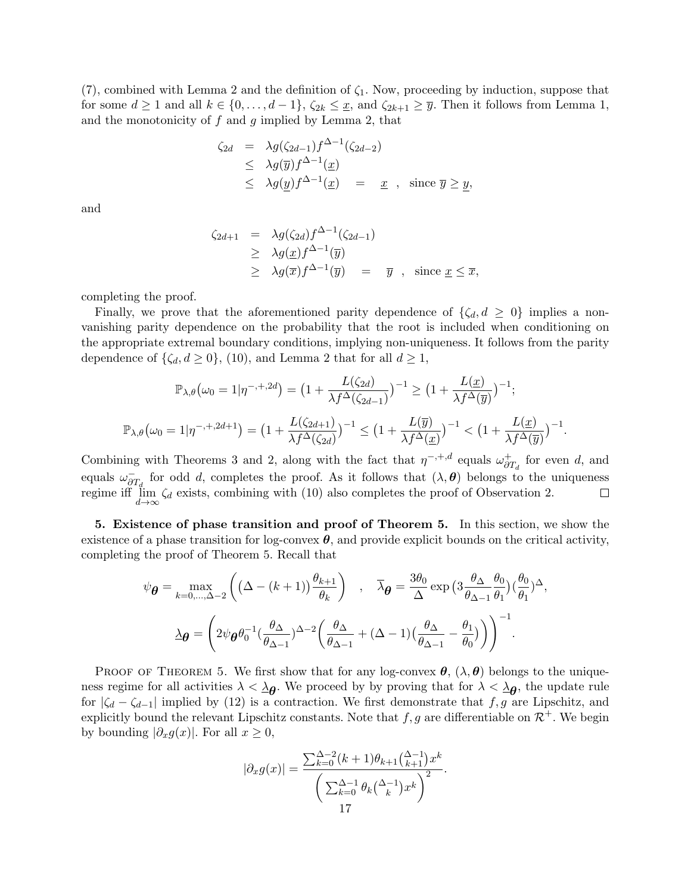(7), combined with Lemma 2 and the definition of $\zeta_1$. Now, proceeding by induction, suppose that for some $d \geq 1$ and all $k \in \{0, \ldots, d-1\}$, $\zeta_{2k} \leq \underline{x}$, and $\zeta_{2k+1} \geq \overline{y}$. Then it follows from Lemma 1, and the monotonicity of $f$ and $g$ implied by Lemma 2, that

$$\begin{aligned}
\zeta_{2d} &= \lambda g(\zeta_{2d-1}) f^{\Delta-1}(\zeta_{2d-2}) \\
&\leq \lambda g(\overline{y}) f^{\Delta-1}(\underline{x}) \\
&\leq \lambda g(\underline{y}) f^{\Delta-1}(\underline{x}) \quad = \quad \underline{x} \quad , \quad \text{since } \overline{y} \geq \underline{y},
\end{aligned}$$

and

$$\begin{aligned}
\zeta_{2d+1} &= \lambda g(\zeta_{2d}) f^{\Delta-1}(\zeta_{2d-1}) \\
&\geq \lambda g(\underline{x}) f^{\Delta-1}(\overline{y}) \\
&\geq \lambda g(\overline{x}) f^{\Delta-1}(\overline{y}) \quad = \quad \overline{y} \quad , \quad \text{since } \underline{x} \leq \overline{x},
\end{aligned}$$

completing the proof.

Finally, we prove that the aforementioned parity dependence of $\{\zeta_d, d \geq 0\}$ implies a non-vanishing parity dependence on the probability that the root is included when conditioning on the appropriate extremal boundary conditions, implying non-uniqueness. It follows from the parity dependence of $\{\zeta_d, d \geq 0\}$, (10), and Lemma 2 that for all $d \geq 1$,

$$\mathbb{P}_{\lambda,\theta}\big(\omega_0 = 1 | \eta^{-,+,2d}\big) = \big(1 + \frac{L(\zeta_{2d})}{\lambda f^{\Delta}(\zeta_{2d-1})}\big)^{-1} \geq \big(1 + \frac{L(\underline{x})}{\lambda f^{\Delta}(\overline{y})}\big)^{-1};$$

$$\mathbb{P}_{\lambda,\theta}\big(\omega_0 = 1 | \eta^{-,+,2d+1}\big) = \big(1 + \frac{L(\zeta_{2d+1})}{\lambda f^{\Delta}(\zeta_{2d})}\big)^{-1} \leq \big(1 + \frac{L(\overline{y})}{\lambda f^{\Delta}(\underline{x})}\big)^{-1} < \big(1 + \frac{L(\underline{x})}{\lambda f^{\Delta}(\overline{y})}\big)^{-1}.$$

Combining with Theorems 3 and 2, along with the fact that $\eta^{-,+,d}$ equals $\omega^{+}_{\partial T_d}$ for even $d$, and equals $\omega^{-}_{\partial T_d}$ for odd $d$, completes the proof. As it follows that $(\lambda, \boldsymbol{\theta})$ belongs to the uniqueness regime iff $\lim_{d \to \infty} \zeta_d$ exists, combining with (10) also completes the proof of Observation 2. $\square$

**5. Existence of phase transition and proof of Theorem 5.** In this section, we show the existence of a phase transition for log-convex $\boldsymbol{\theta}$, and provide explicit bounds on the critical activity, completing the proof of Theorem 5. Recall that

$$\psi_{\boldsymbol{\theta}} = \max_{k=0,\ldots,\Delta-2} \left( \big(\Delta - (k+1)\big) \frac{\theta_{k+1}}{\theta_k} \right) \quad , \quad \overline{\lambda}_{\boldsymbol{\theta}} = \frac{3\theta_0}{\Delta} \exp\big(3 \frac{\theta_\Delta}{\theta_{\Delta-1}} \frac{\theta_0}{\theta_1}\big) \big(\frac{\theta_0}{\theta_1}\big)^{\Delta},$$

$$\underline{\lambda}_{\boldsymbol{\theta}} = \left( 2\psi_{\boldsymbol{\theta}} \theta_0^{-1} \big(\frac{\theta_\Delta}{\theta_{\Delta-1}}\big)^{\Delta-2} \bigg( \frac{\theta_\Delta}{\theta_{\Delta-1}} + (\Delta-1)\big(\frac{\theta_\Delta}{\theta_{\Delta-1}} - \frac{\theta_1}{\theta_0}\big) \bigg) \right)^{-1}.$$

Proof of Theorem 5. We first show that for any log-convex $\boldsymbol{\theta}$, $(\lambda, \boldsymbol{\theta})$ belongs to the uniqueness regime for all activities $\lambda < \underline{\lambda}_{\boldsymbol{\theta}}$. We proceed by by proving that for $\lambda < \underline{\lambda}_{\boldsymbol{\theta}}$, the update rule for $|\zeta_d - \zeta_{d-1}|$ implied by (12) is a contraction. We first demonstrate that $f, g$ are Lipschitz, and explicitly bound the relevant Lipschitz constants. Note that $f, g$ are differentiable on $\mathcal{R}^+$. We begin by bounding $|\partial_x g(x)|$. For all $x \geq 0$,

$$|\partial_x g(x)| = \frac{\sum_{k=0}^{\Delta-2} (k+1)\theta_{k+1} \binom{\Delta-1}{k+1} x^k}{\bigg( \sum_{k=0}^{\Delta-1} \theta_k \binom{\Delta-1}{k} x^k \bigg)^2}.$$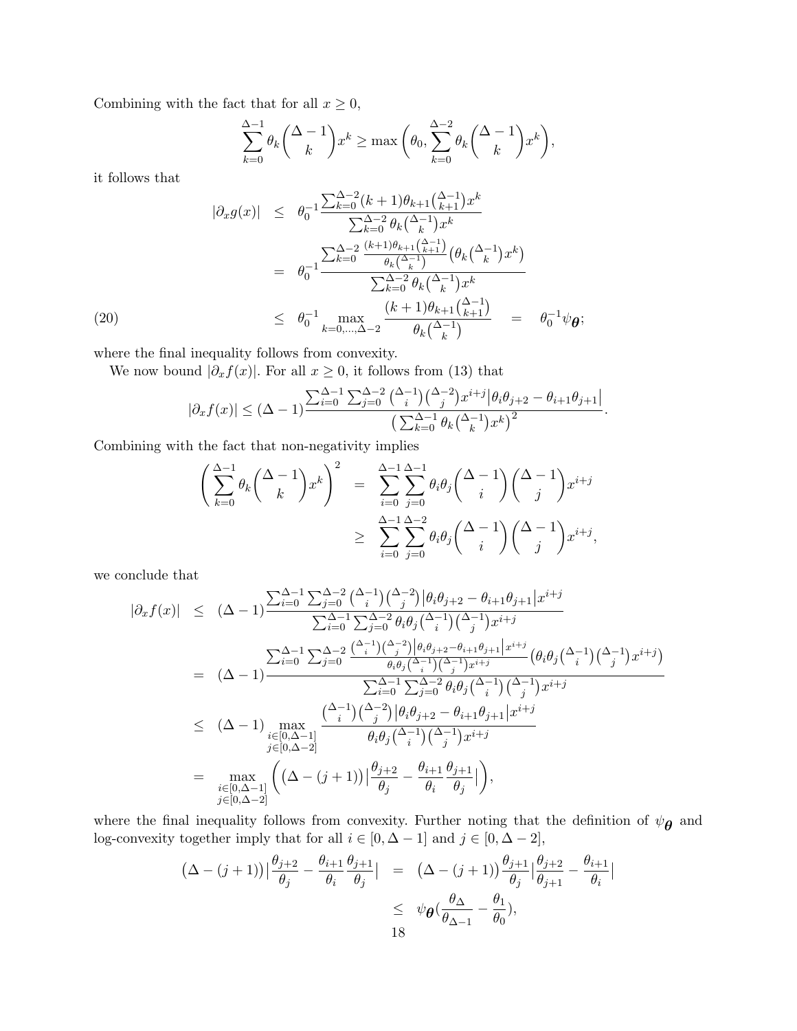Combining with the fact that for all $x \geq 0$,

$$\sum_{k=0}^{\Delta-1} \theta_k \binom{\Delta-1}{k} x^k \geq \max\bigg(\theta_0, \sum_{k=0}^{\Delta-2} \theta_k \binom{\Delta-1}{k} x^k\bigg),$$

it follows that

$$\begin{aligned}
|\partial_x g(x)| &\leq \theta_0^{-1} \frac{\sum_{k=0}^{\Delta-2}(k+1)\theta_{k+1}\binom{\Delta-1}{k+1}x^k}{\sum_{k=0}^{\Delta-2}\theta_k\binom{\Delta-1}{k}x^k} \\
&= \theta_0^{-1} \frac{\sum_{k=0}^{\Delta-2} \frac{(k+1)\theta_{k+1}\binom{\Delta-1}{k+1}}{\theta_k\binom{\Delta-1}{k}}\big(\theta_k\binom{\Delta-1}{k}x^k\big)}{\sum_{k=0}^{\Delta-2}\theta_k\binom{\Delta-1}{k}x^k} \\
&\leq \theta_0^{-1} \max_{k=0,\ldots,\Delta-2} \frac{(k+1)\theta_{k+1}\binom{\Delta-1}{k+1}}{\theta_k\binom{\Delta-1}{k}} \quad = \quad \theta_0^{-1}\psi_{\boldsymbol{\theta}}; \qquad (20)
\end{aligned}$$

where the final inequality follows from convexity.

We now bound $|\partial_x f(x)|$. For all $x \geq 0$, it follows from (13) that

$$|\partial_x f(x)| \leq (\Delta-1)\frac{\sum_{i=0}^{\Delta-1}\sum_{j=0}^{\Delta-2}\binom{\Delta-1}{i}\binom{\Delta-2}{j}x^{i+j}\big|\theta_i\theta_{j+2}-\theta_{i+1}\theta_{j+1}\big|}{\big(\sum_{k=0}^{\Delta-1}\theta_k\binom{\Delta-1}{k}x^k\big)^2}.$$

Combining with the fact that non-negativity implies

$$\begin{aligned}
\bigg(\sum_{k=0}^{\Delta-1}\theta_k\binom{\Delta-1}{k}x^k\bigg)^2 &= \sum_{i=0}^{\Delta-1}\sum_{j=0}^{\Delta-1}\theta_i\theta_j\binom{\Delta-1}{i}\binom{\Delta-1}{j}x^{i+j} \\
&\geq \sum_{i=0}^{\Delta-1}\sum_{j=0}^{\Delta-2}\theta_i\theta_j\binom{\Delta-1}{i}\binom{\Delta-1}{j}x^{i+j},
\end{aligned}$$

we conclude that

$$\begin{aligned}
|\partial_x f(x)| &\leq (\Delta-1)\frac{\sum_{i=0}^{\Delta-1}\sum_{j=0}^{\Delta-2}\binom{\Delta-1}{i}\binom{\Delta-2}{j}\big|\theta_i\theta_{j+2}-\theta_{i+1}\theta_{j+1}\big|x^{i+j}}{\sum_{i=0}^{\Delta-1}\sum_{j=0}^{\Delta-2}\theta_i\theta_j\binom{\Delta-1}{i}\binom{\Delta-1}{j}x^{i+j}} \\
&= (\Delta-1)\frac{\sum_{i=0}^{\Delta-1}\sum_{j=0}^{\Delta-2}\frac{\binom{\Delta-1}{i}\binom{\Delta-2}{j}\big|\theta_i\theta_{j+2}-\theta_{i+1}\theta_{j+1}\big|x^{i+j}}{\theta_i\theta_j\binom{\Delta-1}{i}\binom{\Delta-1}{j}x^{i+j}}\big(\theta_i\theta_j\binom{\Delta-1}{i}\binom{\Delta-1}{j}x^{i+j}\big)}{\sum_{i=0}^{\Delta-1}\sum_{j=0}^{\Delta-2}\theta_i\theta_j\binom{\Delta-1}{i}\binom{\Delta-1}{j}x^{i+j}} \\
&\leq (\Delta-1)\max_{\substack{i\in[0,\Delta-1]\\ j\in[0,\Delta-2]}}\frac{\binom{\Delta-1}{i}\binom{\Delta-2}{j}\big|\theta_i\theta_{j+2}-\theta_{i+1}\theta_{j+1}\big|x^{i+j}}{\theta_i\theta_j\binom{\Delta-1}{i}\binom{\Delta-1}{j}x^{i+j}} \\
&= \max_{\substack{i\in[0,\Delta-1]\\ j\in[0,\Delta-2]}}\bigg(\big(\Delta-(j+1)\big)\Big|\frac{\theta_{j+2}}{\theta_j}-\frac{\theta_{i+1}}{\theta_i}\frac{\theta_{j+1}}{\theta_j}\Big|\bigg),
\end{aligned}$$

where the final inequality follows from convexity. Further noting that the definition of $\psi_{\boldsymbol{\theta}}$ and log-convexity together imply that for all $i \in [0, \Delta-1]$ and $j \in [0, \Delta-2]$,

$$\begin{aligned}
\big(\Delta-(j+1)\big)\Big|\frac{\theta_{j+2}}{\theta_j}-\frac{\theta_{i+1}}{\theta_i}\frac{\theta_{j+1}}{\theta_j}\Big| &= \big(\Delta-(j+1)\big)\frac{\theta_{j+1}}{\theta_j}\Big|\frac{\theta_{j+2}}{\theta_{j+1}}-\frac{\theta_{i+1}}{\theta_i}\Big| \\
&\leq \psi_{\boldsymbol{\theta}}\big(\frac{\theta_\Delta}{\theta_{\Delta-1}}-\frac{\theta_1}{\theta_0}\big),
\end{aligned}$$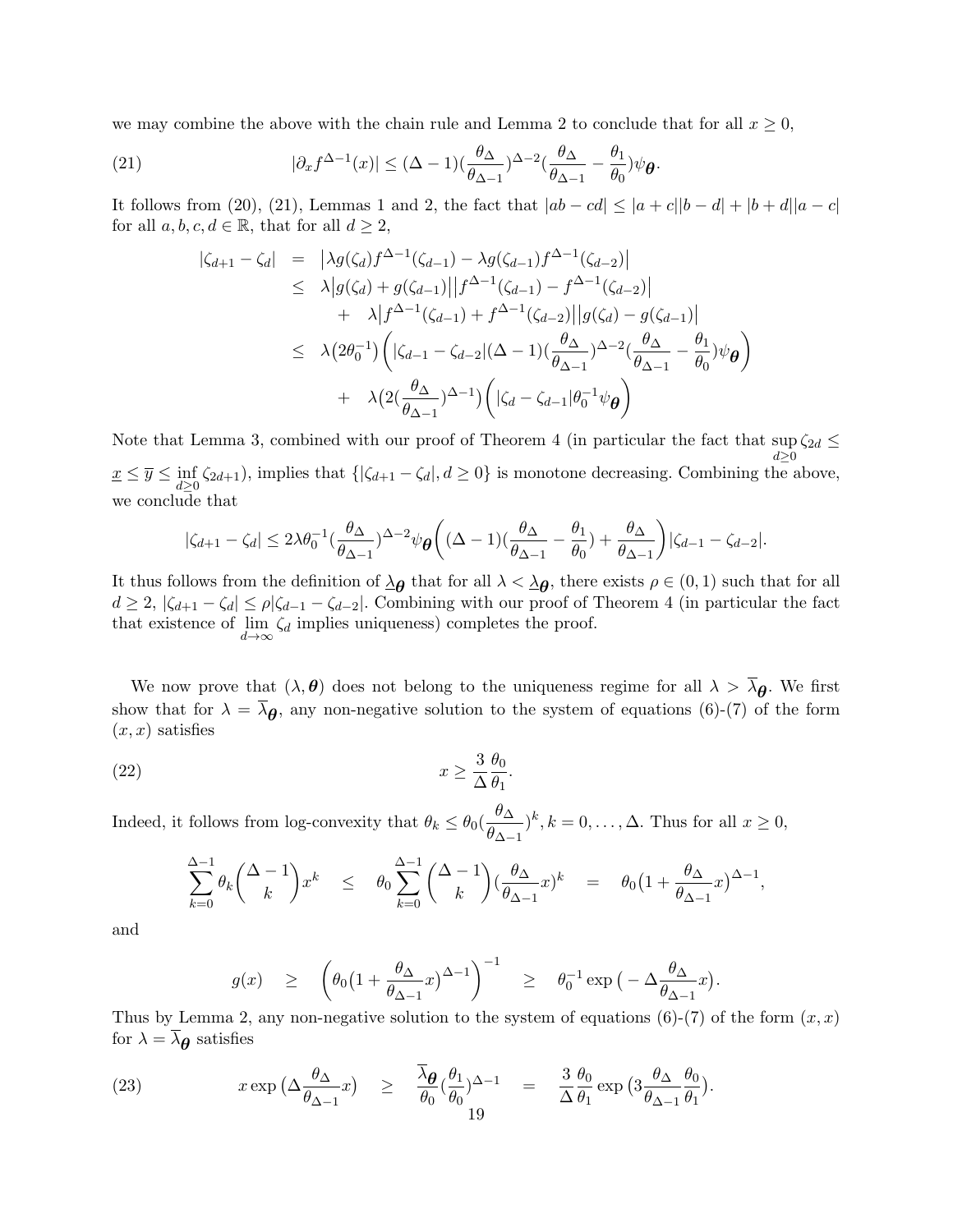we may combine the above with the chain rule and Lemma 2 to conclude that for all $x \geq 0$,

$$|\partial_x f^{\Delta-1}(x)| \leq (\Delta-1)(\frac{\theta_\Delta}{\theta_{\Delta-1}})^{\Delta-2}(\frac{\theta_\Delta}{\theta_{\Delta-1}} - \frac{\theta_1}{\theta_0})\psi_{\boldsymbol{\theta}}. \tag{21}$$

It follows from (20), (21), Lemmas 1 and 2, the fact that $|ab - cd| \leq |a+c||b-d| + |b+d||a-c|$ for all $a,b,c,d \in \mathbb{R}$, that for all $d \geq 2$,

$$\begin{aligned}
|\zeta_{d+1} - \zeta_d| &= \big|\lambda g(\zeta_d) f^{\Delta-1}(\zeta_{d-1}) - \lambda g(\zeta_{d-1}) f^{\Delta-1}(\zeta_{d-2})\big| \\
&\leq \lambda\big|g(\zeta_d) + g(\zeta_{d-1})\big|\big|f^{\Delta-1}(\zeta_{d-1}) - f^{\Delta-1}(\zeta_{d-2})\big| \\
&\quad + \lambda\big|f^{\Delta-1}(\zeta_{d-1}) + f^{\Delta-1}(\zeta_{d-2})\big|\big|g(\zeta_d) - g(\zeta_{d-1})\big| \\
&\leq \lambda\big(2\theta_0^{-1}\big)\Bigg(|\zeta_{d-1} - \zeta_{d-2}|(\Delta-1)(\frac{\theta_\Delta}{\theta_{\Delta-1}})^{\Delta-2}(\frac{\theta_\Delta}{\theta_{\Delta-1}} - \frac{\theta_1}{\theta_0})\psi_{\boldsymbol{\theta}}\Bigg) \\
&\quad + \lambda\big(2(\frac{\theta_\Delta}{\theta_{\Delta-1}})^{\Delta-1}\big)\Bigg(|\zeta_d - \zeta_{d-1}|\theta_0^{-1}\psi_{\boldsymbol{\theta}}\Bigg)
\end{aligned}$$

Note that Lemma 3, combined with our proof of Theorem 4 (in particular the fact that $\sup_{d\geq 0}\zeta_{2d} \leq \underline{x} \leq \overline{y} \leq \inf_{d\geq 0}\zeta_{2d+1}$), implies that $\{|\zeta_{d+1} - \zeta_d|, d \geq 0\}$ is monotone decreasing. Combining the above, we conclude that

$$|\zeta_{d+1} - \zeta_d| \leq 2\lambda\theta_0^{-1}(\frac{\theta_\Delta}{\theta_{\Delta-1}})^{\Delta-2}\psi_{\boldsymbol{\theta}}\Bigg((\Delta-1)(\frac{\theta_\Delta}{\theta_{\Delta-1}} - \frac{\theta_1}{\theta_0}) + \frac{\theta_\Delta}{\theta_{\Delta-1}}\Bigg)|\zeta_{d-1} - \zeta_{d-2}|.$$

It thus follows from the definition of $\underline{\lambda}_{\boldsymbol{\theta}}$ that for all $\lambda < \underline{\lambda}_{\boldsymbol{\theta}}$, there exists $\rho \in (0,1)$ such that for all $d \geq 2$, $|\zeta_{d+1} - \zeta_d| \leq \rho|\zeta_{d-1} - \zeta_{d-2}|$. Combining with our proof of Theorem 4 (in particular the fact that existence of $\lim_{d\to\infty}\zeta_d$ implies uniqueness) completes the proof.

We now prove that $(\lambda, \boldsymbol{\theta})$ does not belong to the uniqueness regime for all $\lambda > \overline{\lambda}_{\boldsymbol{\theta}}$. We first show that for $\lambda = \overline{\lambda}_{\boldsymbol{\theta}}$, any non-negative solution to the system of equations (6)-(7) of the form $(x,x)$ satisfies

$$x \geq \frac{3}{\Delta}\frac{\theta_0}{\theta_1}. \tag{22}$$

Indeed, it follows from log-convexity that $\theta_k \leq \theta_0(\frac{\theta_\Delta}{\theta_{\Delta-1}})^k, k = 0,\ldots,\Delta$. Thus for all $x \geq 0$,

$$\sum_{k=0}^{\Delta-1}\theta_k\binom{\Delta-1}{k}x^k \leq \theta_0\sum_{k=0}^{\Delta-1}\binom{\Delta-1}{k}(\frac{\theta_\Delta}{\theta_{\Delta-1}}x)^k = \theta_0\big(1 + \frac{\theta_\Delta}{\theta_{\Delta-1}}x\big)^{\Delta-1},$$

and

$$g(x) \geq \Bigg(\theta_0\big(1 + \frac{\theta_\Delta}{\theta_{\Delta-1}}x\big)^{\Delta-1}\Bigg)^{-1} \geq \theta_0^{-1}\exp\big(-\Delta\frac{\theta_\Delta}{\theta_{\Delta-1}}x\big).$$

Thus by Lemma 2, any non-negative solution to the system of equations (6)-(7) of the form $(x,x)$ for $\lambda = \overline{\lambda}_{\boldsymbol{\theta}}$ satisfies

$$x\exp\big(\Delta\frac{\theta_\Delta}{\theta_{\Delta-1}}x\big) \geq \frac{\overline{\lambda}_{\boldsymbol{\theta}}}{\theta_0}(\frac{\theta_1}{\theta_0})^{\Delta-1} = \frac{3}{\Delta}\frac{\theta_0}{\theta_1}\exp\big(3\frac{\theta_\Delta}{\theta_{\Delta-1}}\frac{\theta_0}{\theta_1}\big). \tag{23}$$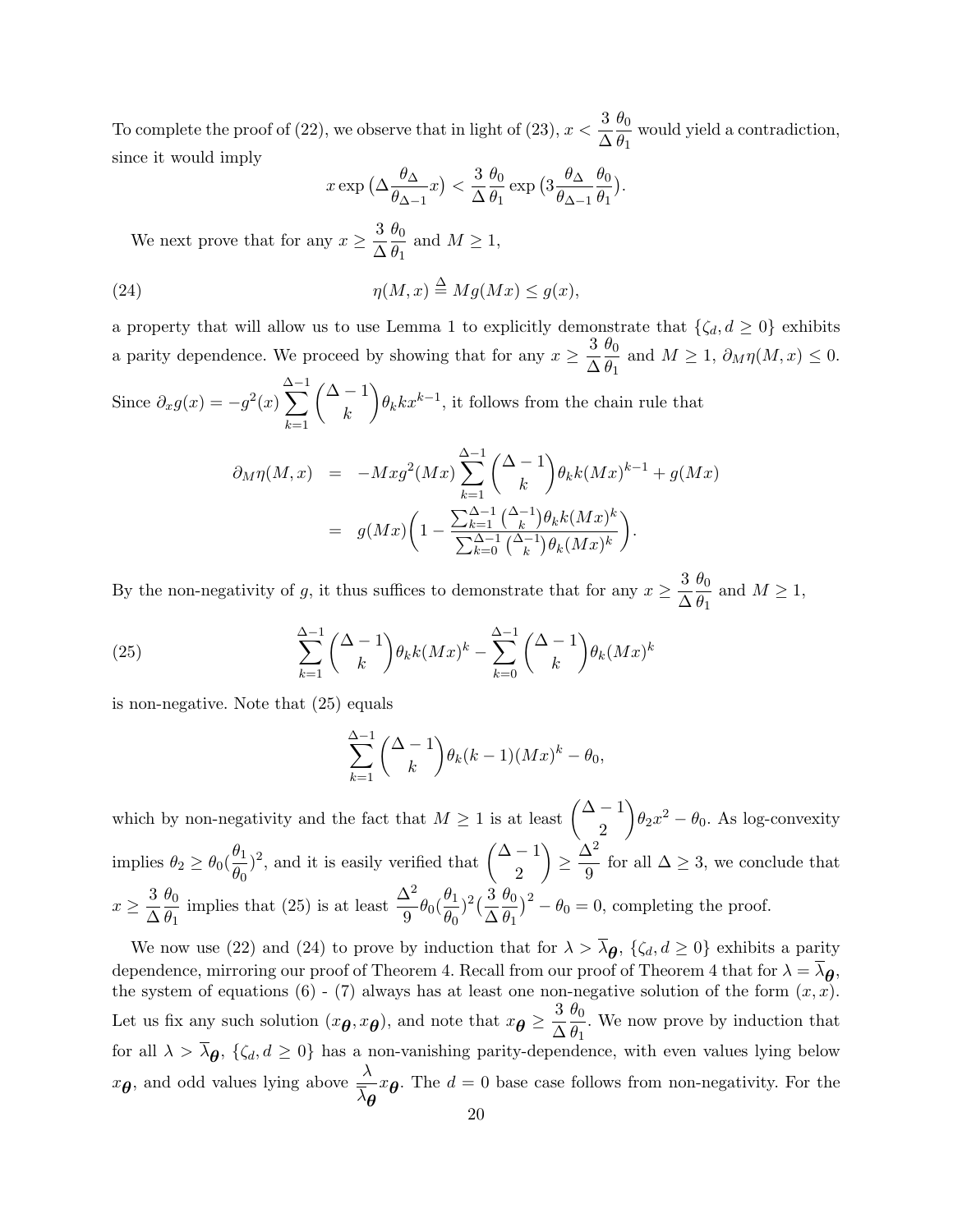To complete the proof of (22), we observe that in light of (23), $x < \frac{3}{\Delta}\frac{\theta_0}{\theta_1}$ would yield a contradiction, since it would imply

$$x \exp\big(\Delta \frac{\theta_\Delta}{\theta_{\Delta-1}} x\big) < \frac{3}{\Delta}\frac{\theta_0}{\theta_1} \exp\big(3 \frac{\theta_\Delta}{\theta_{\Delta-1}} \frac{\theta_0}{\theta_1}\big).$$

We next prove that for any $x \geq \frac{3}{\Delta}\frac{\theta_0}{\theta_1}$ and $M \geq 1$,

$$\eta(M,x) \stackrel{\Delta}{=} M g(Mx) \leq g(x), \tag{24}$$

a property that will allow us to use Lemma 1 to explicitly demonstrate that $\{\zeta_d, d \geq 0\}$ exhibits a parity dependence. We proceed by showing that for any $x \geq \frac{3}{\Delta}\frac{\theta_0}{\theta_1}$ and $M \geq 1$, $\partial_M \eta(M,x) \leq 0$. Since $\partial_x g(x) = -g^2(x) \sum_{k=1}^{\Delta-1} \binom{\Delta-1}{k} \theta_k k x^{k-1}$, it follows from the chain rule that

$$\begin{aligned}
\partial_M \eta(M,x) &= -Mx g^2(Mx) \sum_{k=1}^{\Delta-1} \binom{\Delta-1}{k} \theta_k k (Mx)^{k-1} + g(Mx) \\
&= g(Mx)\bigg(1 - \frac{\sum_{k=1}^{\Delta-1} \binom{\Delta-1}{k} \theta_k k (Mx)^k}{\sum_{k=0}^{\Delta-1} \binom{\Delta-1}{k} \theta_k (Mx)^k}\bigg).
\end{aligned}$$

By the non-negativity of $g$, it thus suffices to demonstrate that for any $x \geq \frac{3}{\Delta}\frac{\theta_0}{\theta_1}$ and $M \geq 1$,

$$\sum_{k=1}^{\Delta-1} \binom{\Delta-1}{k} \theta_k k (Mx)^k - \sum_{k=0}^{\Delta-1} \binom{\Delta-1}{k} \theta_k (Mx)^k \tag{25}$$

is non-negative. Note that (25) equals

$$\sum_{k=1}^{\Delta-1} \binom{\Delta-1}{k} \theta_k (k-1) (Mx)^k - \theta_0,$$

which by non-negativity and the fact that $M \geq 1$ is at least $\binom{\Delta-1}{2}\theta_2 x^2 - \theta_0$. As log-convexity implies $\theta_2 \geq \theta_0 (\frac{\theta_1}{\theta_0})^2$, and it is easily verified that $\binom{\Delta-1}{2} \geq \frac{\Delta^2}{9}$ for all $\Delta \geq 3$, we conclude that $x \geq \frac{3}{\Delta}\frac{\theta_0}{\theta_1}$ implies that (25) is at least $\frac{\Delta^2}{9}\theta_0(\frac{\theta_1}{\theta_0})^2(\frac{3}{\Delta}\frac{\theta_0}{\theta_1})^2 - \theta_0 = 0$, completing the proof.

We now use (22) and (24) to prove by induction that for $\lambda > \overline{\lambda}_{\boldsymbol{\theta}}$, $\{\zeta_d, d \geq 0\}$ exhibits a parity dependence, mirroring our proof of Theorem 4. Recall from our proof of Theorem 4 that for $\lambda = \overline{\lambda}_{\boldsymbol{\theta}}$, the system of equations (6) - (7) always has at least one non-negative solution of the form $(x,x)$. Let us fix any such solution $(x_{\boldsymbol{\theta}}, x_{\boldsymbol{\theta}})$, and note that $x_{\boldsymbol{\theta}} \geq \frac{3}{\Delta}\frac{\theta_0}{\theta_1}$. We now prove by induction that for all $\lambda > \overline{\lambda}_{\boldsymbol{\theta}}$, $\{\zeta_d, d \geq 0\}$ has a non-vanishing parity-dependence, with even values lying below $x_{\boldsymbol{\theta}}$, and odd values lying above $\frac{\lambda}{\overline{\lambda}_{\boldsymbol{\theta}}} x_{\boldsymbol{\theta}}$. The $d = 0$ base case follows from non-negativity. For the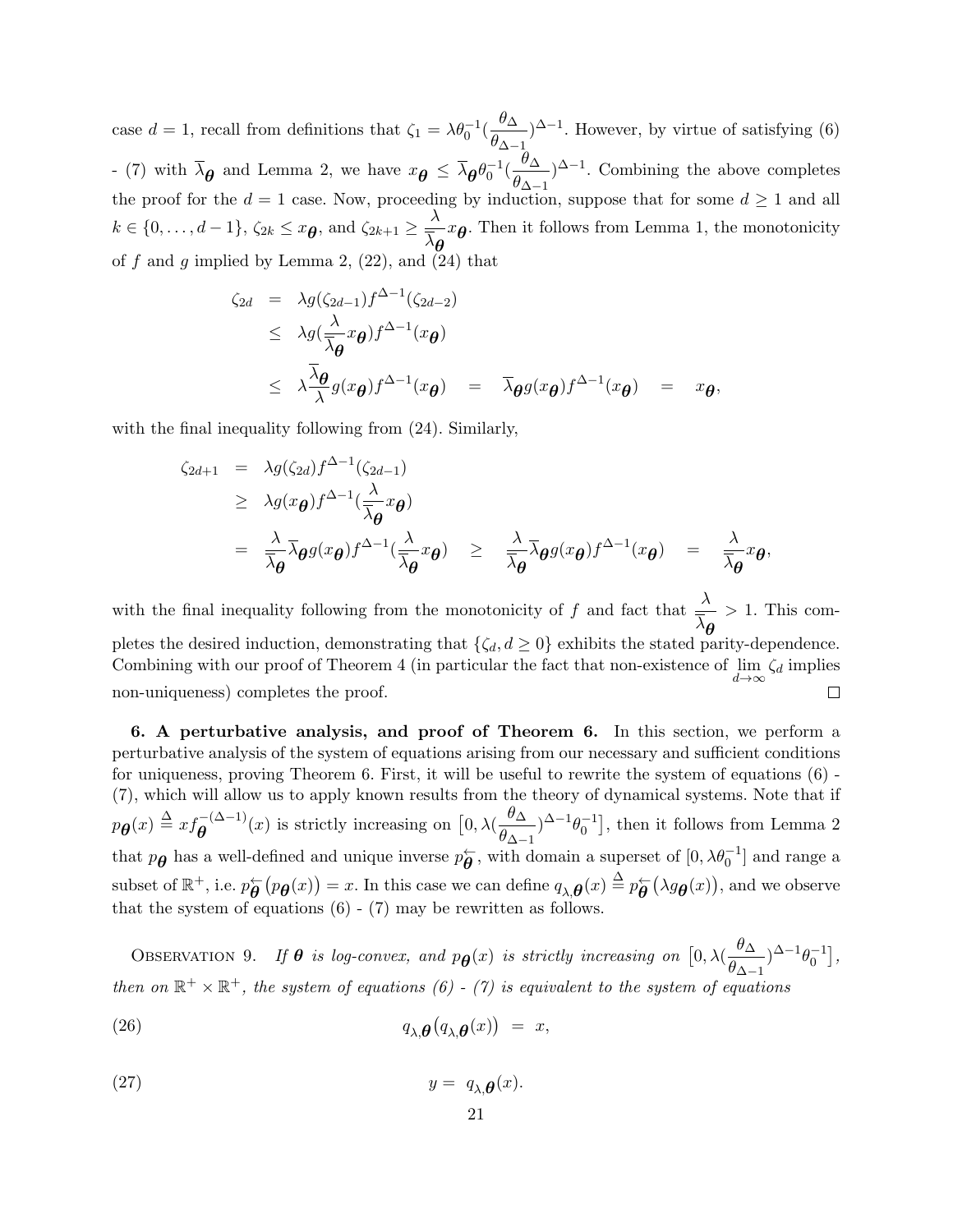case $d = 1$, recall from definitions that $\zeta_1 = \lambda \theta_0^{-1} (\frac{\theta_\Delta}{\theta_{\Delta-1}})^{\Delta-1}$. However, by virtue of satisfying (6) - (7) with $\overline{\lambda}_{\boldsymbol{\theta}}$ and Lemma 2, we have $x_{\boldsymbol{\theta}} \leq \overline{\lambda}_{\boldsymbol{\theta}} \theta_0^{-1} (\frac{\theta_\Delta}{\theta_{\Delta-1}})^{\Delta-1}$. Combining the above completes the proof for the $d = 1$ case. Now, proceeding by induction, suppose that for some $d \geq 1$ and all $k \in \{0, \ldots, d-1\}$, $\zeta_{2k} \leq x_{\boldsymbol{\theta}}$, and $\zeta_{2k+1} \geq \frac{\lambda}{\overline{\lambda}_{\boldsymbol{\theta}}} x_{\boldsymbol{\theta}}$. Then it follows from Lemma 1, the monotonicity of $f$ and $g$ implied by Lemma 2, (22), and (24) that

$$
\begin{aligned}
\zeta_{2d} &= \lambda g(\zeta_{2d-1}) f^{\Delta-1}(\zeta_{2d-2}) \\
&\leq \lambda g(\frac{\lambda}{\overline{\lambda}_{\boldsymbol{\theta}}} x_{\boldsymbol{\theta}}) f^{\Delta-1}(x_{\boldsymbol{\theta}}) \\
&\leq \lambda \frac{\overline{\lambda}_{\boldsymbol{\theta}}}{\lambda} g(x_{\boldsymbol{\theta}}) f^{\Delta-1}(x_{\boldsymbol{\theta}}) \quad = \quad \overline{\lambda}_{\boldsymbol{\theta}} g(x_{\boldsymbol{\theta}}) f^{\Delta-1}(x_{\boldsymbol{\theta}}) \quad = \quad x_{\boldsymbol{\theta}},
\end{aligned}
$$

with the final inequality following from (24). Similarly,

$$
\begin{aligned}
\zeta_{2d+1} &= \lambda g(\zeta_{2d}) f^{\Delta-1}(\zeta_{2d-1}) \\
&\geq \lambda g(x_{\boldsymbol{\theta}}) f^{\Delta-1}(\frac{\lambda}{\overline{\lambda}_{\boldsymbol{\theta}}} x_{\boldsymbol{\theta}}) \\
&= \frac{\lambda}{\overline{\lambda}_{\boldsymbol{\theta}}} \overline{\lambda}_{\boldsymbol{\theta}} g(x_{\boldsymbol{\theta}}) f^{\Delta-1}(\frac{\lambda}{\overline{\lambda}_{\boldsymbol{\theta}}} x_{\boldsymbol{\theta}}) \quad \geq \quad \frac{\lambda}{\overline{\lambda}_{\boldsymbol{\theta}}} \overline{\lambda}_{\boldsymbol{\theta}} g(x_{\boldsymbol{\theta}}) f^{\Delta-1}(x_{\boldsymbol{\theta}}) \quad = \quad \frac{\lambda}{\overline{\lambda}_{\boldsymbol{\theta}}} x_{\boldsymbol{\theta}},
\end{aligned}
$$

with the final inequality following from the monotonicity of $f$ and fact that $\frac{\lambda}{\overline{\lambda}_{\boldsymbol{\theta}}} > 1$. This completes the desired induction, demonstrating that $\{\zeta_d, d \geq 0\}$ exhibits the stated parity-dependence. Combining with our proof of Theorem 4 (in particular the fact that non-existence of $\lim_{d \to \infty} \zeta_d$ implies non-uniqueness) completes the proof. $\square$

**6. A perturbative analysis, and proof of Theorem 6.** In this section, we perform a perturbative analysis of the system of equations arising from our necessary and sufficient conditions for uniqueness, proving Theorem 6. First, it will be useful to rewrite the system of equations (6) - (7), which will allow us to apply known results from the theory of dynamical systems. Note that if $p_{\boldsymbol{\theta}}(x) \stackrel{\Delta}{=} x f_{\boldsymbol{\theta}}^{-(\Delta-1)}(x)$ is strictly increasing on $\big[0, \lambda(\frac{\theta_\Delta}{\theta_{\Delta-1}})^{\Delta-1}\theta_0^{-1}\big]$, then it follows from Lemma 2 that $p_{\boldsymbol{\theta}}$ has a well-defined and unique inverse $p_{\boldsymbol{\theta}}^{\leftarrow}$, with domain a superset of $[0, \lambda\theta_0^{-1}]$ and range a subset of $\mathbb{R}^+$, i.e. $p_{\boldsymbol{\theta}}^{\leftarrow}\big(p_{\boldsymbol{\theta}}(x)\big) = x$. In this case we can define $q_{\lambda,\boldsymbol{\theta}}(x) \stackrel{\Delta}{=} p_{\boldsymbol{\theta}}^{\leftarrow}\big(\lambda g_{\boldsymbol{\theta}}(x)\big)$, and we observe that the system of equations (6) - (7) may be rewritten as follows.

OBSERVATION 9. *If $\boldsymbol{\theta}$ is log-convex, and $p_{\boldsymbol{\theta}}(x)$ is strictly increasing on $\big[0, \lambda(\frac{\theta_\Delta}{\theta_{\Delta-1}})^{\Delta-1}\theta_0^{-1}\big]$, then on $\mathbb{R}^+ \times \mathbb{R}^+$, the system of equations (6) - (7) is equivalent to the system of equations*

$$
q_{\lambda,\boldsymbol{\theta}}\big(q_{\lambda,\boldsymbol{\theta}}(x)\big) = x, \tag{26}
$$

$$
y = q_{\lambda,\boldsymbol{\theta}}(x). \tag{27}
$$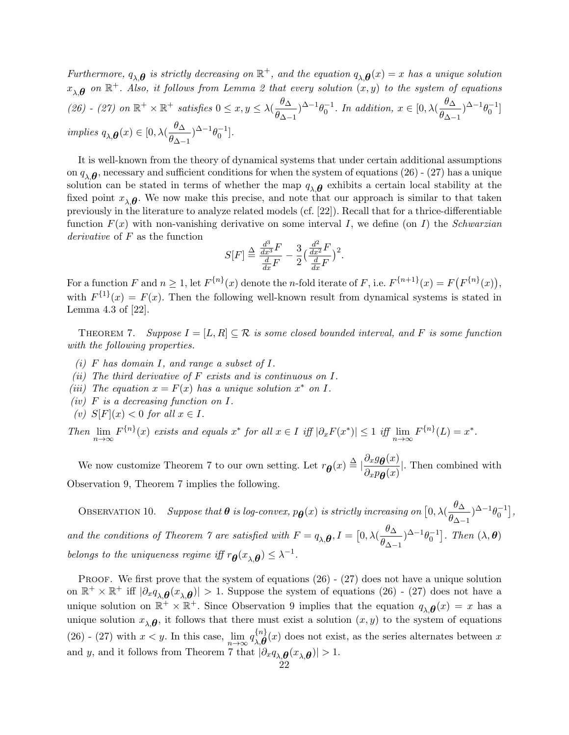*Furthermore, $q_{\lambda,\boldsymbol{\theta}}$ is strictly decreasing on $\mathbb{R}^+$, and the equation $q_{\lambda,\boldsymbol{\theta}}(x) = x$ has a unique solution $x_{\lambda,\boldsymbol{\theta}}$ on $\mathbb{R}^+$. Also, it follows from Lemma 2 that every solution $(x, y)$ to the system of equations (26) - (27) on $\mathbb{R}^+ \times \mathbb{R}^+$ satisfies $0 \leq x, y \leq \lambda(\frac{\theta_\Delta}{\theta_{\Delta-1}})^{\Delta-1}\theta_0^{-1}$. In addition, $x \in [0, \lambda(\frac{\theta_\Delta}{\theta_{\Delta-1}})^{\Delta-1}\theta_0^{-1}]$ implies $q_{\lambda,\boldsymbol{\theta}}(x) \in [0, \lambda(\frac{\theta_\Delta}{\theta_{\Delta-1}})^{\Delta-1}\theta_0^{-1}]$.*

It is well-known from the theory of dynamical systems that under certain additional assumptions on $q_{\lambda,\boldsymbol{\theta}}$, necessary and sufficient conditions for when the system of equations (26) - (27) has a unique solution can be stated in terms of whether the map $q_{\lambda,\boldsymbol{\theta}}$ exhibits a certain local stability at the fixed point $x_{\lambda,\boldsymbol{\theta}}$. We now make this precise, and note that our approach is similar to that taken previously in the literature to analyze related models (cf. [22]). Recall that for a thrice-differentiable function $F(x)$ with non-vanishing derivative on some interval $I$, we define (on $I$) the *Schwarzian derivative* of $F$ as the function

$$S[F] \triangleq \frac{\frac{d^3}{dx^3}F}{\frac{d}{dx}F} - \frac{3}{2}\left(\frac{\frac{d^2}{dx^2}F}{\frac{d}{dx}F}\right)^2.$$

For a function $F$ and $n \geq 1$, let $F^{\{n\}}(x)$ denote the $n$-fold iterate of $F$, i.e. $F^{\{n+1\}}(x) = F\big(F^{\{n\}}(x)\big)$, with $F^{\{1\}}(x) = F(x)$. Then the following well-known result from dynamical systems is stated in Lemma 4.3 of [22].

THEOREM 7. *Suppose $I = [L, R] \subseteq \mathcal{R}$ is some closed bounded interval, and $F$ is some function with the following properties.*

*(i) $F$ has domain $I$, and range a subset of $I$.*
*(ii) The third derivative of $F$ exists and is continuous on $I$.*
*(iii) The equation $x = F(x)$ has a unique solution $x^*$ on $I$.*
*(iv) $F$ is a decreasing function on $I$.*
*(v) $S[F](x) < 0$ for all $x \in I$.*

*Then $\lim_{n\to\infty} F^{\{n\}}(x)$ exists and equals $x^*$ for all $x \in I$ iff $|\partial_x F(x^*)| \leq 1$ iff $\lim_{n\to\infty} F^{\{n\}}(L) = x^*$.*

We now customize Theorem 7 to our own setting. Let $r_{\boldsymbol{\theta}}(x) \triangleq |\frac{\partial_x g_{\boldsymbol{\theta}}(x)}{\partial_x p_{\boldsymbol{\theta}}(x)}|$. Then combined with Observation 9, Theorem 7 implies the following.

OBSERVATION 10. *Suppose that $\boldsymbol{\theta}$ is log-convex, $p_{\boldsymbol{\theta}}(x)$ is strictly increasing on $\big[0, \lambda(\frac{\theta_\Delta}{\theta_{\Delta-1}})^{\Delta-1}\theta_0^{-1}\big]$, and the conditions of Theorem 7 are satisfied with $F = q_{\lambda,\boldsymbol{\theta}}, I = \big[0, \lambda(\frac{\theta_\Delta}{\theta_{\Delta-1}})^{\Delta-1}\theta_0^{-1}\big]$. Then $(\lambda, \boldsymbol{\theta})$ belongs to the uniqueness regime iff $r_{\boldsymbol{\theta}}(x_{\lambda,\boldsymbol{\theta}}) \leq \lambda^{-1}$.*

PROOF. We first prove that the system of equations (26) - (27) does not have a unique solution on $\mathbb{R}^+ \times \mathbb{R}^+$ iff $|\partial_x q_{\lambda,\boldsymbol{\theta}}(x_{\lambda,\boldsymbol{\theta}})| > 1$. Suppose the system of equations (26) - (27) does not have a unique solution on $\mathbb{R}^+ \times \mathbb{R}^+$. Since Observation 9 implies that the equation $q_{\lambda,\boldsymbol{\theta}}(x) = x$ has a unique solution $x_{\lambda,\boldsymbol{\theta}}$, it follows that there must exist a solution $(x, y)$ to the system of equations (26) - (27) with $x < y$. In this case, $\lim_{n\to\infty} q^{\{n\}}_{\lambda,\boldsymbol{\theta}}(x)$ does not exist, as the series alternates between $x$ and $y$, and it follows from Theorem 7 that $|\partial_x q_{\lambda,\boldsymbol{\theta}}(x_{\lambda,\boldsymbol{\theta}})| > 1$.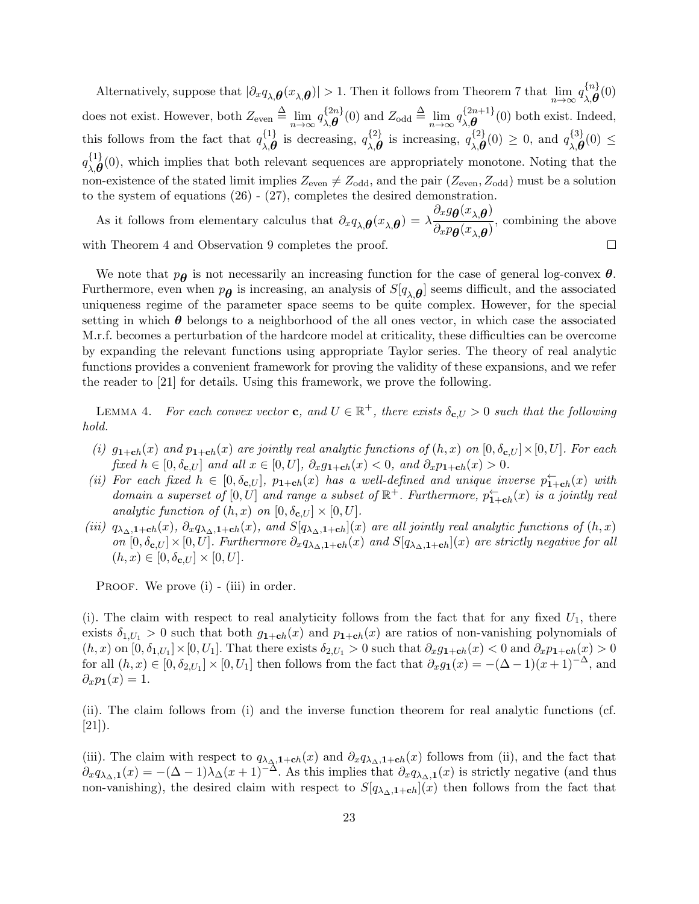Alternatively, suppose that $|\partial_x q_{\lambda,\boldsymbol{\theta}}(x_{\lambda,\boldsymbol{\theta}})| > 1$. Then it follows from Theorem 7 that $\lim_{n\to\infty} q^{\{n\}}_{\lambda,\boldsymbol{\theta}}(0)$ does not exist. However, both $Z_{\text{even}} \triangleq \lim_{n\to\infty} q^{\{2n\}}_{\lambda,\boldsymbol{\theta}}(0)$ and $Z_{\text{odd}} \triangleq \lim_{n\to\infty} q^{\{2n+1\}}_{\lambda,\boldsymbol{\theta}}(0)$ both exist. Indeed, this follows from the fact that $q^{\{1\}}_{\lambda,\boldsymbol{\theta}}$ is decreasing, $q^{\{2\}}_{\lambda,\boldsymbol{\theta}}$ is increasing, $q^{\{2\}}_{\lambda,\boldsymbol{\theta}}(0) \geq 0$, and $q^{\{3\}}_{\lambda,\boldsymbol{\theta}}(0) \leq q^{\{1\}}_{\lambda,\boldsymbol{\theta}}(0)$, which implies that both relevant sequences are appropriately monotone. Noting that the non-existence of the stated limit implies $Z_{\text{even}} \neq Z_{\text{odd}}$, and the pair $(Z_{\text{even}}, Z_{\text{odd}})$ must be a solution to the system of equations (26) - (27), completes the desired demonstration.

As it follows from elementary calculus that $\partial_x q_{\lambda,\boldsymbol{\theta}}(x_{\lambda,\boldsymbol{\theta}}) = \lambda \dfrac{\partial_x g_{\boldsymbol{\theta}}(x_{\lambda,\boldsymbol{\theta}})}{\partial_x p_{\boldsymbol{\theta}}(x_{\lambda,\boldsymbol{\theta}})}$, combining the above with Theorem 4 and Observation 9 completes the proof. $\square$

We note that $p_{\boldsymbol{\theta}}$ is not necessarily an increasing function for the case of general log-convex $\boldsymbol{\theta}$. Furthermore, even when $p_{\boldsymbol{\theta}}$ is increasing, an analysis of $S[q_{\lambda,\boldsymbol{\theta}}]$ seems difficult, and the associated uniqueness regime of the parameter space seems to be quite complex. However, for the special setting in which $\boldsymbol{\theta}$ belongs to a neighborhood of the all ones vector, in which case the associated M.r.f. becomes a perturbation of the hardcore model at criticality, these difficulties can be overcome by expanding the relevant functions using appropriate Taylor series. The theory of real analytic functions provides a convenient framework for proving the validity of these expansions, and we refer the reader to [21] for details. Using this framework, we prove the following.

LEMMA 4. *For each convex vector $\mathbf{c}$, and $U \in \mathbb{R}^+$, there exists $\delta_{\mathbf{c},U} > 0$ such that the following hold.*

*(i) $g_{\mathbf{1}+\mathbf{c}h}(x)$ and $p_{\mathbf{1}+\mathbf{c}h}(x)$ are jointly real analytic functions of $(h,x)$ on $[0,\delta_{\mathbf{c},U}]\times[0,U]$. For each fixed $h \in [0,\delta_{\mathbf{c},U}]$ and all $x \in [0,U]$, $\partial_x g_{\mathbf{1}+\mathbf{c}h}(x) < 0$, and $\partial_x p_{\mathbf{1}+\mathbf{c}h}(x) > 0$.*

*(ii) For each fixed $h \in [0,\delta_{\mathbf{c},U}]$, $p_{\mathbf{1}+\mathbf{c}h}(x)$ has a well-defined and unique inverse $p^{\leftarrow}_{\mathbf{1}+\mathbf{c}h}(x)$ with domain a superset of $[0,U]$ and range a subset of $\mathbb{R}^+$. Furthermore, $p^{\leftarrow}_{\mathbf{1}+\mathbf{c}h}(x)$ is a jointly real analytic function of $(h,x)$ on $[0,\delta_{\mathbf{c},U}]\times[0,U]$.*

*(iii) $q_{\lambda_\Delta,\mathbf{1}+\mathbf{c}h}(x)$, $\partial_x q_{\lambda_\Delta,\mathbf{1}+\mathbf{c}h}(x)$, and $S[q_{\lambda_\Delta,\mathbf{1}+\mathbf{c}h}](x)$ are all jointly real analytic functions of $(h,x)$ on $[0,\delta_{\mathbf{c},U}]\times[0,U]$. Furthermore $\partial_x q_{\lambda_\Delta,\mathbf{1}+\mathbf{c}h}(x)$ and $S[q_{\lambda_\Delta,\mathbf{1}+\mathbf{c}h}](x)$ are strictly negative for all $(h,x) \in [0,\delta_{\mathbf{c},U}]\times[0,U]$.*

PROOF. We prove (i) - (iii) in order.

(i). The claim with respect to real analyticity follows from the fact that for any fixed $U_1$, there exists $\delta_{1,U_1} > 0$ such that both $g_{\mathbf{1}+\mathbf{c}h}(x)$ and $p_{\mathbf{1}+\mathbf{c}h}(x)$ are ratios of non-vanishing polynomials of $(h,x)$ on $[0,\delta_{1,U_1}]\times[0,U_1]$. That there exists $\delta_{2,U_1} > 0$ such that $\partial_x g_{\mathbf{1}+\mathbf{c}h}(x) < 0$ and $\partial_x p_{\mathbf{1}+\mathbf{c}h}(x) > 0$ for all $(h,x) \in [0,\delta_{2,U_1}]\times[0,U_1]$ then follows from the fact that $\partial_x g_{\mathbf{1}}(x) = -(\Delta-1)(x+1)^{-\Delta}$, and $\partial_x p_{\mathbf{1}}(x) = 1$.

(ii). The claim follows from (i) and the inverse function theorem for real analytic functions (cf. [21]).

(iii). The claim with respect to $q_{\lambda_\Delta,\mathbf{1}+\mathbf{c}h}(x)$ and $\partial_x q_{\lambda_\Delta,\mathbf{1}+\mathbf{c}h}(x)$ follows from (ii), and the fact that $\partial_x q_{\lambda_\Delta,\mathbf{1}}(x) = -(\Delta-1)\lambda_\Delta(x+1)^{-\Delta}$. As this implies that $\partial_x q_{\lambda_\Delta,\mathbf{1}}(x)$ is strictly negative (and thus non-vanishing), the desired claim with respect to $S[q_{\lambda_\Delta,\mathbf{1}+\mathbf{c}h}](x)$ then follows from the fact that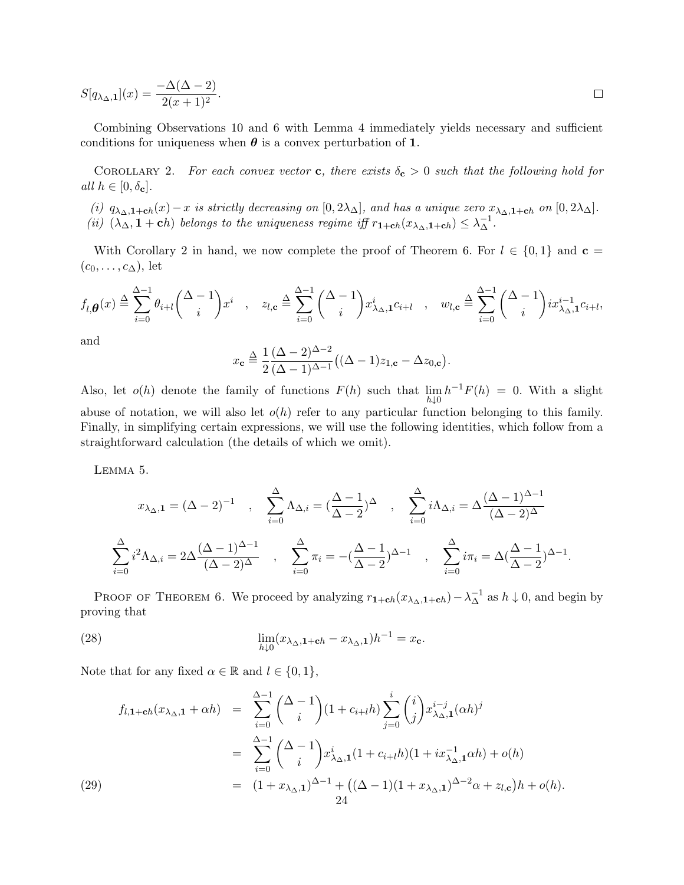$$S[q_{\lambda_\Delta,\mathbf{1}}](x) = \frac{-\Delta(\Delta-2)}{2(x+1)^2}.$$ □

Combining Observations 10 and 6 with Lemma 4 immediately yields necessary and sufficient conditions for uniqueness when $\boldsymbol{\theta}$ is a convex perturbation of $\mathbf{1}$.

Corollary 2. *For each convex vector* $\mathbf{c}$*, there exists* $\delta_{\mathbf{c}} > 0$ *such that the following hold for all* $h \in [0, \delta_{\mathbf{c}}]$*.*

*(i)* $q_{\lambda_\Delta,\mathbf{1}+\mathbf{c}h}(x) - x$ *is strictly decreasing on* $[0, 2\lambda_\Delta]$*, and has a unique zero* $x_{\lambda_\Delta,\mathbf{1}+\mathbf{c}h}$ *on* $[0, 2\lambda_\Delta]$*.*
*(ii)* $(\lambda_\Delta, \mathbf{1}+\mathbf{c}h)$ *belongs to the uniqueness regime iff* $r_{\mathbf{1}+\mathbf{c}h}(x_{\lambda_\Delta,\mathbf{1}+\mathbf{c}h}) \leq \lambda_\Delta^{-1}$*.*

With Corollary 2 in hand, we now complete the proof of Theorem 6. For $l \in \{0,1\}$ and $\mathbf{c} = (c_0, \ldots, c_\Delta)$, let

$$f_{l,\boldsymbol{\theta}}(x) \triangleq \sum_{i=0}^{\Delta-1} \theta_{i+l}\binom{\Delta-1}{i}x^i \quad , \quad z_{l,\mathbf{c}} \triangleq \sum_{i=0}^{\Delta-1}\binom{\Delta-1}{i}x^i_{\lambda_\Delta,\mathbf{1}}c_{i+l} \quad , \quad w_{l,\mathbf{c}} \triangleq \sum_{i=0}^{\Delta-1}\binom{\Delta-1}{i}ix^{i-1}_{\lambda_\Delta,\mathbf{1}}c_{i+l},$$

and

$$x_{\mathbf{c}} \triangleq \frac{1}{2}\frac{(\Delta-2)^{\Delta-2}}{(\Delta-1)^{\Delta-1}}\big((\Delta-1)z_{1,\mathbf{c}} - \Delta z_{0,\mathbf{c}}\big).$$

Also, let $o(h)$ denote the family of functions $F(h)$ such that $\lim_{h\downarrow 0} h^{-1}F(h) = 0$. With a slight abuse of notation, we will also let $o(h)$ refer to any particular function belonging to this family. Finally, in simplifying certain expressions, we will use the following identities, which follow from a straightforward calculation (the details of which we omit).

Lemma 5.

$$x_{\lambda_\Delta,\mathbf{1}} = (\Delta-2)^{-1} \quad , \quad \sum_{i=0}^{\Delta}\Lambda_{\Delta,i} = \Big(\frac{\Delta-1}{\Delta-2}\Big)^{\Delta} \quad , \quad \sum_{i=0}^{\Delta} i\Lambda_{\Delta,i} = \Delta\frac{(\Delta-1)^{\Delta-1}}{(\Delta-2)^{\Delta}}$$

$$\sum_{i=0}^{\Delta} i^2\Lambda_{\Delta,i} = 2\Delta\frac{(\Delta-1)^{\Delta-1}}{(\Delta-2)^{\Delta}} \quad , \quad \sum_{i=0}^{\Delta}\pi_i = -\Big(\frac{\Delta-1}{\Delta-2}\Big)^{\Delta-1} \quad , \quad \sum_{i=0}^{\Delta} i\pi_i = \Delta\Big(\frac{\Delta-1}{\Delta-2}\Big)^{\Delta-1}.$$

Proof of Theorem 6. We proceed by analyzing $r_{\mathbf{1}+\mathbf{c}h}(x_{\lambda_\Delta,\mathbf{1}+\mathbf{c}h}) - \lambda_\Delta^{-1}$ as $h \downarrow 0$, and begin by proving that

$$\lim_{h\downarrow 0}(x_{\lambda_\Delta,\mathbf{1}+\mathbf{c}h} - x_{\lambda_\Delta,\mathbf{1}})h^{-1} = x_{\mathbf{c}}. \tag{28}$$

Note that for any fixed $\alpha \in \mathbb{R}$ and $l \in \{0,1\}$,

$$\begin{aligned}
f_{l,\mathbf{1}+\mathbf{c}h}(x_{\lambda_\Delta,\mathbf{1}} + \alpha h) &= \sum_{i=0}^{\Delta-1}\binom{\Delta-1}{i}(1+c_{i+l}h)\sum_{j=0}^{i}\binom{i}{j}x^{i-j}_{\lambda_\Delta,\mathbf{1}}(\alpha h)^j \\
&= \sum_{i=0}^{\Delta-1}\binom{\Delta-1}{i}x^i_{\lambda_\Delta,\mathbf{1}}(1+c_{i+l}h)(1+ix^{-1}_{\lambda_\Delta,\mathbf{1}}\alpha h) + o(h) \\
&= (1+x_{\lambda_\Delta,\mathbf{1}})^{\Delta-1} + \big((\Delta-1)(1+x_{\lambda_\Delta,\mathbf{1}})^{\Delta-2}\alpha + z_{l,\mathbf{c}}\big)h + o(h).
\end{aligned} \tag{29}$$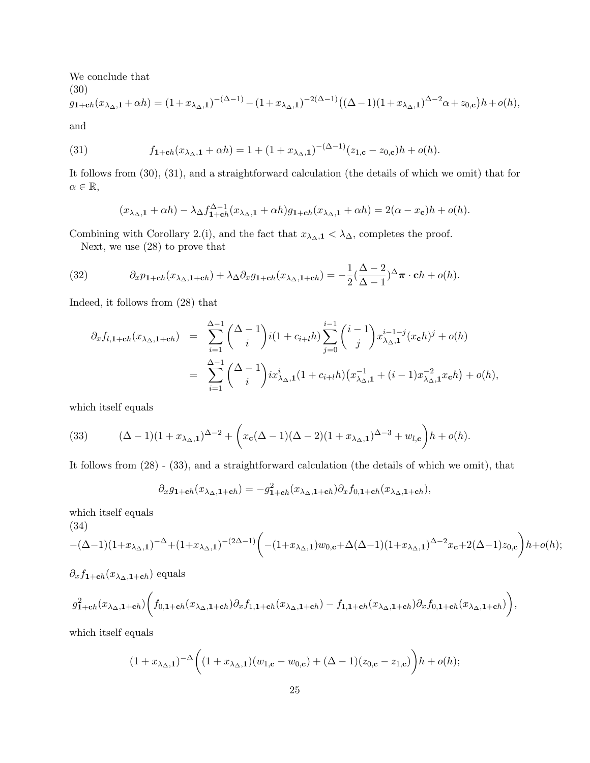We conclude that

(30)
$$g_{\mathbf{1}+\mathbf{c}h}(x_{\lambda_\Delta,\mathbf{1}}+\alpha h) = (1+x_{\lambda_\Delta,\mathbf{1}})^{-(\Delta-1)} - (1+x_{\lambda_\Delta,\mathbf{1}})^{-2(\Delta-1)}\big((\Delta-1)(1+x_{\lambda_\Delta,\mathbf{1}})^{\Delta-2}\alpha + z_{0,\mathbf{c}}\big)h + o(h),$$

and

$$f_{\mathbf{1}+\mathbf{c}h}(x_{\lambda_\Delta,\mathbf{1}}+\alpha h) = 1 + (1+x_{\lambda_\Delta,\mathbf{1}})^{-(\Delta-1)}(z_{1,\mathbf{c}} - z_{0,\mathbf{c}})h + o(h). \tag{31}$$

It follows from (30), (31), and a straightforward calculation (the details of which we omit) that for $\alpha \in \mathbb{R}$,

$$(x_{\lambda_\Delta,\mathbf{1}}+\alpha h) - \lambda_\Delta f^{\Delta-1}_{\mathbf{1}+\mathbf{c}h}(x_{\lambda_\Delta,\mathbf{1}}+\alpha h) g_{\mathbf{1}+\mathbf{c}h}(x_{\lambda_\Delta,\mathbf{1}}+\alpha h) = 2(\alpha - x_{\mathbf{c}})h + o(h).$$

Combining with Corollary 2.(i), and the fact that $x_{\lambda_\Delta,\mathbf{1}} < \lambda_\Delta$, completes the proof.

Next, we use (28) to prove that

$$\partial_x p_{\mathbf{1}+\mathbf{c}h}(x_{\lambda_\Delta,\mathbf{1}+\mathbf{c}h}) + \lambda_\Delta \partial_x g_{\mathbf{1}+\mathbf{c}h}(x_{\lambda_\Delta,\mathbf{1}+\mathbf{c}h}) = -\frac{1}{2}(\frac{\Delta-2}{\Delta-1})^{\Delta}\boldsymbol{\pi}\cdot\mathbf{c}h + o(h). \tag{32}$$

Indeed, it follows from (28) that

$$\begin{aligned}
\partial_x f_{l,\mathbf{1}+\mathbf{c}h}(x_{\lambda_\Delta,\mathbf{1}+\mathbf{c}h}) &= \sum_{i=1}^{\Delta-1}\binom{\Delta-1}{i} i(1+c_{i+l}h)\sum_{j=0}^{i-1}\binom{i-1}{j} x_{\lambda_\Delta,\mathbf{1}}^{i-1-j}(x_{\mathbf{c}}h)^j + o(h) \\
&= \sum_{i=1}^{\Delta-1}\binom{\Delta-1}{i} i x^i_{\lambda_\Delta,\mathbf{1}}(1+c_{i+l}h)\big(x^{-1}_{\lambda_\Delta,\mathbf{1}} + (i-1)x^{-2}_{\lambda_\Delta,\mathbf{1}}x_{\mathbf{c}}h\big) + o(h),
\end{aligned}$$

which itself equals

$$(\Delta-1)(1+x_{\lambda_\Delta,\mathbf{1}})^{\Delta-2} + \bigg(x_{\mathbf{c}}(\Delta-1)(\Delta-2)(1+x_{\lambda_\Delta,\mathbf{1}})^{\Delta-3} + w_{l,\mathbf{c}}\bigg)h + o(h). \tag{33}$$

It follows from (28) - (33), and a straightforward calculation (the details of which we omit), that

$$\partial_x g_{\mathbf{1}+\mathbf{c}h}(x_{\lambda_\Delta,\mathbf{1}+\mathbf{c}h}) = -g^2_{\mathbf{1}+\mathbf{c}h}(x_{\lambda_\Delta,\mathbf{1}+\mathbf{c}h})\partial_x f_{0,\mathbf{1}+\mathbf{c}h}(x_{\lambda_\Delta,\mathbf{1}+\mathbf{c}h}),$$

which itself equals

(34)
$$-(\Delta-1)(1+x_{\lambda_\Delta,\mathbf{1}})^{-\Delta} + (1+x_{\lambda_\Delta,\mathbf{1}})^{-(2\Delta-1)}\bigg(-(1+x_{\lambda_\Delta,\mathbf{1}})w_{0,\mathbf{c}} + \Delta(\Delta-1)(1+x_{\lambda_\Delta,\mathbf{1}})^{\Delta-2}x_{\mathbf{c}} + 2(\Delta-1)z_{0,\mathbf{c}}\bigg)h + o(h);$$

$\partial_x f_{\mathbf{1}+\mathbf{c}h}(x_{\lambda_\Delta,\mathbf{1}+\mathbf{c}h})$ equals

$$g^2_{\mathbf{1}+\mathbf{c}h}(x_{\lambda_\Delta,\mathbf{1}+\mathbf{c}h})\bigg(f_{0,\mathbf{1}+\mathbf{c}h}(x_{\lambda_\Delta,\mathbf{1}+\mathbf{c}h})\partial_x f_{1,\mathbf{1}+\mathbf{c}h}(x_{\lambda_\Delta,\mathbf{1}+\mathbf{c}h}) - f_{1,\mathbf{1}+\mathbf{c}h}(x_{\lambda_\Delta,\mathbf{1}+\mathbf{c}h})\partial_x f_{0,\mathbf{1}+\mathbf{c}h}(x_{\lambda_\Delta,\mathbf{1}+\mathbf{c}h})\bigg),$$

which itself equals

$$(1+x_{\lambda_\Delta,\mathbf{1}})^{-\Delta}\bigg((1+x_{\lambda_\Delta,\mathbf{1}})(w_{1,\mathbf{c}} - w_{0,\mathbf{c}}) + (\Delta-1)(z_{0,\mathbf{c}} - z_{1,\mathbf{c}})\bigg)h + o(h);$$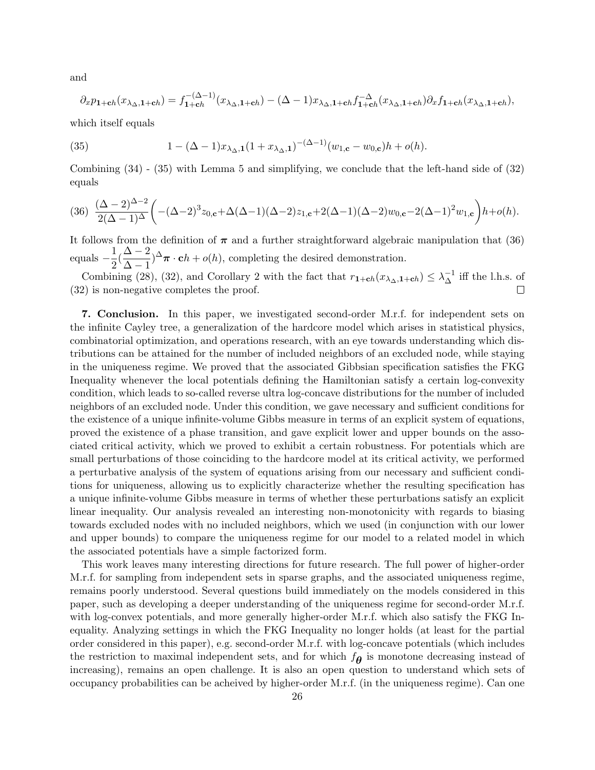and

$$\partial_x p_{\mathbf{1}+\mathbf{c}h}(x_{\lambda_\Delta,\mathbf{1}+\mathbf{c}h}) = f_{\mathbf{1}+\mathbf{c}h}^{-(\Delta-1)}(x_{\lambda_\Delta,\mathbf{1}+\mathbf{c}h}) - (\Delta-1)x_{\lambda_\Delta,\mathbf{1}+\mathbf{c}h} f_{\mathbf{1}+\mathbf{c}h}^{-\Delta}(x_{\lambda_\Delta,\mathbf{1}+\mathbf{c}h})\partial_x f_{\mathbf{1}+\mathbf{c}h}(x_{\lambda_\Delta,\mathbf{1}+\mathbf{c}h}),$$

which itself equals

$$1 - (\Delta-1)x_{\lambda_\Delta,\mathbf{1}}(1+x_{\lambda_\Delta,\mathbf{1}})^{-(\Delta-1)}(w_{1,\mathbf{c}} - w_{0,\mathbf{c}})h + o(h). \tag{35}$$

Combining (34) - (35) with Lemma 5 and simplifying, we conclude that the left-hand side of (32) equals

$$\frac{(\Delta-2)^{\Delta-2}}{2(\Delta-1)^{\Delta}}\bigg(-(\Delta-2)^3 z_{0,\mathbf{c}} + \Delta(\Delta-1)(\Delta-2)z_{1,\mathbf{c}} + 2(\Delta-1)(\Delta-2)w_{0,\mathbf{c}} - 2(\Delta-1)^2 w_{1,\mathbf{c}}\bigg)h + o(h). \tag{36}$$

It follows from the definition of $\boldsymbol{\pi}$ and a further straightforward algebraic manipulation that (36) equals $-\frac{1}{2}(\frac{\Delta-2}{\Delta-1})^{\Delta}\boldsymbol{\pi}\cdot\mathbf{c}h + o(h)$, completing the desired demonstration.

Combining (28), (32), and Corollary 2 with the fact that $r_{\mathbf{1}+\mathbf{c}h}(x_{\lambda_\Delta,\mathbf{1}+\mathbf{c}h}) \leq \lambda_\Delta^{-1}$ iff the l.h.s. of (32) is non-negative completes the proof. $\square$

**7. Conclusion.** In this paper, we investigated second-order M.r.f. for independent sets on the infinite Cayley tree, a generalization of the hardcore model which arises in statistical physics, combinatorial optimization, and operations research, with an eye towards understanding which distributions can be attained for the number of included neighbors of an excluded node, while staying in the uniqueness regime. We proved that the associated Gibbsian specification satisfies the FKG Inequality whenever the local potentials defining the Hamiltonian satisfy a certain log-convexity condition, which leads to so-called reverse ultra log-concave distributions for the number of included neighbors of an excluded node. Under this condition, we gave necessary and sufficient conditions for the existence of a unique infinite-volume Gibbs measure in terms of an explicit system of equations, proved the existence of a phase transition, and gave explicit lower and upper bounds on the associated critical activity, which we proved to exhibit a certain robustness. For potentials which are small perturbations of those coinciding to the hardcore model at its critical activity, we performed a perturbative analysis of the system of equations arising from our necessary and sufficient conditions for uniqueness, allowing us to explicitly characterize whether the resulting specification has a unique infinite-volume Gibbs measure in terms of whether these perturbations satisfy an explicit linear inequality. Our analysis revealed an interesting non-monotonicity with regards to biasing towards excluded nodes with no included neighbors, which we used (in conjunction with our lower and upper bounds) to compare the uniqueness regime for our model to a related model in which the associated potentials have a simple factorized form.

This work leaves many interesting directions for future research. The full power of higher-order M.r.f. for sampling from independent sets in sparse graphs, and the associated uniqueness regime, remains poorly understood. Several questions build immediately on the models considered in this paper, such as developing a deeper understanding of the uniqueness regime for second-order M.r.f. with log-convex potentials, and more generally higher-order M.r.f. which also satisfy the FKG Inequality. Analyzing settings in which the FKG Inequality no longer holds (at least for the partial order considered in this paper), e.g. second-order M.r.f. with log-concave potentials (which includes the restriction to maximal independent sets, and for which $f_{\boldsymbol{\theta}}$ is monotone decreasing instead of increasing), remains an open challenge. It is also an open question to understand which sets of occupancy probabilities can be acheived by higher-order M.r.f. (in the uniqueness regime). Can one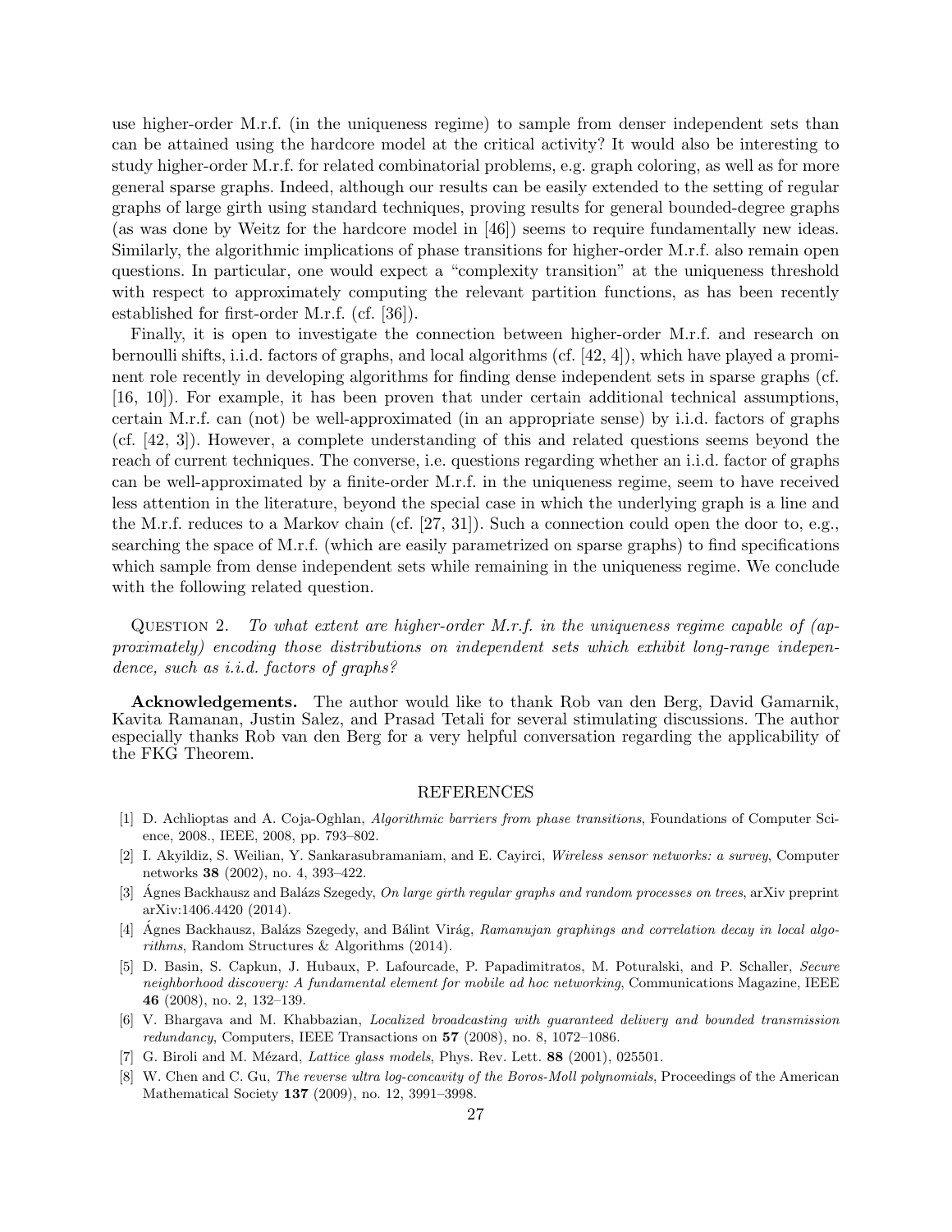use higher-order M.r.f. (in the uniqueness regime) to sample from denser independent sets than can be attained using the hardcore model at the critical activity? It would also be interesting to study higher-order M.r.f. for related combinatorial problems, e.g. graph coloring, as well as for more general sparse graphs. Indeed, although our results can be easily extended to the setting of regular graphs of large girth using standard techniques, proving results for general bounded-degree graphs (as was done by Weitz for the hardcore model in [46]) seems to require fundamentally new ideas. Similarly, the algorithmic implications of phase transitions for higher-order M.r.f. also remain open questions. In particular, one would expect a "complexity transition" at the uniqueness threshold with respect to approximately computing the relevant partition functions, as has been recently established for first-order M.r.f. (cf. [36]).

Finally, it is open to investigate the connection between higher-order M.r.f. and research on bernoulli shifts, i.i.d. factors of graphs, and local algorithms (cf. [42, 4]), which have played a prominent role recently in developing algorithms for finding dense independent sets in sparse graphs (cf. [16, 10]). For example, it has been proven that under certain additional technical assumptions, certain M.r.f. can (not) be well-approximated (in an appropriate sense) by i.i.d. factors of graphs (cf. [42, 3]). However, a complete understanding of this and related questions seems beyond the reach of current techniques. The converse, i.e. questions regarding whether an i.i.d. factor of graphs can be well-approximated by a finite-order M.r.f. in the uniqueness regime, seem to have received less attention in the literature, beyond the special case in which the underlying graph is a line and the M.r.f. reduces to a Markov chain (cf. [27, 31]). Such a connection could open the door to, e.g., searching the space of M.r.f. (which are easily parametrized on sparse graphs) to find specifications which sample from dense independent sets while remaining in the uniqueness regime. We conclude with the following related question.

Question 2. *To what extent are higher-order M.r.f. in the uniqueness regime capable of (approximately) encoding those distributions on independent sets which exhibit long-range independence, such as i.i.d. factors of graphs?*

**Acknowledgements.** The author would like to thank Rob van den Berg, David Gamarnik, Kavita Ramanan, Justin Salez, and Prasad Tetali for several stimulating discussions. The author especially thanks Rob van den Berg for a very helpful conversation regarding the applicability of the FKG Theorem.

## REFERENCES

[1] D. Achlioptas and A. Coja-Oghlan, *Algorithmic barriers from phase transitions*, Foundations of Computer Science, 2008., IEEE, 2008, pp. 793–802.

[2] I. Akyildiz, S. Weilian, Y. Sankarasubramaniam, and E. Cayirci, *Wireless sensor networks: a survey*, Computer networks **38** (2002), no. 4, 393–422.

[3] Ágnes Backhausz and Balázs Szegedy, *On large girth regular graphs and random processes on trees*, arXiv preprint arXiv:1406.4420 (2014).

[4] Ágnes Backhausz, Balázs Szegedy, and Bálint Virág, *Ramanujan graphings and correlation decay in local algorithms*, Random Structures & Algorithms (2014).

[5] D. Basin, S. Capkun, J. Hubaux, P. Lafourcade, P. Papadimitratos, M. Poturalski, and P. Schaller, *Secure neighborhood discovery: A fundamental element for mobile ad hoc networking*, Communications Magazine, IEEE **46** (2008), no. 2, 132–139.

[6] V. Bhargava and M. Khabbazian, *Localized broadcasting with guaranteed delivery and bounded transmission redundancy*, Computers, IEEE Transactions on **57** (2008), no. 8, 1072–1086.

[7] G. Biroli and M. Mézard, *Lattice glass models*, Phys. Rev. Lett. **88** (2001), 025501.

[8] W. Chen and C. Gu, *The reverse ultra log-concavity of the Boros-Moll polynomials*, Proceedings of the American Mathematical Society **137** (2009), no. 12, 3991–3998.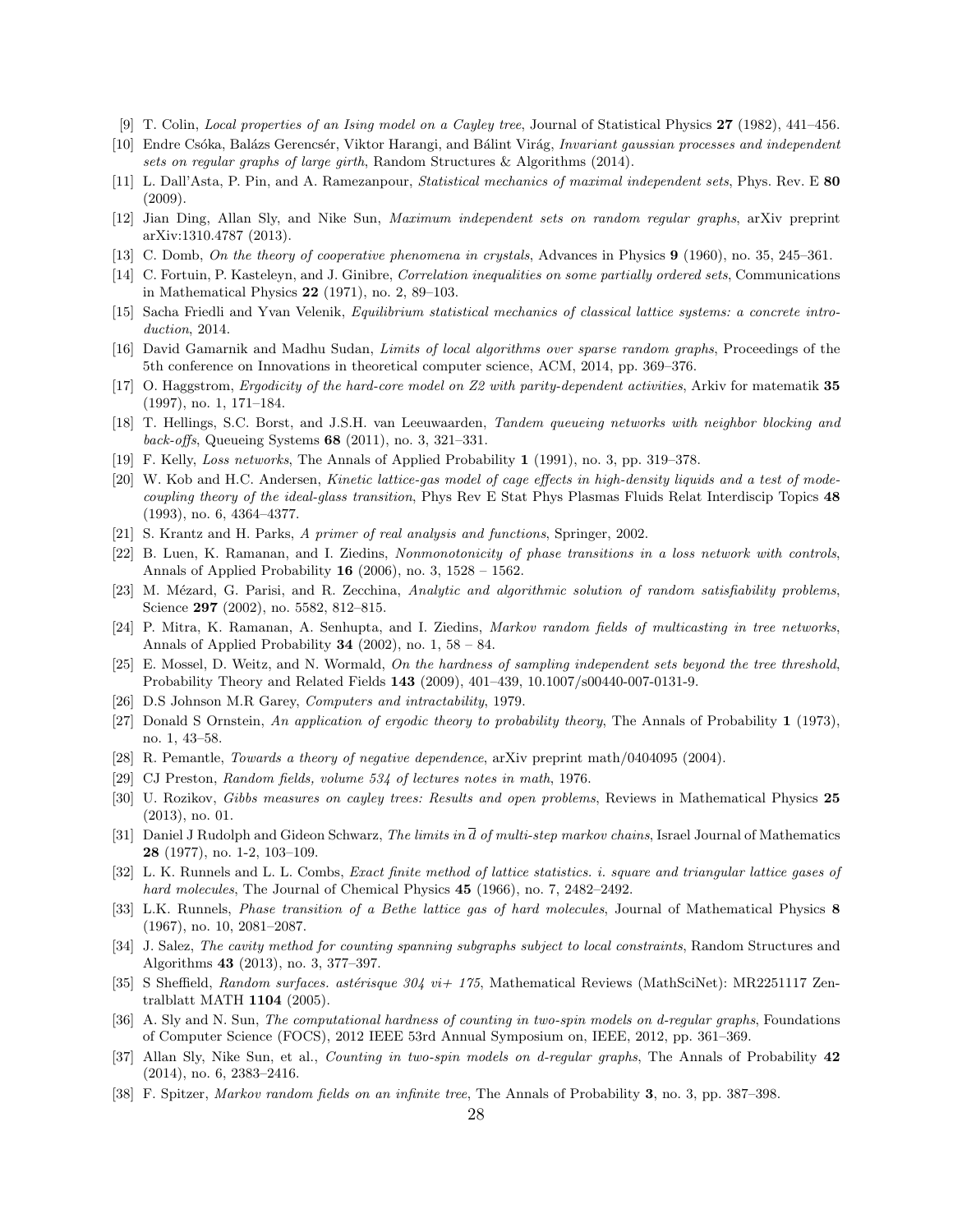[9] T. Colin, *Local properties of an Ising model on a Cayley tree*, Journal of Statistical Physics **27** (1982), 441–456.

[10] Endre Csóka, Balázs Gerencsér, Viktor Harangi, and Bálint Virág, *Invariant gaussian processes and independent sets on regular graphs of large girth*, Random Structures & Algorithms (2014).

[11] L. Dall'Asta, P. Pin, and A. Ramezanpour, *Statistical mechanics of maximal independent sets*, Phys. Rev. E **80** (2009).

[12] Jian Ding, Allan Sly, and Nike Sun, *Maximum independent sets on random regular graphs*, arXiv preprint arXiv:1310.4787 (2013).

[13] C. Domb, *On the theory of cooperative phenomena in crystals*, Advances in Physics **9** (1960), no. 35, 245–361.

[14] C. Fortuin, P. Kasteleyn, and J. Ginibre, *Correlation inequalities on some partially ordered sets*, Communications in Mathematical Physics **22** (1971), no. 2, 89–103.

[15] Sacha Friedli and Yvan Velenik, *Equilibrium statistical mechanics of classical lattice systems: a concrete introduction*, 2014.

[16] David Gamarnik and Madhu Sudan, *Limits of local algorithms over sparse random graphs*, Proceedings of the 5th conference on Innovations in theoretical computer science, ACM, 2014, pp. 369–376.

[17] O. Haggstrom, *Ergodicity of the hard-core model on Z2 with parity-dependent activities*, Arkiv for matematik **35** (1997), no. 1, 171–184.

[18] T. Hellings, S.C. Borst, and J.S.H. van Leeuwaarden, *Tandem queueing networks with neighbor blocking and back-offs*, Queueing Systems **68** (2011), no. 3, 321–331.

[19] F. Kelly, *Loss networks*, The Annals of Applied Probability **1** (1991), no. 3, pp. 319–378.

[20] W. Kob and H.C. Andersen, *Kinetic lattice-gas model of cage effects in high-density liquids and a test of mode-coupling theory of the ideal-glass transition*, Phys Rev E Stat Phys Plasmas Fluids Relat Interdiscip Topics **48** (1993), no. 6, 4364–4377.

[21] S. Krantz and H. Parks, *A primer of real analysis and functions*, Springer, 2002.

[22] B. Luen, K. Ramanan, and I. Ziedins, *Nonmonotonicity of phase transitions in a loss network with controls*, Annals of Applied Probability **16** (2006), no. 3, 1528 – 1562.

[23] M. Mézard, G. Parisi, and R. Zecchina, *Analytic and algorithmic solution of random satisfiability problems*, Science **297** (2002), no. 5582, 812–815.

[24] P. Mitra, K. Ramanan, A. Senhupta, and I. Ziedins, *Markov random fields of multicasting in tree networks*, Annals of Applied Probability **34** (2002), no. 1, 58 – 84.

[25] E. Mossel, D. Weitz, and N. Wormald, *On the hardness of sampling independent sets beyond the tree threshold*, Probability Theory and Related Fields **143** (2009), 401–439, 10.1007/s00440-007-0131-9.

[26] D.S Johnson M.R Garey, *Computers and intractability*, 1979.

[27] Donald S Ornstein, *An application of ergodic theory to probability theory*, The Annals of Probability **1** (1973), no. 1, 43–58.

[28] R. Pemantle, *Towards a theory of negative dependence*, arXiv preprint math/0404095 (2004).

[29] CJ Preston, *Random fields, volume 534 of lectures notes in math*, 1976.

[30] U. Rozikov, *Gibbs measures on cayley trees: Results and open problems*, Reviews in Mathematical Physics **25** (2013), no. 01.

[31] Daniel J Rudolph and Gideon Schwarz, *The limits in $\overline{d}$ of multi-step markov chains*, Israel Journal of Mathematics **28** (1977), no. 1-2, 103–109.

[32] L. K. Runnels and L. L. Combs, *Exact finite method of lattice statistics. i. square and triangular lattice gases of hard molecules*, The Journal of Chemical Physics **45** (1966), no. 7, 2482–2492.

[33] L.K. Runnels, *Phase transition of a Bethe lattice gas of hard molecules*, Journal of Mathematical Physics **8** (1967), no. 10, 2081–2087.

[34] J. Salez, *The cavity method for counting spanning subgraphs subject to local constraints*, Random Structures and Algorithms **43** (2013), no. 3, 377–397.

[35] S Sheffield, *Random surfaces. astérisque 304 vi+ 175*, Mathematical Reviews (MathSciNet): MR2251117 Zentralblatt MATH **1104** (2005).

[36] A. Sly and N. Sun, *The computational hardness of counting in two-spin models on d-regular graphs*, Foundations of Computer Science (FOCS), 2012 IEEE 53rd Annual Symposium on, IEEE, 2012, pp. 361–369.

[37] Allan Sly, Nike Sun, et al., *Counting in two-spin models on d-regular graphs*, The Annals of Probability **42** (2014), no. 6, 2383–2416.

[38] F. Spitzer, *Markov random fields on an infinite tree*, The Annals of Probability **3**, no. 3, pp. 387–398.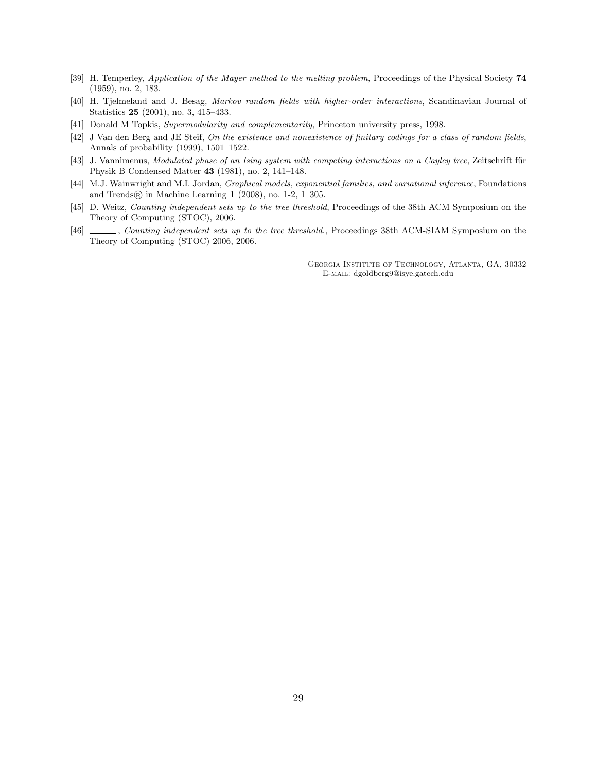[39] H. Temperley, *Application of the Mayer method to the melting problem*, Proceedings of the Physical Society **74** (1959), no. 2, 183.

[40] H. Tjelmeland and J. Besag, *Markov random fields with higher-order interactions*, Scandinavian Journal of Statistics **25** (2001), no. 3, 415–433.

[41] Donald M Topkis, *Supermodularity and complementarity*, Princeton university press, 1998.

[42] J Van den Berg and JE Steif, *On the existence and nonexistence of finitary codings for a class of random fields*, Annals of probability (1999), 1501–1522.

[43] J. Vannimenus, *Modulated phase of an Ising system with competing interactions on a Cayley tree*, Zeitschrift für Physik B Condensed Matter **43** (1981), no. 2, 141–148.

[44] M.J. Wainwright and M.I. Jordan, *Graphical models, exponential families, and variational inference*, Foundations and Trends® in Machine Learning **1** (2008), no. 1-2, 1–305.

[45] D. Weitz, *Counting independent sets up to the tree threshold*, Proceedings of the 38th ACM Symposium on the Theory of Computing (STOC), 2006.

[46] ———, *Counting independent sets up to the tree threshold.*, Proceedings 38th ACM-SIAM Symposium on the Theory of Computing (STOC) 2006, 2006.

Georgia Institute of Technology, Atlanta, GA, 30332
E-mail: dgoldberg9@isye.gatech.edu